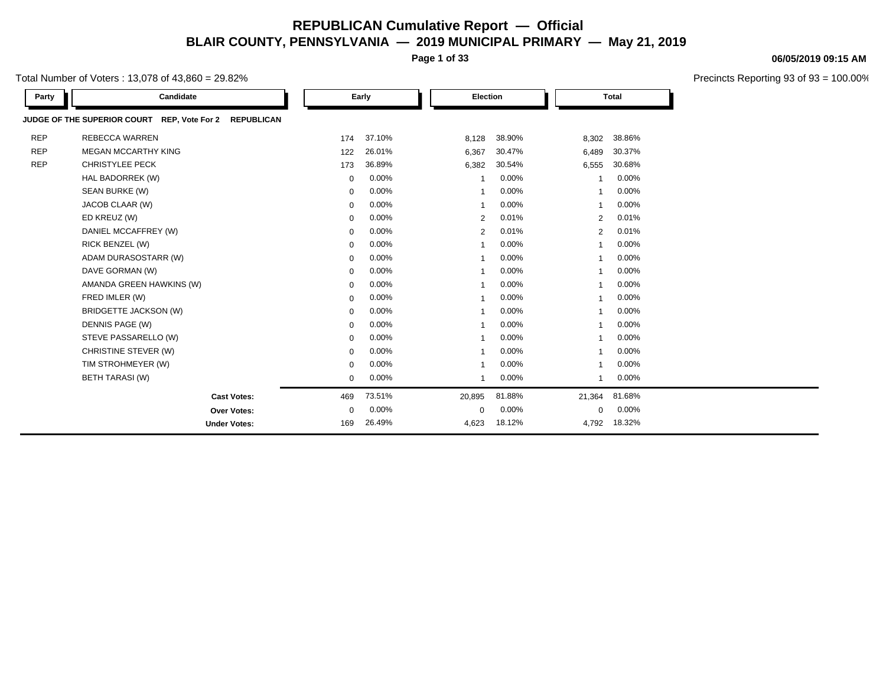# REPUBLICAN Cumulative Report — Official

## BLAIR COUNTY, PENNSYLVANIA — 2019 MUNICIPAL PRIMARY — May 21, 2019

06/05/2019 09:15 AM

Total Number of Voters : 13,078 of 43,860 = 29.82%

Precincts Reporting 93 of 93 = 100.00%

| Party | Candidate | Early | | Election | | Total | |
|---|---|---|---|---|---|---|---|
| **JUDGE OF THE SUPERIOR COURT REP, Vote For 2 REPUBLICAN** | | | | | | | |
| REP | REBECCA WARREN | 174 | 37.10% | 8,128 | 38.90% | 8,302 | 38.86% |
| REP | MEGAN MCCARTHY KING | 122 | 26.01% | 6,367 | 30.47% | 6,489 | 30.37% |
| REP | CHRISTYLEE PECK | 173 | 36.89% | 6,382 | 30.54% | 6,555 | 30.68% |
| | HAL BADORREK (W) | 0 | 0.00% | 1 | 0.00% | 1 | 0.00% |
| | SEAN BURKE (W) | 0 | 0.00% | 1 | 0.00% | 1 | 0.00% |
| | JACOB CLAAR (W) | 0 | 0.00% | 1 | 0.00% | 1 | 0.00% |
| | ED KREUZ (W) | 0 | 0.00% | 2 | 0.01% | 2 | 0.01% |
| | DANIEL MCCAFFREY (W) | 0 | 0.00% | 2 | 0.01% | 2 | 0.01% |
| | RICK BENZEL (W) | 0 | 0.00% | 1 | 0.00% | 1 | 0.00% |
| | ADAM DURASOSTARR (W) | 0 | 0.00% | 1 | 0.00% | 1 | 0.00% |
| | DAVE GORMAN (W) | 0 | 0.00% | 1 | 0.00% | 1 | 0.00% |
| | AMANDA GREEN HAWKINS (W) | 0 | 0.00% | 1 | 0.00% | 1 | 0.00% |
| | FRED IMLER (W) | 0 | 0.00% | 1 | 0.00% | 1 | 0.00% |
| | BRIDGETTE JACKSON (W) | 0 | 0.00% | 1 | 0.00% | 1 | 0.00% |
| | DENNIS PAGE (W) | 0 | 0.00% | 1 | 0.00% | 1 | 0.00% |
| | STEVE PASSARELLO (W) | 0 | 0.00% | 1 | 0.00% | 1 | 0.00% |
| | CHRISTINE STEVER (W) | 0 | 0.00% | 1 | 0.00% | 1 | 0.00% |
| | TIM STROHMEYER (W) | 0 | 0.00% | 1 | 0.00% | 1 | 0.00% |
| | BETH TARASI (W) | 0 | 0.00% | 1 | 0.00% | 1 | 0.00% |
| | **Cast Votes:** | 469 | 73.51% | 20,895 | 81.88% | 21,364 | 81.68% |
| | **Over Votes:** | 0 | 0.00% | 0 | 0.00% | 0 | 0.00% |
| | **Under Votes:** | 169 | 26.49% | 4,623 | 18.12% | 4,792 | 18.32% |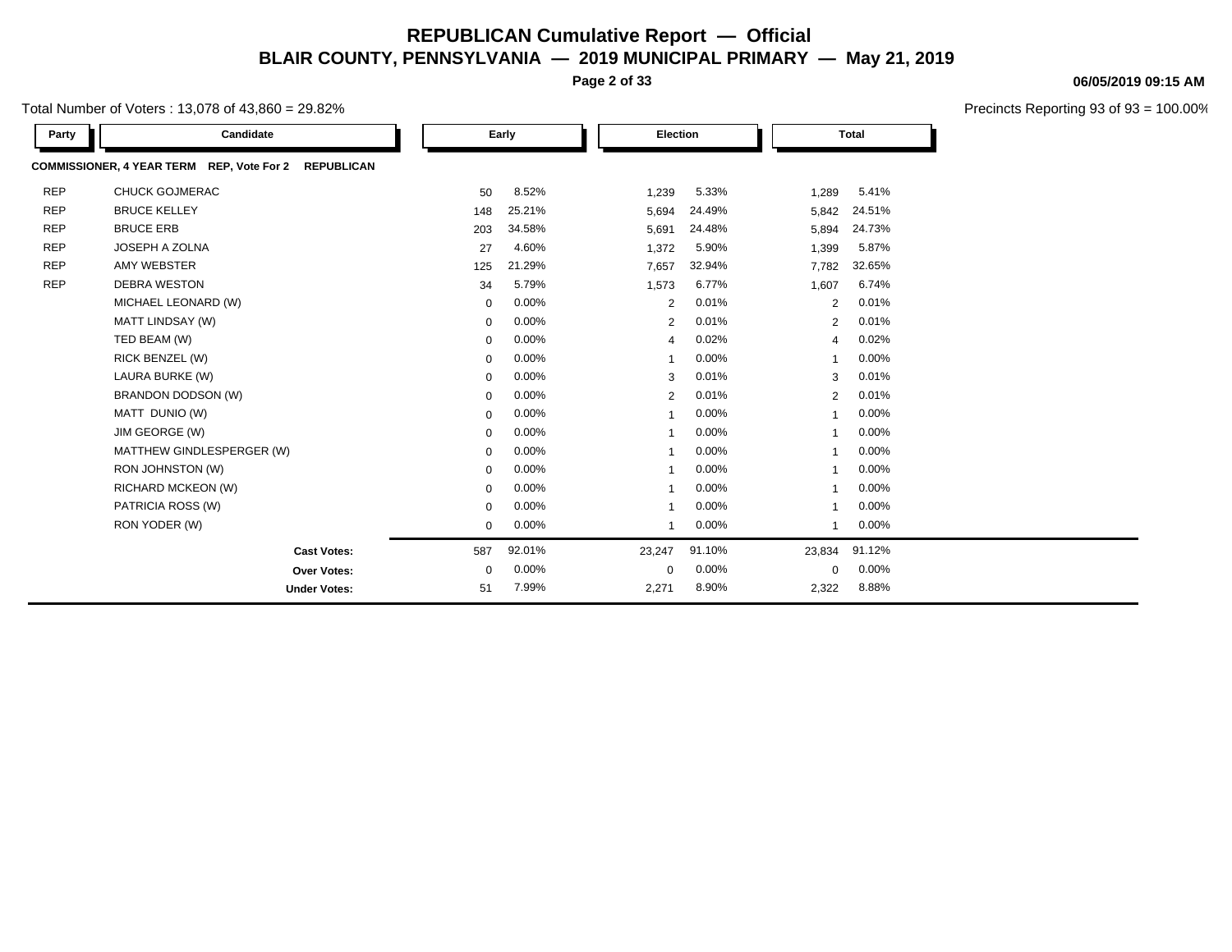# REPUBLICAN Cumulative Report — Official

## BLAIR COUNTY, PENNSYLVANIA — 2019 MUNICIPAL PRIMARY — May 21, 2019

06/05/2019 09:15 AM

Total Number of Voters : 13,078 of 43,860 = 29.82%

Precincts Reporting 93 of 93 = 100.00%

**COMMISSIONER, 4 YEAR TERM REP, Vote For 2 REPUBLICAN**

| Party | Candidate | Early | | Election | | Total | |
|---|---|---|---|---|---|---|---|
| REP | CHUCK GOJMERAC | 50 | 8.52% | 1,239 | 5.33% | 1,289 | 5.41% |
| REP | BRUCE KELLEY | 148 | 25.21% | 5,694 | 24.49% | 5,842 | 24.51% |
| REP | BRUCE ERB | 203 | 34.58% | 5,691 | 24.48% | 5,894 | 24.73% |
| REP | JOSEPH A ZOLNA | 27 | 4.60% | 1,372 | 5.90% | 1,399 | 5.87% |
| REP | AMY WEBSTER | 125 | 21.29% | 7,657 | 32.94% | 7,782 | 32.65% |
| REP | DEBRA WESTON | 34 | 5.79% | 1,573 | 6.77% | 1,607 | 6.74% |
| | MICHAEL LEONARD (W) | 0 | 0.00% | 2 | 0.01% | 2 | 0.01% |
| | MATT LINDSAY (W) | 0 | 0.00% | 2 | 0.01% | 2 | 0.01% |
| | TED BEAM (W) | 0 | 0.00% | 4 | 0.02% | 4 | 0.02% |
| | RICK BENZEL (W) | 0 | 0.00% | 1 | 0.00% | 1 | 0.00% |
| | LAURA BURKE (W) | 0 | 0.00% | 3 | 0.01% | 3 | 0.01% |
| | BRANDON DODSON (W) | 0 | 0.00% | 2 | 0.01% | 2 | 0.01% |
| | MATT DUNIO (W) | 0 | 0.00% | 1 | 0.00% | 1 | 0.00% |
| | JIM GEORGE (W) | 0 | 0.00% | 1 | 0.00% | 1 | 0.00% |
| | MATTHEW GINDLESPERGER (W) | 0 | 0.00% | 1 | 0.00% | 1 | 0.00% |
| | RON JOHNSTON (W) | 0 | 0.00% | 1 | 0.00% | 1 | 0.00% |
| | RICHARD MCKEON (W) | 0 | 0.00% | 1 | 0.00% | 1 | 0.00% |
| | PATRICIA ROSS (W) | 0 | 0.00% | 1 | 0.00% | 1 | 0.00% |
| | RON YODER (W) | 0 | 0.00% | 1 | 0.00% | 1 | 0.00% |
| | **Cast Votes:** | 587 | 92.01% | 23,247 | 91.10% | 23,834 | 91.12% |
| | **Over Votes:** | 0 | 0.00% | 0 | 0.00% | 0 | 0.00% |
| | **Under Votes:** | 51 | 7.99% | 2,271 | 8.90% | 2,322 | 8.88% |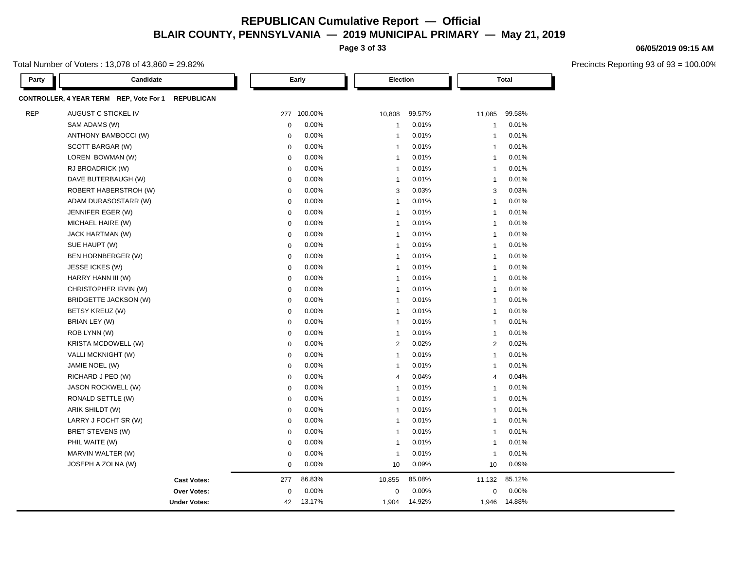# REPUBLICAN Cumulative Report — Official

## BLAIR COUNTY, PENNSYLVANIA — 2019 MUNICIPAL PRIMARY — May 21, 2019

06/05/2019 09:15 AM

Total Number of Voters : 13,078 of 43,860 = 29.82%

Precincts Reporting 93 of 93 = 100.00%

**CONTROLLER, 4 YEAR TERM REP, Vote For 1 REPUBLICAN**

| Party | Candidate | Early | | Election | | Total | |
|---|---|---|---|---|---|---|---|
| REP | AUGUST C STICKEL IV | 277 | 100.00% | 10,808 | 99.57% | 11,085 | 99.58% |
| | SAM ADAMS (W) | 0 | 0.00% | 1 | 0.01% | 1 | 0.01% |
| | ANTHONY BAMBOCCI (W) | 0 | 0.00% | 1 | 0.01% | 1 | 0.01% |
| | SCOTT BARGAR (W) | 0 | 0.00% | 1 | 0.01% | 1 | 0.01% |
| | LOREN BOWMAN (W) | 0 | 0.00% | 1 | 0.01% | 1 | 0.01% |
| | RJ BROADRICK (W) | 0 | 0.00% | 1 | 0.01% | 1 | 0.01% |
| | DAVE BUTERBAUGH (W) | 0 | 0.00% | 1 | 0.01% | 1 | 0.01% |
| | ROBERT HABERSTROH (W) | 0 | 0.00% | 3 | 0.03% | 3 | 0.03% |
| | ADAM DURASOSTARR (W) | 0 | 0.00% | 1 | 0.01% | 1 | 0.01% |
| | JENNIFER EGER (W) | 0 | 0.00% | 1 | 0.01% | 1 | 0.01% |
| | MICHAEL HAIRE (W) | 0 | 0.00% | 1 | 0.01% | 1 | 0.01% |
| | JACK HARTMAN (W) | 0 | 0.00% | 1 | 0.01% | 1 | 0.01% |
| | SUE HAUPT (W) | 0 | 0.00% | 1 | 0.01% | 1 | 0.01% |
| | BEN HORNBERGER (W) | 0 | 0.00% | 1 | 0.01% | 1 | 0.01% |
| | JESSE ICKES (W) | 0 | 0.00% | 1 | 0.01% | 1 | 0.01% |
| | HARRY HANN III (W) | 0 | 0.00% | 1 | 0.01% | 1 | 0.01% |
| | CHRISTOPHER IRVIN (W) | 0 | 0.00% | 1 | 0.01% | 1 | 0.01% |
| | BRIDGETTE JACKSON (W) | 0 | 0.00% | 1 | 0.01% | 1 | 0.01% |
| | BETSY KREUZ (W) | 0 | 0.00% | 1 | 0.01% | 1 | 0.01% |
| | BRIAN LEY (W) | 0 | 0.00% | 1 | 0.01% | 1 | 0.01% |
| | ROB LYNN (W) | 0 | 0.00% | 1 | 0.01% | 1 | 0.01% |
| | KRISTA MCDOWELL (W) | 0 | 0.00% | 2 | 0.02% | 2 | 0.02% |
| | VALLI MCKNIGHT (W) | 0 | 0.00% | 1 | 0.01% | 1 | 0.01% |
| | JAMIE NOEL (W) | 0 | 0.00% | 1 | 0.01% | 1 | 0.01% |
| | RICHARD J PEO (W) | 0 | 0.00% | 4 | 0.04% | 4 | 0.04% |
| | JASON ROCKWELL (W) | 0 | 0.00% | 1 | 0.01% | 1 | 0.01% |
| | RONALD SETTLE (W) | 0 | 0.00% | 1 | 0.01% | 1 | 0.01% |
| | ARIK SHILDT (W) | 0 | 0.00% | 1 | 0.01% | 1 | 0.01% |
| | LARRY J FOCHT SR (W) | 0 | 0.00% | 1 | 0.01% | 1 | 0.01% |
| | BRET STEVENS (W) | 0 | 0.00% | 1 | 0.01% | 1 | 0.01% |
| | PHIL WAITE (W) | 0 | 0.00% | 1 | 0.01% | 1 | 0.01% |
| | MARVIN WALTER (W) | 0 | 0.00% | 1 | 0.01% | 1 | 0.01% |
| | JOSEPH A ZOLNA (W) | 0 | 0.00% | 10 | 0.09% | 10 | 0.09% |
| | **Cast Votes:** | 277 | 86.83% | 10,855 | 85.08% | 11,132 | 85.12% |
| | **Over Votes:** | 0 | 0.00% | 0 | 0.00% | 0 | 0.00% |
| | **Under Votes:** | 42 | 13.17% | 1,904 | 14.92% | 1,946 | 14.88% |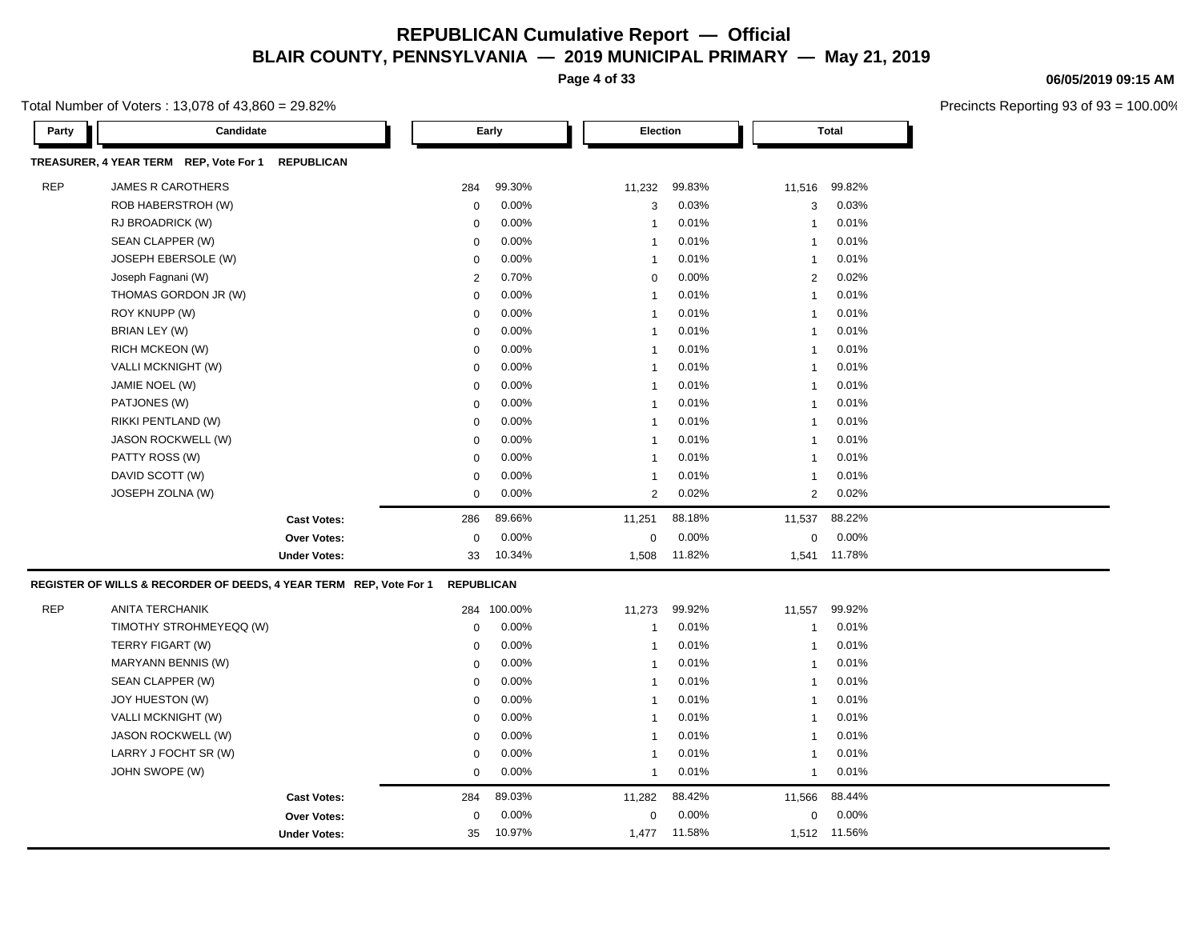# REPUBLICAN Cumulative Report — Official

## BLAIR COUNTY, PENNSYLVANIA — 2019 MUNICIPAL PRIMARY — May 21, 2019

06/05/2019 09:15 AM

Total Number of Voters : 13,078 of 43,860 = 29.82%

Precincts Reporting 93 of 93 = 100.00%

### TREASURER, 4 YEAR TERM REP, Vote For 1 REPUBLICAN

| Party | Candidate | Early | | Election | | Total | |
|---|---|---|---|---|---|---|---|
| REP | JAMES R CAROTHERS | 284 | 99.30% | 11,232 | 99.83% | 11,516 | 99.82% |
| | ROB HABERSTROH (W) | 0 | 0.00% | 3 | 0.03% | 3 | 0.03% |
| | RJ BROADRICK (W) | 0 | 0.00% | 1 | 0.01% | 1 | 0.01% |
| | SEAN CLAPPER (W) | 0 | 0.00% | 1 | 0.01% | 1 | 0.01% |
| | JOSEPH EBERSOLE (W) | 0 | 0.00% | 1 | 0.01% | 1 | 0.01% |
| | Joseph Fagnani (W) | 2 | 0.70% | 0 | 0.00% | 2 | 0.02% |
| | THOMAS GORDON JR (W) | 0 | 0.00% | 1 | 0.01% | 1 | 0.01% |
| | ROY KNUPP (W) | 0 | 0.00% | 1 | 0.01% | 1 | 0.01% |
| | BRIAN LEY (W) | 0 | 0.00% | 1 | 0.01% | 1 | 0.01% |
| | RICH MCKEON (W) | 0 | 0.00% | 1 | 0.01% | 1 | 0.01% |
| | VALLI MCKNIGHT (W) | 0 | 0.00% | 1 | 0.01% | 1 | 0.01% |
| | JAMIE NOEL (W) | 0 | 0.00% | 1 | 0.01% | 1 | 0.01% |
| | PATJONES (W) | 0 | 0.00% | 1 | 0.01% | 1 | 0.01% |
| | RIKKI PENTLAND (W) | 0 | 0.00% | 1 | 0.01% | 1 | 0.01% |
| | JASON ROCKWELL (W) | 0 | 0.00% | 1 | 0.01% | 1 | 0.01% |
| | PATTY ROSS (W) | 0 | 0.00% | 1 | 0.01% | 1 | 0.01% |
| | DAVID SCOTT (W) | 0 | 0.00% | 1 | 0.01% | 1 | 0.01% |
| | JOSEPH ZOLNA (W) | 0 | 0.00% | 2 | 0.02% | 2 | 0.02% |
| | **Cast Votes:** | 286 | 89.66% | 11,251 | 88.18% | 11,537 | 88.22% |
| | **Over Votes:** | 0 | 0.00% | 0 | 0.00% | 0 | 0.00% |
| | **Under Votes:** | 33 | 10.34% | 1,508 | 11.82% | 1,541 | 11.78% |

### REGISTER OF WILLS & RECORDER OF DEEDS, 4 YEAR TERM REP, Vote For 1 REPUBLICAN

| Party | Candidate | Early | | Election | | Total | |
|---|---|---|---|---|---|---|---|
| REP | ANITA TERCHANIK | 284 | 100.00% | 11,273 | 99.92% | 11,557 | 99.92% |
| | TIMOTHY STROHMEYEQQ (W) | 0 | 0.00% | 1 | 0.01% | 1 | 0.01% |
| | TERRY FIGART (W) | 0 | 0.00% | 1 | 0.01% | 1 | 0.01% |
| | MARYANN BENNIS (W) | 0 | 0.00% | 1 | 0.01% | 1 | 0.01% |
| | SEAN CLAPPER (W) | 0 | 0.00% | 1 | 0.01% | 1 | 0.01% |
| | JOY HUESTON (W) | 0 | 0.00% | 1 | 0.01% | 1 | 0.01% |
| | VALLI MCKNIGHT (W) | 0 | 0.00% | 1 | 0.01% | 1 | 0.01% |
| | JASON ROCKWELL (W) | 0 | 0.00% | 1 | 0.01% | 1 | 0.01% |
| | LARRY J FOCHT SR (W) | 0 | 0.00% | 1 | 0.01% | 1 | 0.01% |
| | JOHN SWOPE (W) | 0 | 0.00% | 1 | 0.01% | 1 | 0.01% |
| | **Cast Votes:** | 284 | 89.03% | 11,282 | 88.42% | 11,566 | 88.44% |
| | **Over Votes:** | 0 | 0.00% | 0 | 0.00% | 0 | 0.00% |
| | **Under Votes:** | 35 | 10.97% | 1,477 | 11.58% | 1,512 | 11.56% |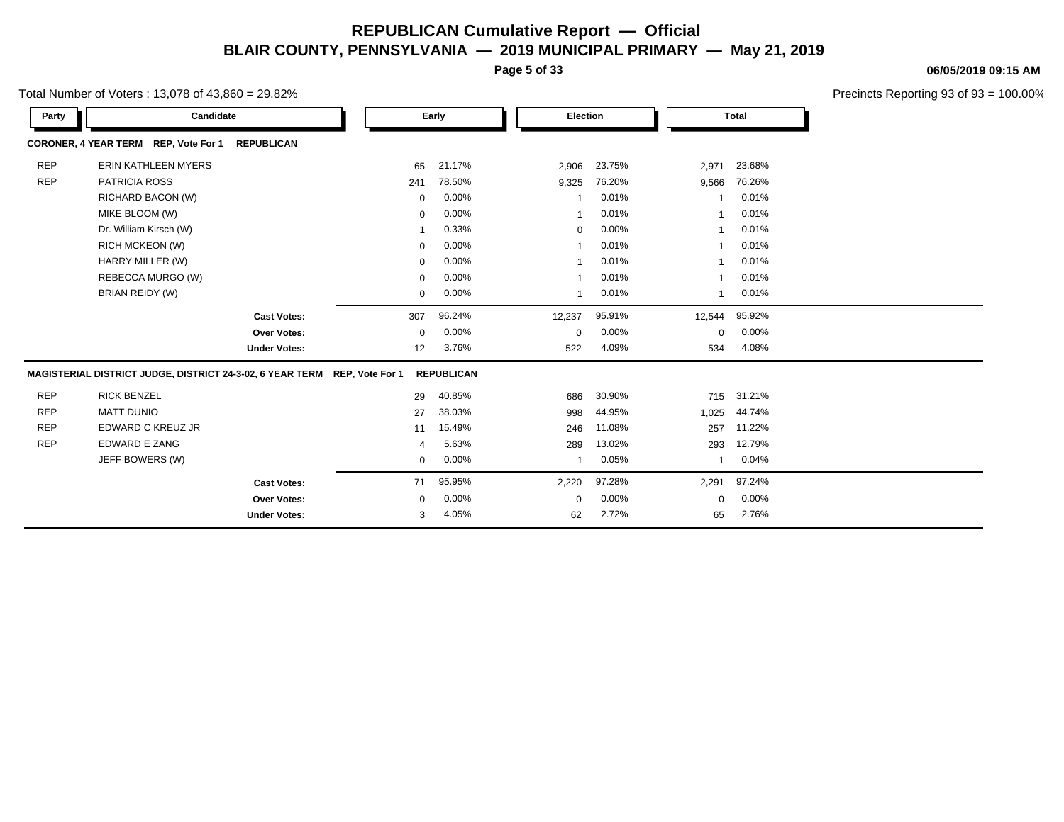# REPUBLICAN Cumulative Report — Official

## BLAIR COUNTY, PENNSYLVANIA — 2019 MUNICIPAL PRIMARY — May 21, 2019

06/05/2019 09:15 AM

Total Number of Voters : 13,078 of 43,860 = 29.82%

Precincts Reporting 93 of 93 = 100.00%

### CORONER, 4 YEAR TERM REP, Vote For 1 REPUBLICAN

| Party | Candidate | Early | | Election | | Total | |
|---|---|---|---|---|---|---|---|
| REP | ERIN KATHLEEN MYERS | 65 | 21.17% | 2,906 | 23.75% | 2,971 | 23.68% |
| REP | PATRICIA ROSS | 241 | 78.50% | 9,325 | 76.20% | 9,566 | 76.26% |
| | RICHARD BACON (W) | 0 | 0.00% | 1 | 0.01% | 1 | 0.01% |
| | MIKE BLOOM (W) | 0 | 0.00% | 1 | 0.01% | 1 | 0.01% |
| | Dr. William Kirsch (W) | 1 | 0.33% | 0 | 0.00% | 1 | 0.01% |
| | RICH MCKEON (W) | 0 | 0.00% | 1 | 0.01% | 1 | 0.01% |
| | HARRY MILLER (W) | 0 | 0.00% | 1 | 0.01% | 1 | 0.01% |
| | REBECCA MURGO (W) | 0 | 0.00% | 1 | 0.01% | 1 | 0.01% |
| | BRIAN REIDY (W) | 0 | 0.00% | 1 | 0.01% | 1 | 0.01% |
| | **Cast Votes:** | 307 | 96.24% | 12,237 | 95.91% | 12,544 | 95.92% |
| | **Over Votes:** | 0 | 0.00% | 0 | 0.00% | 0 | 0.00% |
| | **Under Votes:** | 12 | 3.76% | 522 | 4.09% | 534 | 4.08% |

### MAGISTERIAL DISTRICT JUDGE, DISTRICT 24-3-02, 6 YEAR TERM REP, Vote For 1 REPUBLICAN

| Party | Candidate | Early | | Election | | Total | |
|---|---|---|---|---|---|---|---|
| REP | RICK BENZEL | 29 | 40.85% | 686 | 30.90% | 715 | 31.21% |
| REP | MATT DUNIO | 27 | 38.03% | 998 | 44.95% | 1,025 | 44.74% |
| REP | EDWARD C KREUZ JR | 11 | 15.49% | 246 | 11.08% | 257 | 11.22% |
| REP | EDWARD E ZANG | 4 | 5.63% | 289 | 13.02% | 293 | 12.79% |
| | JEFF BOWERS (W) | 0 | 0.00% | 1 | 0.05% | 1 | 0.04% |
| | **Cast Votes:** | 71 | 95.95% | 2,220 | 97.28% | 2,291 | 97.24% |
| | **Over Votes:** | 0 | 0.00% | 0 | 0.00% | 0 | 0.00% |
| | **Under Votes:** | 3 | 4.05% | 62 | 2.72% | 65 | 2.76% |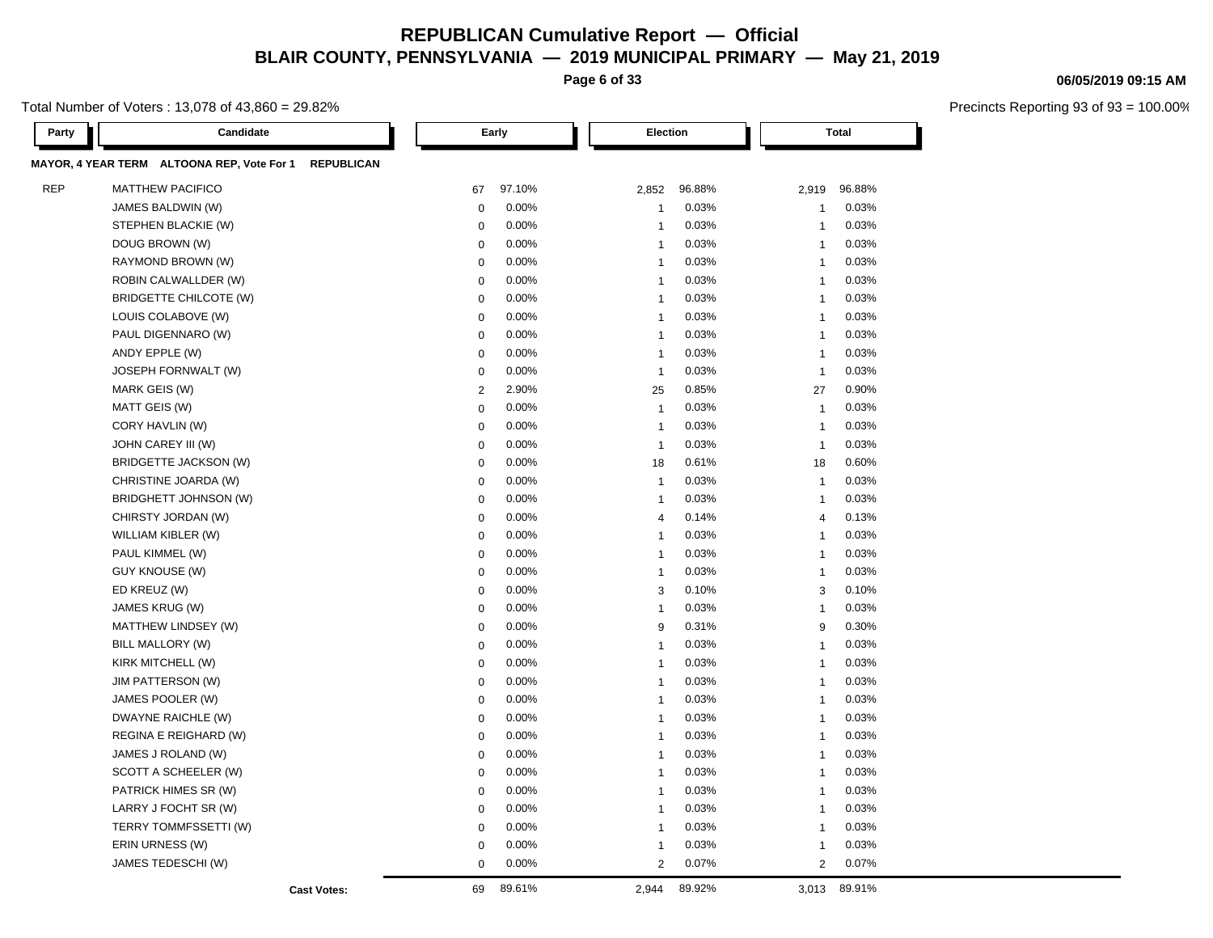# REPUBLICAN Cumulative Report — Official

## BLAIR COUNTY, PENNSYLVANIA — 2019 MUNICIPAL PRIMARY — May 21, 2019

06/05/2019 09:15 AM

Total Number of Voters : 13,078 of 43,860 = 29.82%

Precincts Reporting 93 of 93 = 100.00%

**MAYOR, 4 YEAR TERM ALTOONA REP, Vote For 1 REPUBLICAN**

| Party | Candidate | Early | | Election | | Total | |
|---|---|---|---|---|---|---|---|
| REP | MATTHEW PACIFICO | 67 | 97.10% | 2,852 | 96.88% | 2,919 | 96.88% |
| | JAMES BALDWIN (W) | 0 | 0.00% | 1 | 0.03% | 1 | 0.03% |
| | STEPHEN BLACKIE (W) | 0 | 0.00% | 1 | 0.03% | 1 | 0.03% |
| | DOUG BROWN (W) | 0 | 0.00% | 1 | 0.03% | 1 | 0.03% |
| | RAYMOND BROWN (W) | 0 | 0.00% | 1 | 0.03% | 1 | 0.03% |
| | ROBIN CALWALLDER (W) | 0 | 0.00% | 1 | 0.03% | 1 | 0.03% |
| | BRIDGETTE CHILCOTE (W) | 0 | 0.00% | 1 | 0.03% | 1 | 0.03% |
| | LOUIS COLABOVE (W) | 0 | 0.00% | 1 | 0.03% | 1 | 0.03% |
| | PAUL DIGENNARO (W) | 0 | 0.00% | 1 | 0.03% | 1 | 0.03% |
| | ANDY EPPLE (W) | 0 | 0.00% | 1 | 0.03% | 1 | 0.03% |
| | JOSEPH FORNWALT (W) | 0 | 0.00% | 1 | 0.03% | 1 | 0.03% |
| | MARK GEIS (W) | 2 | 2.90% | 25 | 0.85% | 27 | 0.90% |
| | MATT GEIS (W) | 0 | 0.00% | 1 | 0.03% | 1 | 0.03% |
| | CORY HAVLIN (W) | 0 | 0.00% | 1 | 0.03% | 1 | 0.03% |
| | JOHN CAREY III (W) | 0 | 0.00% | 1 | 0.03% | 1 | 0.03% |
| | BRIDGETTE JACKSON (W) | 0 | 0.00% | 18 | 0.61% | 18 | 0.60% |
| | CHRISTINE JOARDA (W) | 0 | 0.00% | 1 | 0.03% | 1 | 0.03% |
| | BRIDGHETT JOHNSON (W) | 0 | 0.00% | 1 | 0.03% | 1 | 0.03% |
| | CHIRSTY JORDAN (W) | 0 | 0.00% | 4 | 0.14% | 4 | 0.13% |
| | WILLIAM KIBLER (W) | 0 | 0.00% | 1 | 0.03% | 1 | 0.03% |
| | PAUL KIMMEL (W) | 0 | 0.00% | 1 | 0.03% | 1 | 0.03% |
| | GUY KNOUSE (W) | 0 | 0.00% | 1 | 0.03% | 1 | 0.03% |
| | ED KREUZ (W) | 0 | 0.00% | 3 | 0.10% | 3 | 0.10% |
| | JAMES KRUG (W) | 0 | 0.00% | 1 | 0.03% | 1 | 0.03% |
| | MATTHEW LINDSEY (W) | 0 | 0.00% | 9 | 0.31% | 9 | 0.30% |
| | BILL MALLORY (W) | 0 | 0.00% | 1 | 0.03% | 1 | 0.03% |
| | KIRK MITCHELL (W) | 0 | 0.00% | 1 | 0.03% | 1 | 0.03% |
| | JIM PATTERSON (W) | 0 | 0.00% | 1 | 0.03% | 1 | 0.03% |
| | JAMES POOLER (W) | 0 | 0.00% | 1 | 0.03% | 1 | 0.03% |
| | DWAYNE RAICHLE (W) | 0 | 0.00% | 1 | 0.03% | 1 | 0.03% |
| | REGINA E REIGHARD (W) | 0 | 0.00% | 1 | 0.03% | 1 | 0.03% |
| | JAMES J ROLAND (W) | 0 | 0.00% | 1 | 0.03% | 1 | 0.03% |
| | SCOTT A SCHEELER (W) | 0 | 0.00% | 1 | 0.03% | 1 | 0.03% |
| | PATRICK HIMES SR (W) | 0 | 0.00% | 1 | 0.03% | 1 | 0.03% |
| | LARRY J FOCHT SR (W) | 0 | 0.00% | 1 | 0.03% | 1 | 0.03% |
| | TERRY TOMMFSSETTI (W) | 0 | 0.00% | 1 | 0.03% | 1 | 0.03% |
| | ERIN URNESS (W) | 0 | 0.00% | 1 | 0.03% | 1 | 0.03% |
| | JAMES TEDESCHI (W) | 0 | 0.00% | 2 | 0.07% | 2 | 0.07% |
| | **Cast Votes:** | 69 | 89.61% | 2,944 | 89.92% | 3,013 | 89.91% |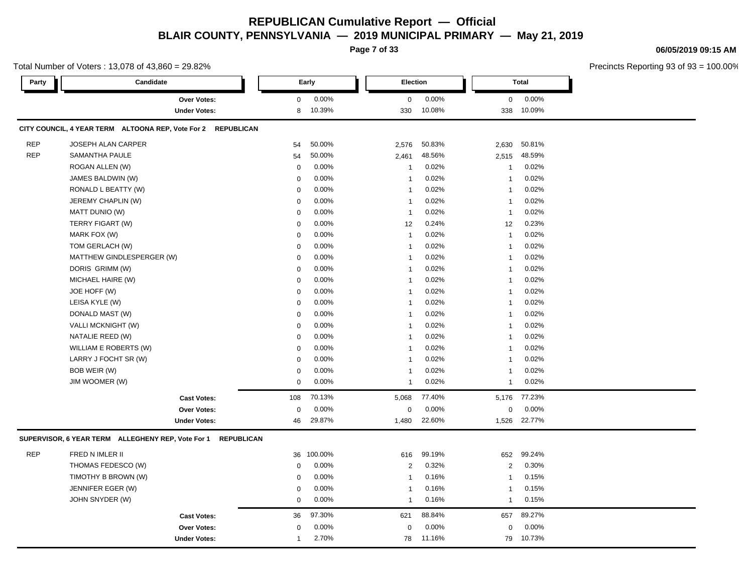# REPUBLICAN Cumulative Report — Official

## BLAIR COUNTY, PENNSYLVANIA — 2019 MUNICIPAL PRIMARY — May 21, 2019

06/05/2019 09:15 AM

Total Number of Voters : 13,078 of 43,860 = 29.82%

Precincts Reporting 93 of 93 = 100.00%

| Party | Candidate | Early | | Election | | Total | |
|---|---|---|---|---|---|---|---|
| | **Over Votes:** | 0 | 0.00% | 0 | 0.00% | 0 | 0.00% |
| | **Under Votes:** | 8 | 10.39% | 330 | 10.08% | 338 | 10.09% |

**CITY COUNCIL, 4 YEAR TERM ALTOONA REP, Vote For 2 REPUBLICAN**

| Party | Candidate | Early | | Election | | Total | |
|---|---|---|---|---|---|---|---|
| REP | JOSEPH ALAN CARPER | 54 | 50.00% | 2,576 | 50.83% | 2,630 | 50.81% |
| REP | SAMANTHA PAULE | 54 | 50.00% | 2,461 | 48.56% | 2,515 | 48.59% |
| | ROGAN ALLEN (W) | 0 | 0.00% | 1 | 0.02% | 1 | 0.02% |
| | JAMES BALDWIN (W) | 0 | 0.00% | 1 | 0.02% | 1 | 0.02% |
| | RONALD L BEATTY (W) | 0 | 0.00% | 1 | 0.02% | 1 | 0.02% |
| | JEREMY CHAPLIN (W) | 0 | 0.00% | 1 | 0.02% | 1 | 0.02% |
| | MATT DUNIO (W) | 0 | 0.00% | 1 | 0.02% | 1 | 0.02% |
| | TERRY FIGART (W) | 0 | 0.00% | 12 | 0.24% | 12 | 0.23% |
| | MARK FOX (W) | 0 | 0.00% | 1 | 0.02% | 1 | 0.02% |
| | TOM GERLACH (W) | 0 | 0.00% | 1 | 0.02% | 1 | 0.02% |
| | MATTHEW GINDLESPERGER (W) | 0 | 0.00% | 1 | 0.02% | 1 | 0.02% |
| | DORIS GRIMM (W) | 0 | 0.00% | 1 | 0.02% | 1 | 0.02% |
| | MICHAEL HAIRE (W) | 0 | 0.00% | 1 | 0.02% | 1 | 0.02% |
| | JOE HOFF (W) | 0 | 0.00% | 1 | 0.02% | 1 | 0.02% |
| | LEISA KYLE (W) | 0 | 0.00% | 1 | 0.02% | 1 | 0.02% |
| | DONALD MAST (W) | 0 | 0.00% | 1 | 0.02% | 1 | 0.02% |
| | VALLI MCKNIGHT (W) | 0 | 0.00% | 1 | 0.02% | 1 | 0.02% |
| | NATALIE REED (W) | 0 | 0.00% | 1 | 0.02% | 1 | 0.02% |
| | WILLIAM E ROBERTS (W) | 0 | 0.00% | 1 | 0.02% | 1 | 0.02% |
| | LARRY J FOCHT SR (W) | 0 | 0.00% | 1 | 0.02% | 1 | 0.02% |
| | BOB WEIR (W) | 0 | 0.00% | 1 | 0.02% | 1 | 0.02% |
| | JIM WOOMER (W) | 0 | 0.00% | 1 | 0.02% | 1 | 0.02% |
| | **Cast Votes:** | 108 | 70.13% | 5,068 | 77.40% | 5,176 | 77.23% |
| | **Over Votes:** | 0 | 0.00% | 0 | 0.00% | 0 | 0.00% |
| | **Under Votes:** | 46 | 29.87% | 1,480 | 22.60% | 1,526 | 22.77% |

**SUPERVISOR, 6 YEAR TERM ALLEGHENY REP, Vote For 1 REPUBLICAN**

| Party | Candidate | Early | | Election | | Total | |
|---|---|---|---|---|---|---|---|
| REP | FRED N IMLER II | 36 | 100.00% | 616 | 99.19% | 652 | 99.24% |
| | THOMAS FEDESCO (W) | 0 | 0.00% | 2 | 0.32% | 2 | 0.30% |
| | TIMOTHY B BROWN (W) | 0 | 0.00% | 1 | 0.16% | 1 | 0.15% |
| | JENNIFER EGER (W) | 0 | 0.00% | 1 | 0.16% | 1 | 0.15% |
| | JOHN SNYDER (W) | 0 | 0.00% | 1 | 0.16% | 1 | 0.15% |
| | **Cast Votes:** | 36 | 97.30% | 621 | 88.84% | 657 | 89.27% |
| | **Over Votes:** | 0 | 0.00% | 0 | 0.00% | 0 | 0.00% |
| | **Under Votes:** | 1 | 2.70% | 78 | 11.16% | 79 | 10.73% |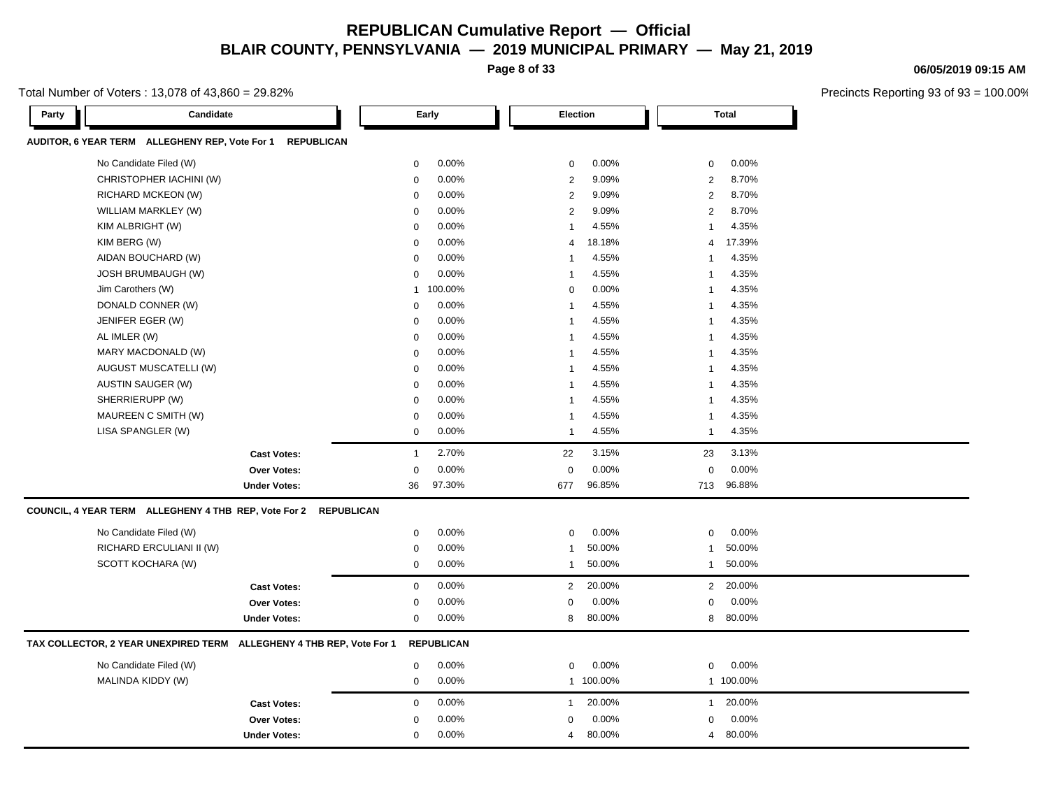# REPUBLICAN Cumulative Report — Official
## BLAIR COUNTY, PENNSYLVANIA — 2019 MUNICIPAL PRIMARY — May 21, 2019

06/05/2019 09:15 AM

Total Number of Voters : 13,078 of 43,860 = 29.82%

Precincts Reporting 93 of 93 = 100.00%

| Party | Candidate | Early | | Election | | Total | |
|---|---|---|---|---|---|---|---|
| **AUDITOR, 6 YEAR TERM ALLEGHENY REP, Vote For 1 REPUBLICAN** | | | | | | | |
| | No Candidate Filed (W) | 0 | 0.00% | 0 | 0.00% | 0 | 0.00% |
| | CHRISTOPHER IACHINI (W) | 0 | 0.00% | 2 | 9.09% | 2 | 8.70% |
| | RICHARD MCKEON (W) | 0 | 0.00% | 2 | 9.09% | 2 | 8.70% |
| | WILLIAM MARKLEY (W) | 0 | 0.00% | 2 | 9.09% | 2 | 8.70% |
| | KIM ALBRIGHT (W) | 0 | 0.00% | 1 | 4.55% | 1 | 4.35% |
| | KIM BERG (W) | 0 | 0.00% | 4 | 18.18% | 4 | 17.39% |
| | AIDAN BOUCHARD (W) | 0 | 0.00% | 1 | 4.55% | 1 | 4.35% |
| | JOSH BRUMBAUGH (W) | 0 | 0.00% | 1 | 4.55% | 1 | 4.35% |
| | Jim Carothers (W) | 1 | 100.00% | 0 | 0.00% | 1 | 4.35% |
| | DONALD CONNER (W) | 0 | 0.00% | 1 | 4.55% | 1 | 4.35% |
| | JENIFER EGER (W) | 0 | 0.00% | 1 | 4.55% | 1 | 4.35% |
| | AL IMLER (W) | 0 | 0.00% | 1 | 4.55% | 1 | 4.35% |
| | MARY MACDONALD (W) | 0 | 0.00% | 1 | 4.55% | 1 | 4.35% |
| | AUGUST MUSCATELLI (W) | 0 | 0.00% | 1 | 4.55% | 1 | 4.35% |
| | AUSTIN SAUGER (W) | 0 | 0.00% | 1 | 4.55% | 1 | 4.35% |
| | SHERRIERUPP (W) | 0 | 0.00% | 1 | 4.55% | 1 | 4.35% |
| | MAUREEN C SMITH (W) | 0 | 0.00% | 1 | 4.55% | 1 | 4.35% |
| | LISA SPANGLER (W) | 0 | 0.00% | 1 | 4.55% | 1 | 4.35% |
| | **Cast Votes:** | 1 | 2.70% | 22 | 3.15% | 23 | 3.13% |
| | **Over Votes:** | 0 | 0.00% | 0 | 0.00% | 0 | 0.00% |
| | **Under Votes:** | 36 | 97.30% | 677 | 96.85% | 713 | 96.88% |
| **COUNCIL, 4 YEAR TERM ALLEGHENY 4 THB REP, Vote For 2 REPUBLICAN** | | | | | | | |
| | No Candidate Filed (W) | 0 | 0.00% | 0 | 0.00% | 0 | 0.00% |
| | RICHARD ERCULIANI II (W) | 0 | 0.00% | 1 | 50.00% | 1 | 50.00% |
| | SCOTT KOCHARA (W) | 0 | 0.00% | 1 | 50.00% | 1 | 50.00% |
| | **Cast Votes:** | 0 | 0.00% | 2 | 20.00% | 2 | 20.00% |
| | **Over Votes:** | 0 | 0.00% | 0 | 0.00% | 0 | 0.00% |
| | **Under Votes:** | 0 | 0.00% | 8 | 80.00% | 8 | 80.00% |
| **TAX COLLECTOR, 2 YEAR UNEXPIRED TERM ALLEGHENY 4 THB REP, Vote For 1 REPUBLICAN** | | | | | | | |
| | No Candidate Filed (W) | 0 | 0.00% | 0 | 0.00% | 0 | 0.00% |
| | MALINDA KIDDY (W) | 0 | 0.00% | 1 | 100.00% | 1 | 100.00% |
| | **Cast Votes:** | 0 | 0.00% | 1 | 20.00% | 1 | 20.00% |
| | **Over Votes:** | 0 | 0.00% | 0 | 0.00% | 0 | 0.00% |
| | **Under Votes:** | 0 | 0.00% | 4 | 80.00% | 4 | 80.00% |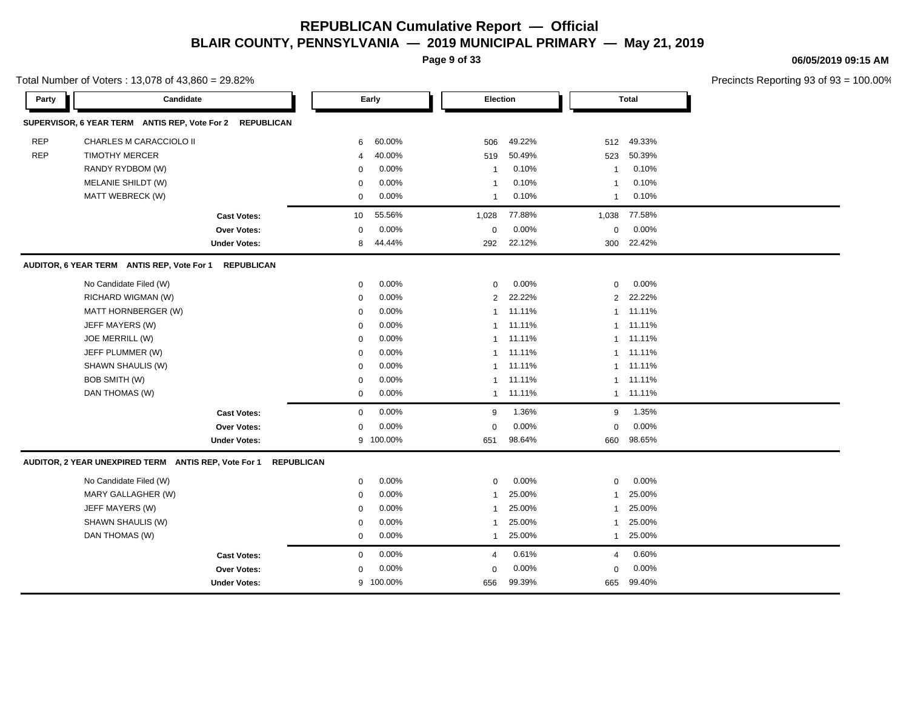# REPUBLICAN Cumulative Report — Official

## BLAIR COUNTY, PENNSYLVANIA — 2019 MUNICIPAL PRIMARY — May 21, 2019

06/05/2019 09:15 AM

Total Number of Voters : 13,078 of 43,860 = 29.82%

Precincts Reporting 93 of 93 = 100.00%

| Party | Candidate | Early | | Election | | Total | |
|---|---|---|---|---|---|---|---|
| **SUPERVISOR, 6 YEAR TERM ANTIS REP, Vote For 2 REPUBLICAN** | | | | | | | |
| REP | CHARLES M CARACCIOLO II | 6 | 60.00% | 506 | 49.22% | 512 | 49.33% |
| REP | TIMOTHY MERCER | 4 | 40.00% | 519 | 50.49% | 523 | 50.39% |
| | RANDY RYDBOM (W) | 0 | 0.00% | 1 | 0.10% | 1 | 0.10% |
| | MELANIE SHILDT (W) | 0 | 0.00% | 1 | 0.10% | 1 | 0.10% |
| | MATT WEBRECK (W) | 0 | 0.00% | 1 | 0.10% | 1 | 0.10% |
| | **Cast Votes:** | 10 | 55.56% | 1,028 | 77.88% | 1,038 | 77.58% |
| | **Over Votes:** | 0 | 0.00% | 0 | 0.00% | 0 | 0.00% |
| | **Under Votes:** | 8 | 44.44% | 292 | 22.12% | 300 | 22.42% |
| **AUDITOR, 6 YEAR TERM ANTIS REP, Vote For 1 REPUBLICAN** | | | | | | | |
| | No Candidate Filed (W) | 0 | 0.00% | 0 | 0.00% | 0 | 0.00% |
| | RICHARD WIGMAN (W) | 0 | 0.00% | 2 | 22.22% | 2 | 22.22% |
| | MATT HORNBERGER (W) | 0 | 0.00% | 1 | 11.11% | 1 | 11.11% |
| | JEFF MAYERS (W) | 0 | 0.00% | 1 | 11.11% | 1 | 11.11% |
| | JOE MERRILL (W) | 0 | 0.00% | 1 | 11.11% | 1 | 11.11% |
| | JEFF PLUMMER (W) | 0 | 0.00% | 1 | 11.11% | 1 | 11.11% |
| | SHAWN SHAULIS (W) | 0 | 0.00% | 1 | 11.11% | 1 | 11.11% |
| | BOB SMITH (W) | 0 | 0.00% | 1 | 11.11% | 1 | 11.11% |
| | DAN THOMAS (W) | 0 | 0.00% | 1 | 11.11% | 1 | 11.11% |
| | **Cast Votes:** | 0 | 0.00% | 9 | 1.36% | 9 | 1.35% |
| | **Over Votes:** | 0 | 0.00% | 0 | 0.00% | 0 | 0.00% |
| | **Under Votes:** | 9 | 100.00% | 651 | 98.64% | 660 | 98.65% |
| **AUDITOR, 2 YEAR UNEXPIRED TERM ANTIS REP, Vote For 1 REPUBLICAN** | | | | | | | |
| | No Candidate Filed (W) | 0 | 0.00% | 0 | 0.00% | 0 | 0.00% |
| | MARY GALLAGHER (W) | 0 | 0.00% | 1 | 25.00% | 1 | 25.00% |
| | JEFF MAYERS (W) | 0 | 0.00% | 1 | 25.00% | 1 | 25.00% |
| | SHAWN SHAULIS (W) | 0 | 0.00% | 1 | 25.00% | 1 | 25.00% |
| | DAN THOMAS (W) | 0 | 0.00% | 1 | 25.00% | 1 | 25.00% |
| | **Cast Votes:** | 0 | 0.00% | 4 | 0.61% | 4 | 0.60% |
| | **Over Votes:** | 0 | 0.00% | 0 | 0.00% | 0 | 0.00% |
| | **Under Votes:** | 9 | 100.00% | 656 | 99.39% | 665 | 99.40% |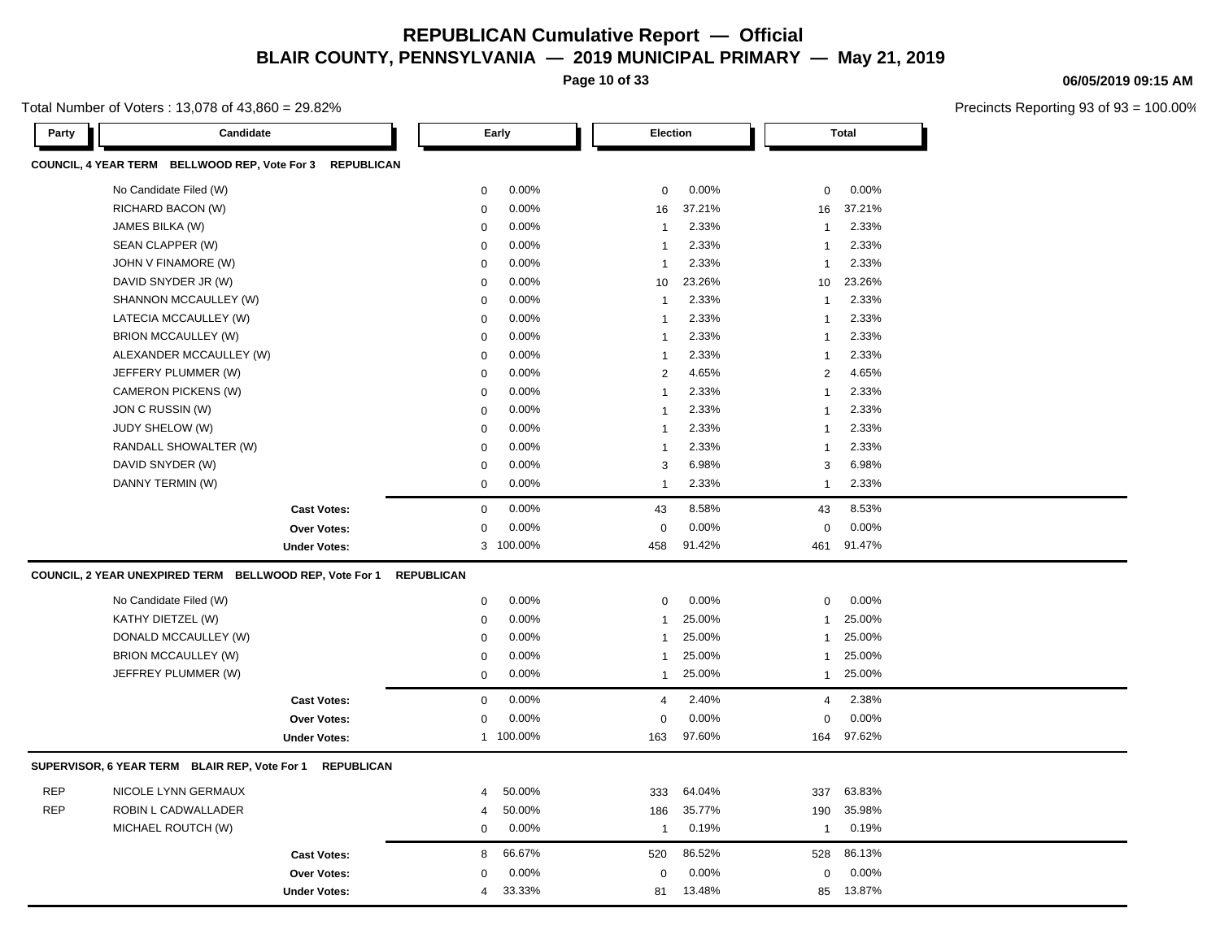# REPUBLICAN Cumulative Report — Official

## BLAIR COUNTY, PENNSYLVANIA — 2019 MUNICIPAL PRIMARY — May 21, 2019

06/05/2019 09:15 AM

Total Number of Voters : 13,078 of 43,860 = 29.82%

Precincts Reporting 93 of 93 = 100.00%

| Party | Candidate | Early | | Election | | Total | |
|---|---|---|---|---|---|---|---|
| **COUNCIL, 4 YEAR TERM BELLWOOD REP, Vote For 3 REPUBLICAN** | | | | | | | |
| | No Candidate Filed (W) | 0 | 0.00% | 0 | 0.00% | 0 | 0.00% |
| | RICHARD BACON (W) | 0 | 0.00% | 16 | 37.21% | 16 | 37.21% |
| | JAMES BILKA (W) | 0 | 0.00% | 1 | 2.33% | 1 | 2.33% |
| | SEAN CLAPPER (W) | 0 | 0.00% | 1 | 2.33% | 1 | 2.33% |
| | JOHN V FINAMORE (W) | 0 | 0.00% | 1 | 2.33% | 1 | 2.33% |
| | DAVID SNYDER JR (W) | 0 | 0.00% | 10 | 23.26% | 10 | 23.26% |
| | SHANNON MCCAULLEY (W) | 0 | 0.00% | 1 | 2.33% | 1 | 2.33% |
| | LATECIA MCCAULLEY (W) | 0 | 0.00% | 1 | 2.33% | 1 | 2.33% |
| | BRION MCCAULLEY (W) | 0 | 0.00% | 1 | 2.33% | 1 | 2.33% |
| | ALEXANDER MCCAULLEY (W) | 0 | 0.00% | 1 | 2.33% | 1 | 2.33% |
| | JEFFERY PLUMMER (W) | 0 | 0.00% | 2 | 4.65% | 2 | 4.65% |
| | CAMERON PICKENS (W) | 0 | 0.00% | 1 | 2.33% | 1 | 2.33% |
| | JON C RUSSIN (W) | 0 | 0.00% | 1 | 2.33% | 1 | 2.33% |
| | JUDY SHELOW (W) | 0 | 0.00% | 1 | 2.33% | 1 | 2.33% |
| | RANDALL SHOWALTER (W) | 0 | 0.00% | 1 | 2.33% | 1 | 2.33% |
| | DAVID SNYDER (W) | 0 | 0.00% | 3 | 6.98% | 3 | 6.98% |
| | DANNY TERMIN (W) | 0 | 0.00% | 1 | 2.33% | 1 | 2.33% |
| | **Cast Votes:** | 0 | 0.00% | 43 | 8.58% | 43 | 8.53% |
| | **Over Votes:** | 0 | 0.00% | 0 | 0.00% | 0 | 0.00% |
| | **Under Votes:** | 3 | 100.00% | 458 | 91.42% | 461 | 91.47% |
| **COUNCIL, 2 YEAR UNEXPIRED TERM BELLWOOD REP, Vote For 1 REPUBLICAN** | | | | | | | |
| | No Candidate Filed (W) | 0 | 0.00% | 0 | 0.00% | 0 | 0.00% |
| | KATHY DIETZEL (W) | 0 | 0.00% | 1 | 25.00% | 1 | 25.00% |
| | DONALD MCCAULLEY (W) | 0 | 0.00% | 1 | 25.00% | 1 | 25.00% |
| | BRION MCCAULLEY (W) | 0 | 0.00% | 1 | 25.00% | 1 | 25.00% |
| | JEFFREY PLUMMER (W) | 0 | 0.00% | 1 | 25.00% | 1 | 25.00% |
| | **Cast Votes:** | 0 | 0.00% | 4 | 2.40% | 4 | 2.38% |
| | **Over Votes:** | 0 | 0.00% | 0 | 0.00% | 0 | 0.00% |
| | **Under Votes:** | 1 | 100.00% | 163 | 97.60% | 164 | 97.62% |
| **SUPERVISOR, 6 YEAR TERM BLAIR REP, Vote For 1 REPUBLICAN** | | | | | | | |
| REP | NICOLE LYNN GERMAUX | 4 | 50.00% | 333 | 64.04% | 337 | 63.83% |
| REP | ROBIN L CADWALLADER | 4 | 50.00% | 186 | 35.77% | 190 | 35.98% |
| | MICHAEL ROUTCH (W) | 0 | 0.00% | 1 | 0.19% | 1 | 0.19% |
| | **Cast Votes:** | 8 | 66.67% | 520 | 86.52% | 528 | 86.13% |
| | **Over Votes:** | 0 | 0.00% | 0 | 0.00% | 0 | 0.00% |
| | **Under Votes:** | 4 | 33.33% | 81 | 13.48% | 85 | 13.87% |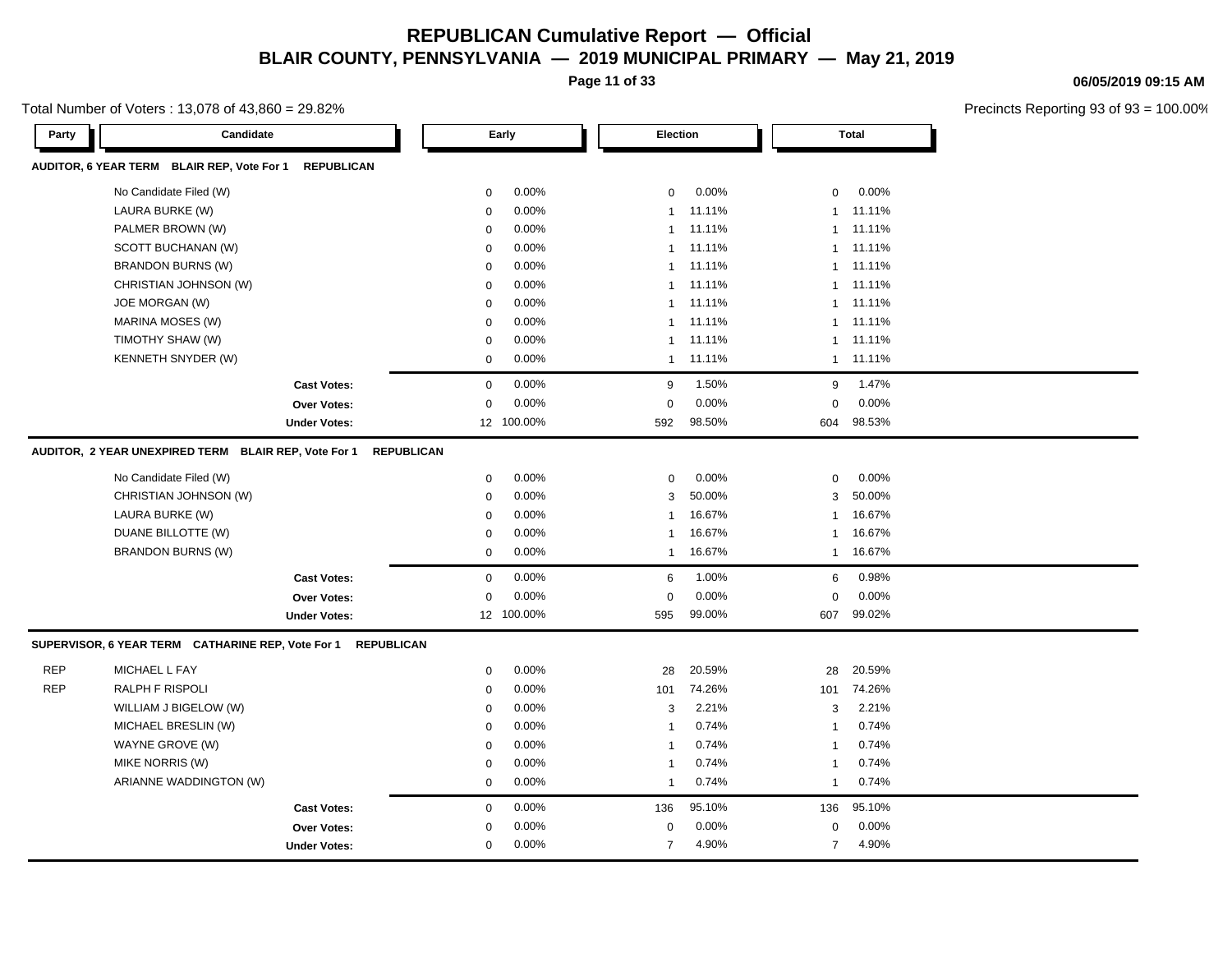# REPUBLICAN Cumulative Report — Official

## BLAIR COUNTY, PENNSYLVANIA — 2019 MUNICIPAL PRIMARY — May 21, 2019

06/05/2019 09:15 AM

Total Number of Voters : 13,078 of 43,860 = 29.82%

Precincts Reporting 93 of 93 = 100.00%

| Party | Candidate | Early | | Election | | Total | |
|---|---|---|---|---|---|---|---|
| **AUDITOR, 6 YEAR TERM BLAIR REP, Vote For 1 REPUBLICAN** | | | | | | | |
| | No Candidate Filed (W) | 0 | 0.00% | 0 | 0.00% | 0 | 0.00% |
| | LAURA BURKE (W) | 0 | 0.00% | 1 | 11.11% | 1 | 11.11% |
| | PALMER BROWN (W) | 0 | 0.00% | 1 | 11.11% | 1 | 11.11% |
| | SCOTT BUCHANAN (W) | 0 | 0.00% | 1 | 11.11% | 1 | 11.11% |
| | BRANDON BURNS (W) | 0 | 0.00% | 1 | 11.11% | 1 | 11.11% |
| | CHRISTIAN JOHNSON (W) | 0 | 0.00% | 1 | 11.11% | 1 | 11.11% |
| | JOE MORGAN (W) | 0 | 0.00% | 1 | 11.11% | 1 | 11.11% |
| | MARINA MOSES (W) | 0 | 0.00% | 1 | 11.11% | 1 | 11.11% |
| | TIMOTHY SHAW (W) | 0 | 0.00% | 1 | 11.11% | 1 | 11.11% |
| | KENNETH SNYDER (W) | 0 | 0.00% | 1 | 11.11% | 1 | 11.11% |
| | **Cast Votes:** | 0 | 0.00% | 9 | 1.50% | 9 | 1.47% |
| | **Over Votes:** | 0 | 0.00% | 0 | 0.00% | 0 | 0.00% |
| | **Under Votes:** | 12 | 100.00% | 592 | 98.50% | 604 | 98.53% |
| **AUDITOR, 2 YEAR UNEXPIRED TERM BLAIR REP, Vote For 1 REPUBLICAN** | | | | | | | |
| | No Candidate Filed (W) | 0 | 0.00% | 0 | 0.00% | 0 | 0.00% |
| | CHRISTIAN JOHNSON (W) | 0 | 0.00% | 3 | 50.00% | 3 | 50.00% |
| | LAURA BURKE (W) | 0 | 0.00% | 1 | 16.67% | 1 | 16.67% |
| | DUANE BILLOTTE (W) | 0 | 0.00% | 1 | 16.67% | 1 | 16.67% |
| | BRANDON BURNS (W) | 0 | 0.00% | 1 | 16.67% | 1 | 16.67% |
| | **Cast Votes:** | 0 | 0.00% | 6 | 1.00% | 6 | 0.98% |
| | **Over Votes:** | 0 | 0.00% | 0 | 0.00% | 0 | 0.00% |
| | **Under Votes:** | 12 | 100.00% | 595 | 99.00% | 607 | 99.02% |
| **SUPERVISOR, 6 YEAR TERM CATHARINE REP, Vote For 1 REPUBLICAN** | | | | | | | |
| REP | MICHAEL L FAY | 0 | 0.00% | 28 | 20.59% | 28 | 20.59% |
| REP | RALPH F RISPOLI | 0 | 0.00% | 101 | 74.26% | 101 | 74.26% |
| | WILLIAM J BIGELOW (W) | 0 | 0.00% | 3 | 2.21% | 3 | 2.21% |
| | MICHAEL BRESLIN (W) | 0 | 0.00% | 1 | 0.74% | 1 | 0.74% |
| | WAYNE GROVE (W) | 0 | 0.00% | 1 | 0.74% | 1 | 0.74% |
| | MIKE NORRIS (W) | 0 | 0.00% | 1 | 0.74% | 1 | 0.74% |
| | ARIANNE WADDINGTON (W) | 0 | 0.00% | 1 | 0.74% | 1 | 0.74% |
| | **Cast Votes:** | 0 | 0.00% | 136 | 95.10% | 136 | 95.10% |
| | **Over Votes:** | 0 | 0.00% | 0 | 0.00% | 0 | 0.00% |
| | **Under Votes:** | 0 | 0.00% | 7 | 4.90% | 7 | 4.90% |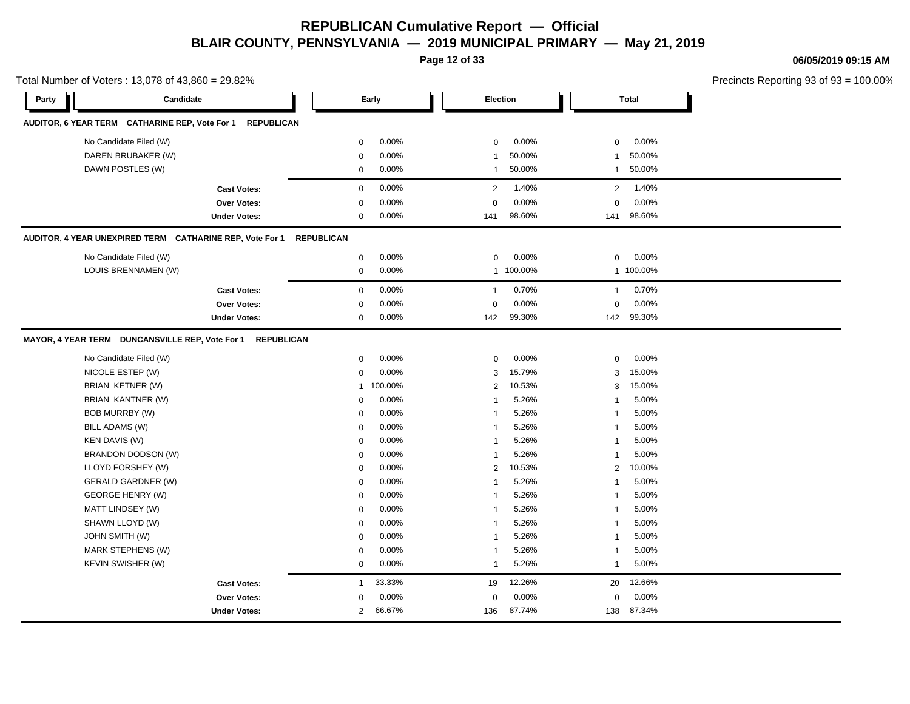# REPUBLICAN Cumulative Report — Official

## BLAIR COUNTY, PENNSYLVANIA — 2019 MUNICIPAL PRIMARY — May 21, 2019

06/05/2019 09:15 AM

Total Number of Voters : 13,078 of 43,860 = 29.82%

Precincts Reporting 93 of 93 = 100.00%

| Party | Candidate | Early | | Election | | Total | |
|---|---|---|---|---|---|---|---|
| **AUDITOR, 6 YEAR TERM CATHARINE REP, Vote For 1 REPUBLICAN** | | | | | | | |
| | No Candidate Filed (W) | 0 | 0.00% | 0 | 0.00% | 0 | 0.00% |
| | DAREN BRUBAKER (W) | 0 | 0.00% | 1 | 50.00% | 1 | 50.00% |
| | DAWN POSTLES (W) | 0 | 0.00% | 1 | 50.00% | 1 | 50.00% |
| | **Cast Votes:** | 0 | 0.00% | 2 | 1.40% | 2 | 1.40% |
| | **Over Votes:** | 0 | 0.00% | 0 | 0.00% | 0 | 0.00% |
| | **Under Votes:** | 0 | 0.00% | 141 | 98.60% | 141 | 98.60% |
| **AUDITOR, 4 YEAR UNEXPIRED TERM CATHARINE REP, Vote For 1 REPUBLICAN** | | | | | | | |
| | No Candidate Filed (W) | 0 | 0.00% | 0 | 0.00% | 0 | 0.00% |
| | LOUIS BRENNAMEN (W) | 0 | 0.00% | 1 | 100.00% | 1 | 100.00% |
| | **Cast Votes:** | 0 | 0.00% | 1 | 0.70% | 1 | 0.70% |
| | **Over Votes:** | 0 | 0.00% | 0 | 0.00% | 0 | 0.00% |
| | **Under Votes:** | 0 | 0.00% | 142 | 99.30% | 142 | 99.30% |
| **MAYOR, 4 YEAR TERM DUNCANSVILLE REP, Vote For 1 REPUBLICAN** | | | | | | | |
| | No Candidate Filed (W) | 0 | 0.00% | 0 | 0.00% | 0 | 0.00% |
| | NICOLE ESTEP (W) | 0 | 0.00% | 3 | 15.79% | 3 | 15.00% |
| | BRIAN KETNER (W) | 1 | 100.00% | 2 | 10.53% | 3 | 15.00% |
| | BRIAN KANTNER (W) | 0 | 0.00% | 1 | 5.26% | 1 | 5.00% |
| | BOB MURRBY (W) | 0 | 0.00% | 1 | 5.26% | 1 | 5.00% |
| | BILL ADAMS (W) | 0 | 0.00% | 1 | 5.26% | 1 | 5.00% |
| | KEN DAVIS (W) | 0 | 0.00% | 1 | 5.26% | 1 | 5.00% |
| | BRANDON DODSON (W) | 0 | 0.00% | 1 | 5.26% | 1 | 5.00% |
| | LLOYD FORSHEY (W) | 0 | 0.00% | 2 | 10.53% | 2 | 10.00% |
| | GERALD GARDNER (W) | 0 | 0.00% | 1 | 5.26% | 1 | 5.00% |
| | GEORGE HENRY (W) | 0 | 0.00% | 1 | 5.26% | 1 | 5.00% |
| | MATT LINDSEY (W) | 0 | 0.00% | 1 | 5.26% | 1 | 5.00% |
| | SHAWN LLOYD (W) | 0 | 0.00% | 1 | 5.26% | 1 | 5.00% |
| | JOHN SMITH (W) | 0 | 0.00% | 1 | 5.26% | 1 | 5.00% |
| | MARK STEPHENS (W) | 0 | 0.00% | 1 | 5.26% | 1 | 5.00% |
| | KEVIN SWISHER (W) | 0 | 0.00% | 1 | 5.26% | 1 | 5.00% |
| | **Cast Votes:** | 1 | 33.33% | 19 | 12.26% | 20 | 12.66% |
| | **Over Votes:** | 0 | 0.00% | 0 | 0.00% | 0 | 0.00% |
| | **Under Votes:** | 2 | 66.67% | 136 | 87.74% | 138 | 87.34% |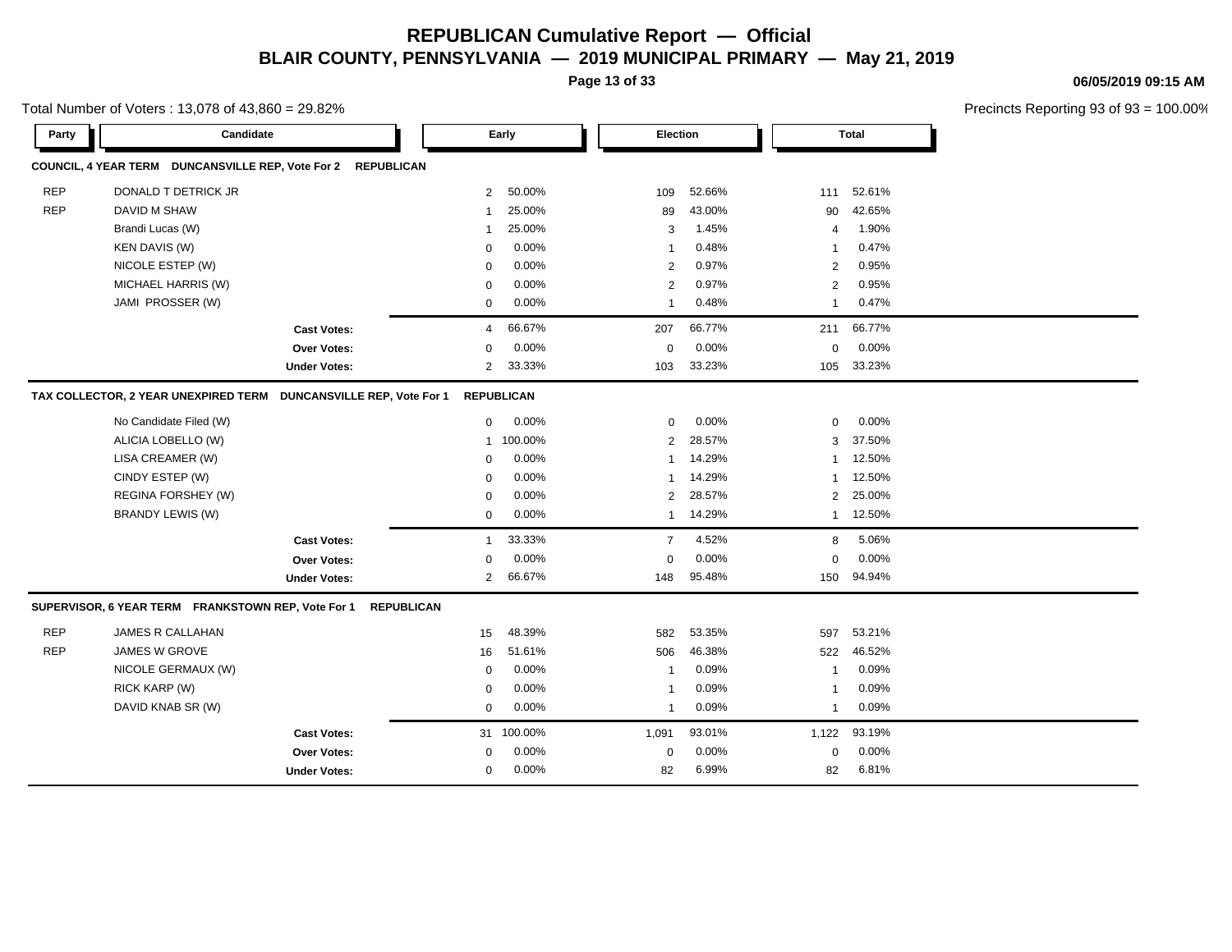# REPUBLICAN Cumulative Report — Official

## BLAIR COUNTY, PENNSYLVANIA — 2019 MUNICIPAL PRIMARY — May 21, 2019

06/05/2019 09:15 AM

Total Number of Voters : 13,078 of 43,860 = 29.82%

Precincts Reporting 93 of 93 = 100.00%

### COUNCIL, 4 YEAR TERM DUNCANSVILLE REP, Vote For 2 REPUBLICAN

| Party | Candidate | Early | | Election | | Total | |
|---|---|---|---|---|---|---|---|
| REP | DONALD T DETRICK JR | 2 | 50.00% | 109 | 52.66% | 111 | 52.61% |
| REP | DAVID M SHAW | 1 | 25.00% | 89 | 43.00% | 90 | 42.65% |
| | Brandi Lucas (W) | 1 | 25.00% | 3 | 1.45% | 4 | 1.90% |
| | KEN DAVIS (W) | 0 | 0.00% | 1 | 0.48% | 1 | 0.47% |
| | NICOLE ESTEP (W) | 0 | 0.00% | 2 | 0.97% | 2 | 0.95% |
| | MICHAEL HARRIS (W) | 0 | 0.00% | 2 | 0.97% | 2 | 0.95% |
| | JAMI PROSSER (W) | 0 | 0.00% | 1 | 0.48% | 1 | 0.47% |
| | **Cast Votes:** | 4 | 66.67% | 207 | 66.77% | 211 | 66.77% |
| | **Over Votes:** | 0 | 0.00% | 0 | 0.00% | 0 | 0.00% |
| | **Under Votes:** | 2 | 33.33% | 103 | 33.23% | 105 | 33.23% |

### TAX COLLECTOR, 2 YEAR UNEXPIRED TERM DUNCANSVILLE REP, Vote For 1 REPUBLICAN

| Party | Candidate | Early | | Election | | Total | |
|---|---|---|---|---|---|---|---|
| | No Candidate Filed (W) | 0 | 0.00% | 0 | 0.00% | 0 | 0.00% |
| | ALICIA LOBELLO (W) | 1 | 100.00% | 2 | 28.57% | 3 | 37.50% |
| | LISA CREAMER (W) | 0 | 0.00% | 1 | 14.29% | 1 | 12.50% |
| | CINDY ESTEP (W) | 0 | 0.00% | 1 | 14.29% | 1 | 12.50% |
| | REGINA FORSHEY (W) | 0 | 0.00% | 2 | 28.57% | 2 | 25.00% |
| | BRANDY LEWIS (W) | 0 | 0.00% | 1 | 14.29% | 1 | 12.50% |
| | **Cast Votes:** | 1 | 33.33% | 7 | 4.52% | 8 | 5.06% |
| | **Over Votes:** | 0 | 0.00% | 0 | 0.00% | 0 | 0.00% |
| | **Under Votes:** | 2 | 66.67% | 148 | 95.48% | 150 | 94.94% |

### SUPERVISOR, 6 YEAR TERM FRANKSTOWN REP, Vote For 1 REPUBLICAN

| Party | Candidate | Early | | Election | | Total | |
|---|---|---|---|---|---|---|---|
| REP | JAMES R CALLAHAN | 15 | 48.39% | 582 | 53.35% | 597 | 53.21% |
| REP | JAMES W GROVE | 16 | 51.61% | 506 | 46.38% | 522 | 46.52% |
| | NICOLE GERMAUX (W) | 0 | 0.00% | 1 | 0.09% | 1 | 0.09% |
| | RICK KARP (W) | 0 | 0.00% | 1 | 0.09% | 1 | 0.09% |
| | DAVID KNAB SR (W) | 0 | 0.00% | 1 | 0.09% | 1 | 0.09% |
| | **Cast Votes:** | 31 | 100.00% | 1,091 | 93.01% | 1,122 | 93.19% |
| | **Over Votes:** | 0 | 0.00% | 0 | 0.00% | 0 | 0.00% |
| | **Under Votes:** | 0 | 0.00% | 82 | 6.99% | 82 | 6.81% |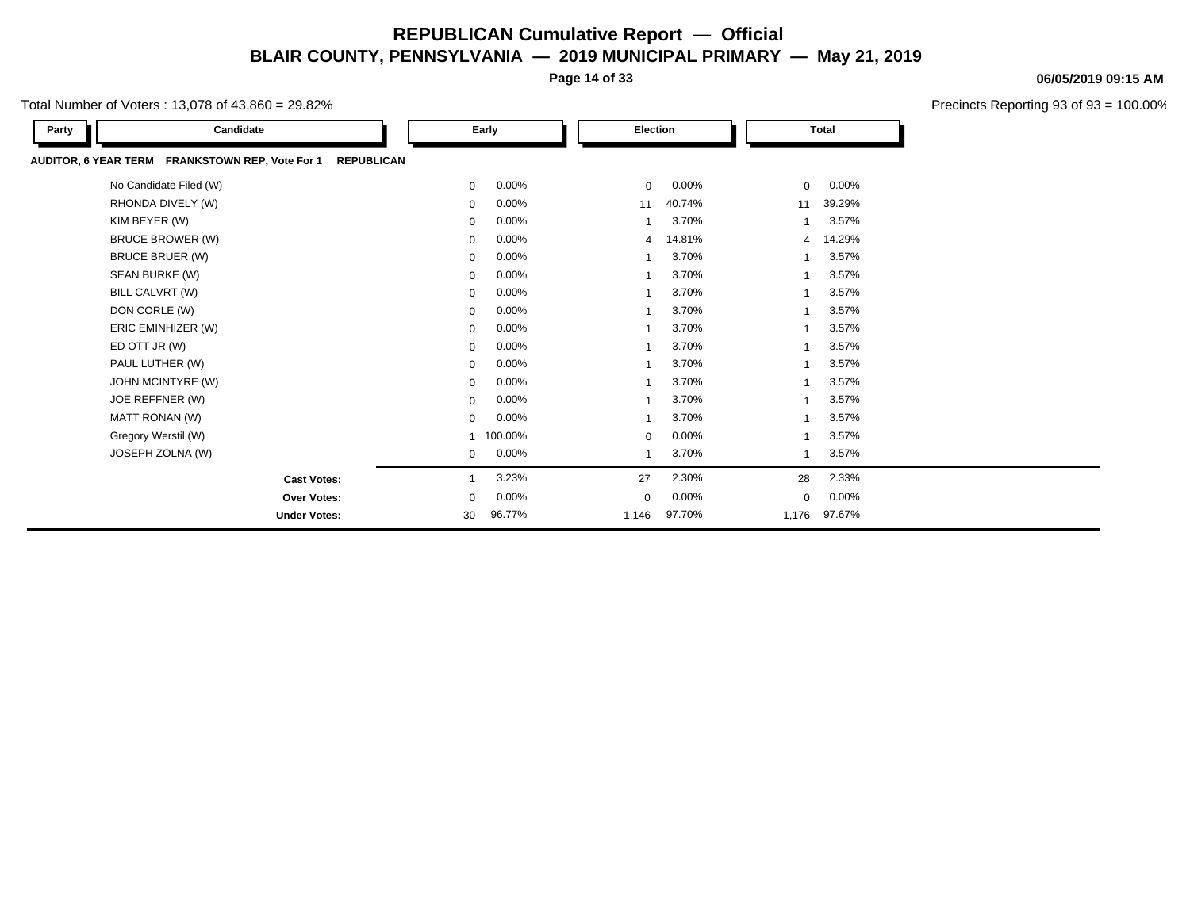# REPUBLICAN Cumulative Report — Official

## BLAIR COUNTY, PENNSYLVANIA — 2019 MUNICIPAL PRIMARY — May 21, 2019

06/05/2019 09:15 AM

Total Number of Voters : 13,078 of 43,860 = 29.82%

Precincts Reporting 93 of 93 = 100.00%

**AUDITOR, 6 YEAR TERM FRANKSTOWN REP, Vote For 1 REPUBLICAN**

| Party | Candidate | Early | | Election | | Total | |
|---|---|---|---|---|---|---|---|
| | No Candidate Filed (W) | 0 | 0.00% | 0 | 0.00% | 0 | 0.00% |
| | RHONDA DIVELY (W) | 0 | 0.00% | 11 | 40.74% | 11 | 39.29% |
| | KIM BEYER (W) | 0 | 0.00% | 1 | 3.70% | 1 | 3.57% |
| | BRUCE BROWER (W) | 0 | 0.00% | 4 | 14.81% | 4 | 14.29% |
| | BRUCE BRUER (W) | 0 | 0.00% | 1 | 3.70% | 1 | 3.57% |
| | SEAN BURKE (W) | 0 | 0.00% | 1 | 3.70% | 1 | 3.57% |
| | BILL CALVRT (W) | 0 | 0.00% | 1 | 3.70% | 1 | 3.57% |
| | DON CORLE (W) | 0 | 0.00% | 1 | 3.70% | 1 | 3.57% |
| | ERIC EMINHIZER (W) | 0 | 0.00% | 1 | 3.70% | 1 | 3.57% |
| | ED OTT JR (W) | 0 | 0.00% | 1 | 3.70% | 1 | 3.57% |
| | PAUL LUTHER (W) | 0 | 0.00% | 1 | 3.70% | 1 | 3.57% |
| | JOHN MCINTYRE (W) | 0 | 0.00% | 1 | 3.70% | 1 | 3.57% |
| | JOE REFFNER (W) | 0 | 0.00% | 1 | 3.70% | 1 | 3.57% |
| | MATT RONAN (W) | 0 | 0.00% | 1 | 3.70% | 1 | 3.57% |
| | Gregory Werstil (W) | 1 | 100.00% | 0 | 0.00% | 1 | 3.57% |
| | JOSEPH ZOLNA (W) | 0 | 0.00% | 1 | 3.70% | 1 | 3.57% |
| | **Cast Votes:** | 1 | 3.23% | 27 | 2.30% | 28 | 2.33% |
| | **Over Votes:** | 0 | 0.00% | 0 | 0.00% | 0 | 0.00% |
| | **Under Votes:** | 30 | 96.77% | 1,146 | 97.70% | 1,176 | 97.67% |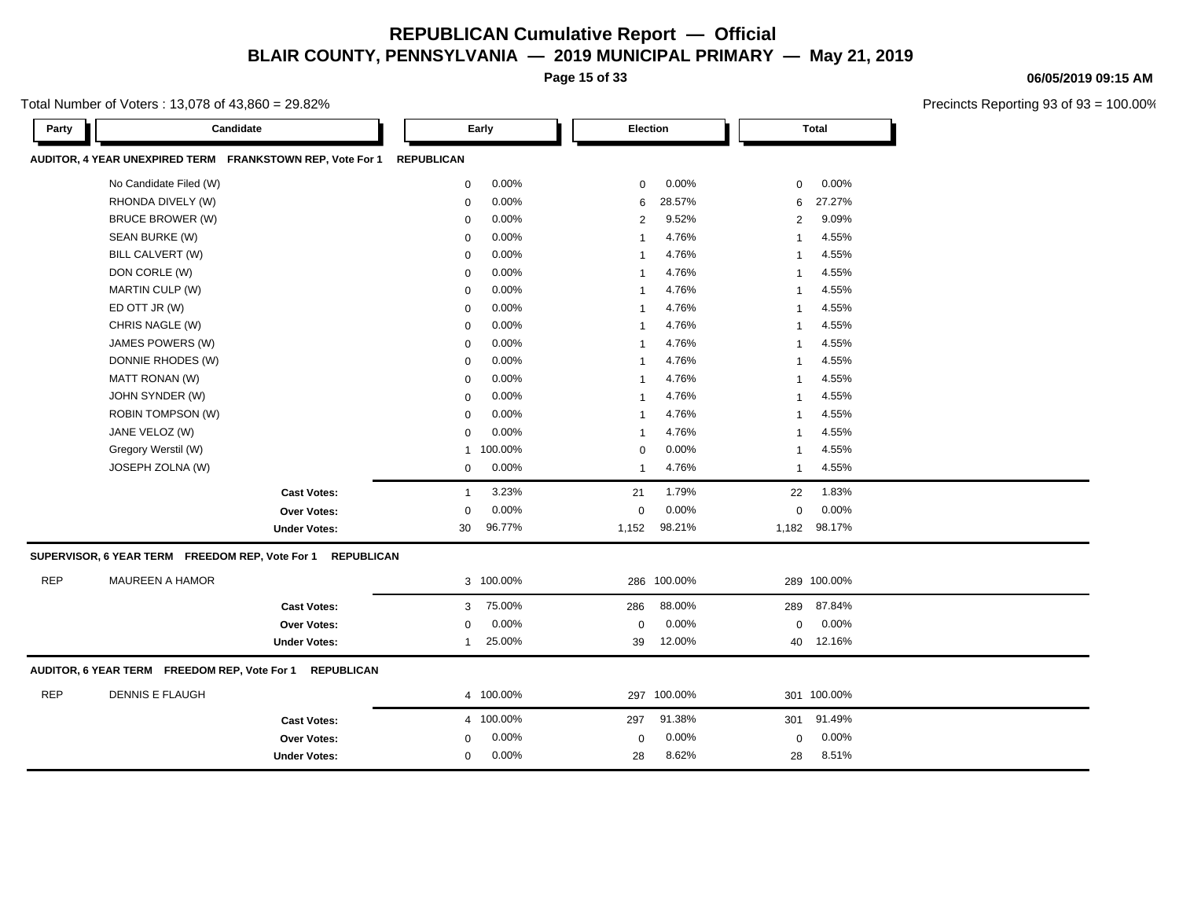# REPUBLICAN Cumulative Report — Official

## BLAIR COUNTY, PENNSYLVANIA — 2019 MUNICIPAL PRIMARY — May 21, 2019

06/05/2019 09:15 AM

Total Number of Voters : 13,078 of 43,860 = 29.82%

Precincts Reporting 93 of 93 = 100.00%

### AUDITOR, 4 YEAR UNEXPIRED TERM FRANKSTOWN REP, Vote For 1 REPUBLICAN

| Party | Candidate | Early | | Election | | Total | |
|---|---|---|---|---|---|---|---|
| | No Candidate Filed (W) | 0 | 0.00% | 0 | 0.00% | 0 | 0.00% |
| | RHONDA DIVELY (W) | 0 | 0.00% | 6 | 28.57% | 6 | 27.27% |
| | BRUCE BROWER (W) | 0 | 0.00% | 2 | 9.52% | 2 | 9.09% |
| | SEAN BURKE (W) | 0 | 0.00% | 1 | 4.76% | 1 | 4.55% |
| | BILL CALVERT (W) | 0 | 0.00% | 1 | 4.76% | 1 | 4.55% |
| | DON CORLE (W) | 0 | 0.00% | 1 | 4.76% | 1 | 4.55% |
| | MARTIN CULP (W) | 0 | 0.00% | 1 | 4.76% | 1 | 4.55% |
| | ED OTT JR (W) | 0 | 0.00% | 1 | 4.76% | 1 | 4.55% |
| | CHRIS NAGLE (W) | 0 | 0.00% | 1 | 4.76% | 1 | 4.55% |
| | JAMES POWERS (W) | 0 | 0.00% | 1 | 4.76% | 1 | 4.55% |
| | DONNIE RHODES (W) | 0 | 0.00% | 1 | 4.76% | 1 | 4.55% |
| | MATT RONAN (W) | 0 | 0.00% | 1 | 4.76% | 1 | 4.55% |
| | JOHN SYNDER (W) | 0 | 0.00% | 1 | 4.76% | 1 | 4.55% |
| | ROBIN TOMPSON (W) | 0 | 0.00% | 1 | 4.76% | 1 | 4.55% |
| | JANE VELOZ (W) | 0 | 0.00% | 1 | 4.76% | 1 | 4.55% |
| | Gregory Werstil (W) | 1 | 100.00% | 0 | 0.00% | 1 | 4.55% |
| | JOSEPH ZOLNA (W) | 0 | 0.00% | 1 | 4.76% | 1 | 4.55% |
| | **Cast Votes:** | 1 | 3.23% | 21 | 1.79% | 22 | 1.83% |
| | **Over Votes:** | 0 | 0.00% | 0 | 0.00% | 0 | 0.00% |
| | **Under Votes:** | 30 | 96.77% | 1,152 | 98.21% | 1,182 | 98.17% |

### SUPERVISOR, 6 YEAR TERM FREEDOM REP, Vote For 1 REPUBLICAN

| Party | Candidate | Early | | Election | | Total | |
|---|---|---|---|---|---|---|---|
| REP | MAUREEN A HAMOR | 3 | 100.00% | 286 | 100.00% | 289 | 100.00% |
| | **Cast Votes:** | 3 | 75.00% | 286 | 88.00% | 289 | 87.84% |
| | **Over Votes:** | 0 | 0.00% | 0 | 0.00% | 0 | 0.00% |
| | **Under Votes:** | 1 | 25.00% | 39 | 12.00% | 40 | 12.16% |

### AUDITOR, 6 YEAR TERM FREEDOM REP, Vote For 1 REPUBLICAN

| Party | Candidate | Early | | Election | | Total | |
|---|---|---|---|---|---|---|---|
| REP | DENNIS E FLAUGH | 4 | 100.00% | 297 | 100.00% | 301 | 100.00% |
| | **Cast Votes:** | 4 | 100.00% | 297 | 91.38% | 301 | 91.49% |
| | **Over Votes:** | 0 | 0.00% | 0 | 0.00% | 0 | 0.00% |
| | **Under Votes:** | 0 | 0.00% | 28 | 8.62% | 28 | 8.51% |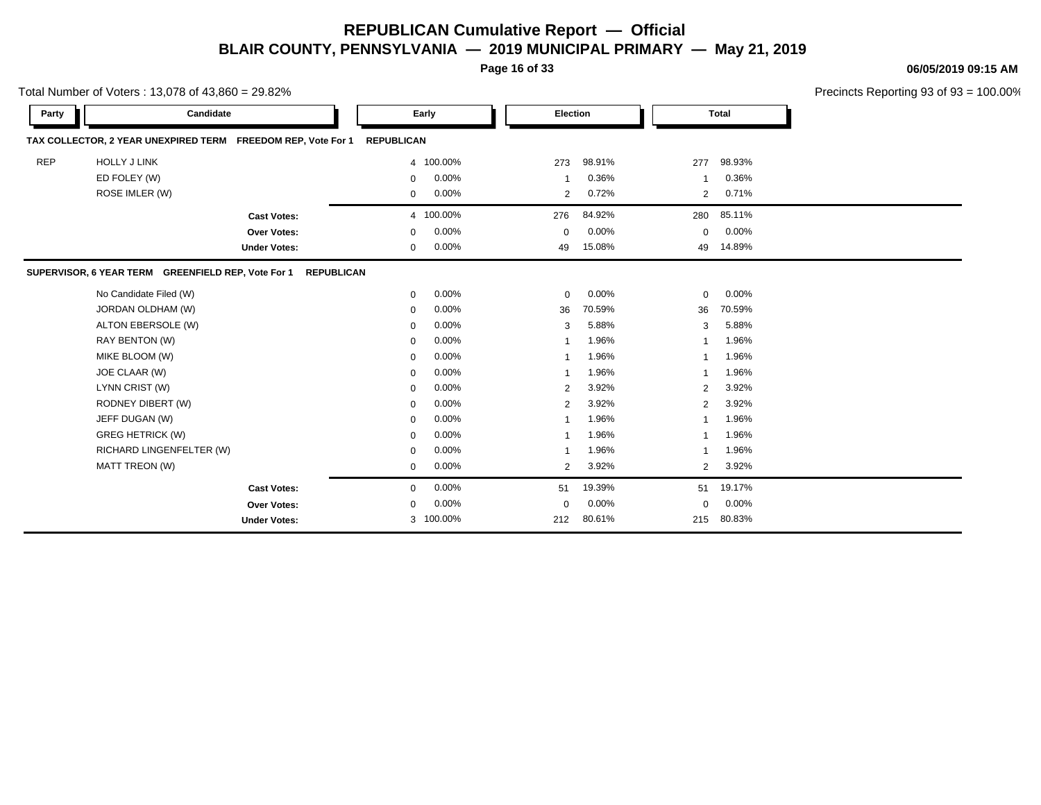# REPUBLICAN Cumulative Report — Official

## BLAIR COUNTY, PENNSYLVANIA — 2019 MUNICIPAL PRIMARY — May 21, 2019

06/05/2019 09:15 AM

Total Number of Voters : 13,078 of 43,860 = 29.82%

Precincts Reporting 93 of 93 = 100.00%

### TAX COLLECTOR, 2 YEAR UNEXPIRED TERM FREEDOM REP, Vote For 1 REPUBLICAN

| Party | Candidate | Early | | Election | | Total | |
|---|---|---|---|---|---|---|---|
| REP | HOLLY J LINK | 4 | 100.00% | 273 | 98.91% | 277 | 98.93% |
| | ED FOLEY (W) | 0 | 0.00% | 1 | 0.36% | 1 | 0.36% |
| | ROSE IMLER (W) | 0 | 0.00% | 2 | 0.72% | 2 | 0.71% |
| | **Cast Votes:** | 4 | 100.00% | 276 | 84.92% | 280 | 85.11% |
| | **Over Votes:** | 0 | 0.00% | 0 | 0.00% | 0 | 0.00% |
| | **Under Votes:** | 0 | 0.00% | 49 | 15.08% | 49 | 14.89% |

### SUPERVISOR, 6 YEAR TERM GREENFIELD REP, Vote For 1 REPUBLICAN

| Party | Candidate | Early | | Election | | Total | |
|---|---|---|---|---|---|---|---|
| | No Candidate Filed (W) | 0 | 0.00% | 0 | 0.00% | 0 | 0.00% |
| | JORDAN OLDHAM (W) | 0 | 0.00% | 36 | 70.59% | 36 | 70.59% |
| | ALTON EBERSOLE (W) | 0 | 0.00% | 3 | 5.88% | 3 | 5.88% |
| | RAY BENTON (W) | 0 | 0.00% | 1 | 1.96% | 1 | 1.96% |
| | MIKE BLOOM (W) | 0 | 0.00% | 1 | 1.96% | 1 | 1.96% |
| | JOE CLAAR (W) | 0 | 0.00% | 1 | 1.96% | 1 | 1.96% |
| | LYNN CRIST (W) | 0 | 0.00% | 2 | 3.92% | 2 | 3.92% |
| | RODNEY DIBERT (W) | 0 | 0.00% | 2 | 3.92% | 2 | 3.92% |
| | JEFF DUGAN (W) | 0 | 0.00% | 1 | 1.96% | 1 | 1.96% |
| | GREG HETRICK (W) | 0 | 0.00% | 1 | 1.96% | 1 | 1.96% |
| | RICHARD LINGENFELTER (W) | 0 | 0.00% | 1 | 1.96% | 1 | 1.96% |
| | MATT TREON (W) | 0 | 0.00% | 2 | 3.92% | 2 | 3.92% |
| | **Cast Votes:** | 0 | 0.00% | 51 | 19.39% | 51 | 19.17% |
| | **Over Votes:** | 0 | 0.00% | 0 | 0.00% | 0 | 0.00% |
| | **Under Votes:** | 3 | 100.00% | 212 | 80.61% | 215 | 80.83% |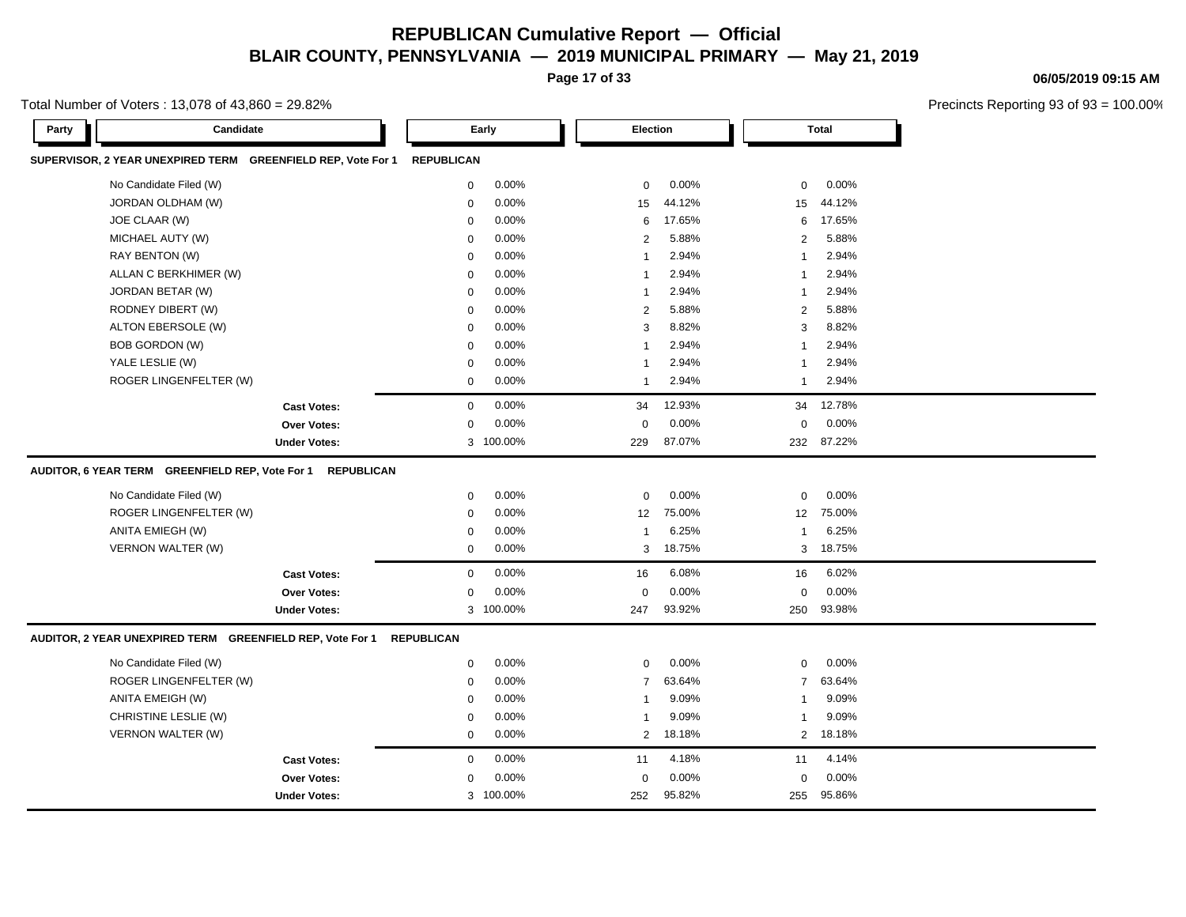# REPUBLICAN Cumulative Report — Official

## BLAIR COUNTY, PENNSYLVANIA — 2019 MUNICIPAL PRIMARY — May 21, 2019

06/05/2019 09:15 AM

Total Number of Voters : 13,078 of 43,860 = 29.82%

Precincts Reporting 93 of 93 = 100.00%

### SUPERVISOR, 2 YEAR UNEXPIRED TERM GREENFIELD REP, Vote For 1 REPUBLICAN

| Candidate | Early | Early % | Election | Election % | Total | Total % |
|---|---|---|---|---|---|---|
| No Candidate Filed (W) | 0 | 0.00% | 0 | 0.00% | 0 | 0.00% |
| JORDAN OLDHAM (W) | 0 | 0.00% | 15 | 44.12% | 15 | 44.12% |
| JOE CLAAR (W) | 0 | 0.00% | 6 | 17.65% | 6 | 17.65% |
| MICHAEL AUTY (W) | 0 | 0.00% | 2 | 5.88% | 2 | 5.88% |
| RAY BENTON (W) | 0 | 0.00% | 1 | 2.94% | 1 | 2.94% |
| ALLAN C BERKHIMER (W) | 0 | 0.00% | 1 | 2.94% | 1 | 2.94% |
| JORDAN BETAR (W) | 0 | 0.00% | 1 | 2.94% | 1 | 2.94% |
| RODNEY DIBERT (W) | 0 | 0.00% | 2 | 5.88% | 2 | 5.88% |
| ALTON EBERSOLE (W) | 0 | 0.00% | 3 | 8.82% | 3 | 8.82% |
| BOB GORDON (W) | 0 | 0.00% | 1 | 2.94% | 1 | 2.94% |
| YALE LESLIE (W) | 0 | 0.00% | 1 | 2.94% | 1 | 2.94% |
| ROGER LINGENFELTER (W) | 0 | 0.00% | 1 | 2.94% | 1 | 2.94% |
| **Cast Votes:** | 0 | 0.00% | 34 | 12.93% | 34 | 12.78% |
| **Over Votes:** | 0 | 0.00% | 0 | 0.00% | 0 | 0.00% |
| **Under Votes:** | 3 | 100.00% | 229 | 87.07% | 232 | 87.22% |

### AUDITOR, 6 YEAR TERM GREENFIELD REP, Vote For 1 REPUBLICAN

| Candidate | Early | Early % | Election | Election % | Total | Total % |
|---|---|---|---|---|---|---|
| No Candidate Filed (W) | 0 | 0.00% | 0 | 0.00% | 0 | 0.00% |
| ROGER LINGENFELTER (W) | 0 | 0.00% | 12 | 75.00% | 12 | 75.00% |
| ANITA EMIEGH (W) | 0 | 0.00% | 1 | 6.25% | 1 | 6.25% |
| VERNON WALTER (W) | 0 | 0.00% | 3 | 18.75% | 3 | 18.75% |
| **Cast Votes:** | 0 | 0.00% | 16 | 6.08% | 16 | 6.02% |
| **Over Votes:** | 0 | 0.00% | 0 | 0.00% | 0 | 0.00% |
| **Under Votes:** | 3 | 100.00% | 247 | 93.92% | 250 | 93.98% |

### AUDITOR, 2 YEAR UNEXPIRED TERM GREENFIELD REP, Vote For 1 REPUBLICAN

| Candidate | Early | Early % | Election | Election % | Total | Total % |
|---|---|---|---|---|---|---|
| No Candidate Filed (W) | 0 | 0.00% | 0 | 0.00% | 0 | 0.00% |
| ROGER LINGENFELTER (W) | 0 | 0.00% | 7 | 63.64% | 7 | 63.64% |
| ANITA EMEIGH (W) | 0 | 0.00% | 1 | 9.09% | 1 | 9.09% |
| CHRISTINE LESLIE (W) | 0 | 0.00% | 1 | 9.09% | 1 | 9.09% |
| VERNON WALTER (W) | 0 | 0.00% | 2 | 18.18% | 2 | 18.18% |
| **Cast Votes:** | 0 | 0.00% | 11 | 4.18% | 11 | 4.14% |
| **Over Votes:** | 0 | 0.00% | 0 | 0.00% | 0 | 0.00% |
| **Under Votes:** | 3 | 100.00% | 252 | 95.82% | 255 | 95.86% |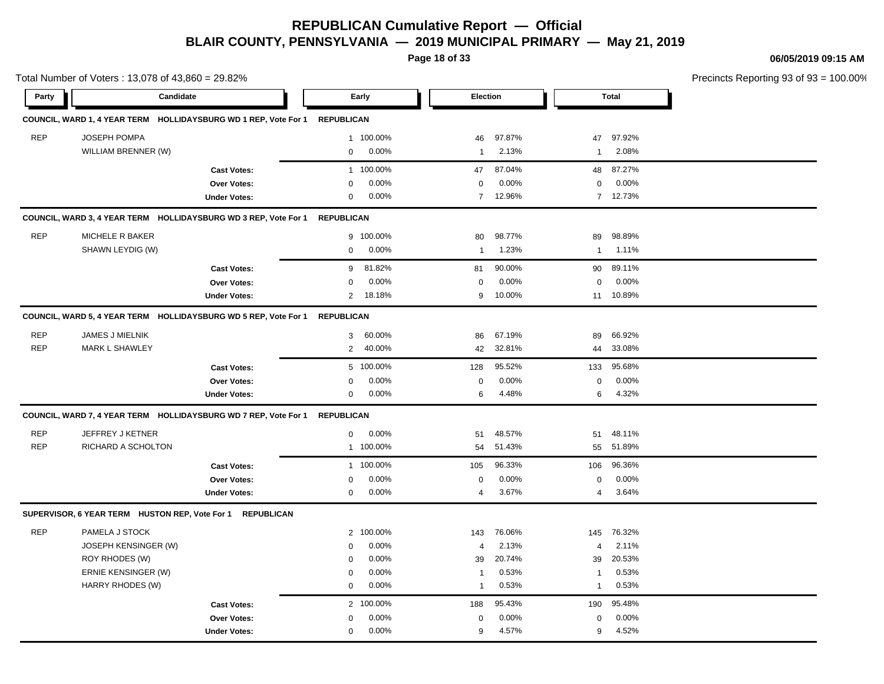# REPUBLICAN Cumulative Report — Official

## BLAIR COUNTY, PENNSYLVANIA — 2019 MUNICIPAL PRIMARY — May 21, 2019

06/05/2019 09:15 AM

Total Number of Voters : 13,078 of 43,860 = 29.82%

Precincts Reporting 93 of 93 = 100.00%

| Party | Candidate | Early | | Election | | Total | |
|---|---|---|---|---|---|---|---|
| **COUNCIL, WARD 1, 4 YEAR TERM HOLLIDAYSBURG WD 1 REP, Vote For 1 REPUBLICAN** | | | | | | | |
| REP | JOSEPH POMPA | 1 | 100.00% | 46 | 97.87% | 47 | 97.92% |
| | WILLIAM BRENNER (W) | 0 | 0.00% | 1 | 2.13% | 1 | 2.08% |
| | **Cast Votes:** | 1 | 100.00% | 47 | 87.04% | 48 | 87.27% |
| | **Over Votes:** | 0 | 0.00% | 0 | 0.00% | 0 | 0.00% |
| | **Under Votes:** | 0 | 0.00% | 7 | 12.96% | 7 | 12.73% |
| **COUNCIL, WARD 3, 4 YEAR TERM HOLLIDAYSBURG WD 3 REP, Vote For 1 REPUBLICAN** | | | | | | | |
| REP | MICHELE R BAKER | 9 | 100.00% | 80 | 98.77% | 89 | 98.89% |
| | SHAWN LEYDIG (W) | 0 | 0.00% | 1 | 1.23% | 1 | 1.11% |
| | **Cast Votes:** | 9 | 81.82% | 81 | 90.00% | 90 | 89.11% |
| | **Over Votes:** | 0 | 0.00% | 0 | 0.00% | 0 | 0.00% |
| | **Under Votes:** | 2 | 18.18% | 9 | 10.00% | 11 | 10.89% |
| **COUNCIL, WARD 5, 4 YEAR TERM HOLLIDAYSBURG WD 5 REP, Vote For 1 REPUBLICAN** | | | | | | | |
| REP | JAMES J MIELNIK | 3 | 60.00% | 86 | 67.19% | 89 | 66.92% |
| REP | MARK L SHAWLEY | 2 | 40.00% | 42 | 32.81% | 44 | 33.08% |
| | **Cast Votes:** | 5 | 100.00% | 128 | 95.52% | 133 | 95.68% |
| | **Over Votes:** | 0 | 0.00% | 0 | 0.00% | 0 | 0.00% |
| | **Under Votes:** | 0 | 0.00% | 6 | 4.48% | 6 | 4.32% |
| **COUNCIL, WARD 7, 4 YEAR TERM HOLLIDAYSBURG WD 7 REP, Vote For 1 REPUBLICAN** | | | | | | | |
| REP | JEFFREY J KETNER | 0 | 0.00% | 51 | 48.57% | 51 | 48.11% |
| REP | RICHARD A SCHOLTON | 1 | 100.00% | 54 | 51.43% | 55 | 51.89% |
| | **Cast Votes:** | 1 | 100.00% | 105 | 96.33% | 106 | 96.36% |
| | **Over Votes:** | 0 | 0.00% | 0 | 0.00% | 0 | 0.00% |
| | **Under Votes:** | 0 | 0.00% | 4 | 3.67% | 4 | 3.64% |
| **SUPERVISOR, 6 YEAR TERM HUSTON REP, Vote For 1 REPUBLICAN** | | | | | | | |
| REP | PAMELA J STOCK | 2 | 100.00% | 143 | 76.06% | 145 | 76.32% |
| | JOSEPH KENSINGER (W) | 0 | 0.00% | 4 | 2.13% | 4 | 2.11% |
| | ROY RHODES (W) | 0 | 0.00% | 39 | 20.74% | 39 | 20.53% |
| | ERNIE KENSINGER (W) | 0 | 0.00% | 1 | 0.53% | 1 | 0.53% |
| | HARRY RHODES (W) | 0 | 0.00% | 1 | 0.53% | 1 | 0.53% |
| | **Cast Votes:** | 2 | 100.00% | 188 | 95.43% | 190 | 95.48% |
| | **Over Votes:** | 0 | 0.00% | 0 | 0.00% | 0 | 0.00% |
| | **Under Votes:** | 0 | 0.00% | 9 | 4.57% | 9 | 4.52% |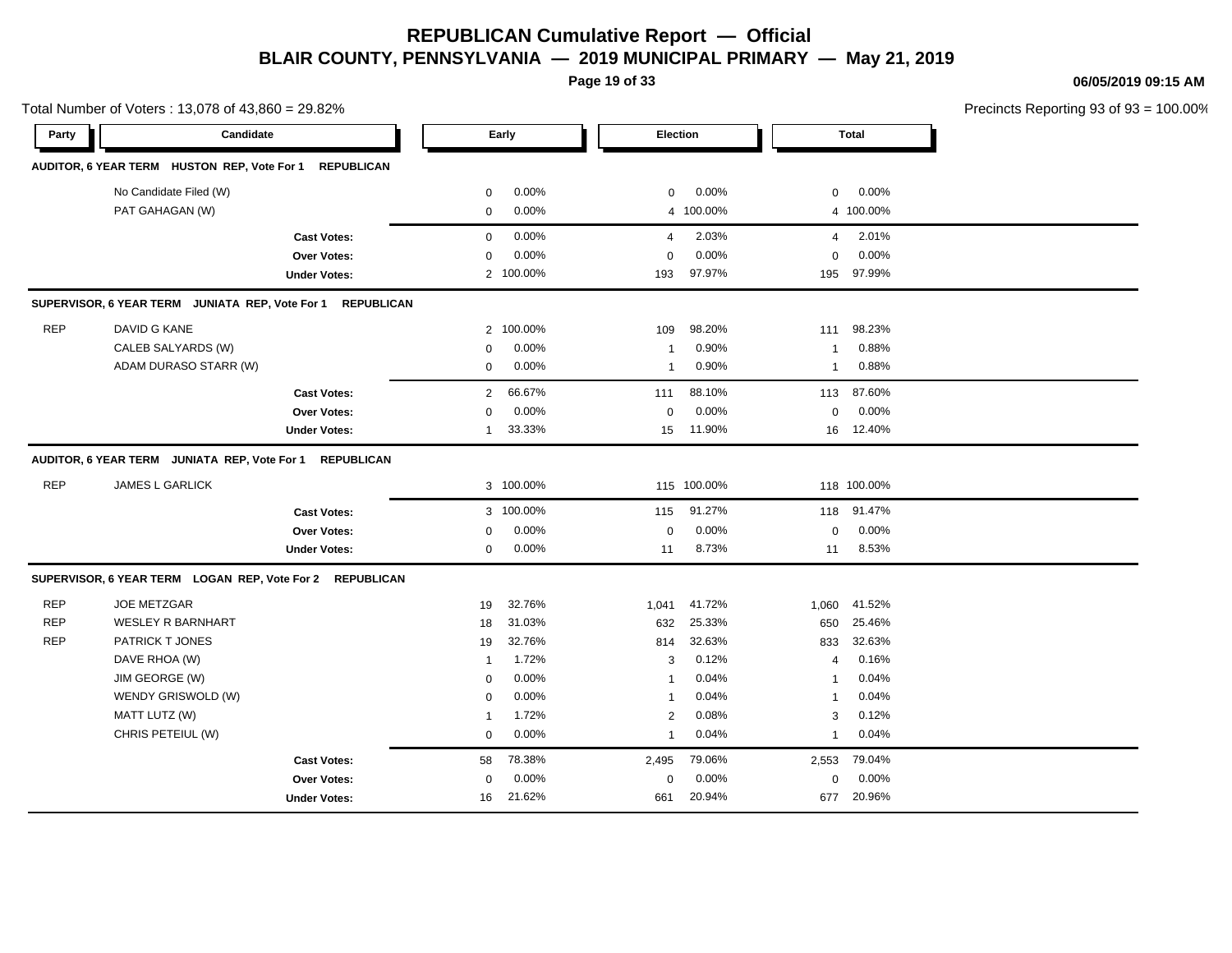# REPUBLICAN Cumulative Report — Official

## BLAIR COUNTY, PENNSYLVANIA — 2019 MUNICIPAL PRIMARY — May 21, 2019

06/05/2019 09:15 AM

Total Number of Voters : 13,078 of 43,860 = 29.82%

Precincts Reporting 93 of 93 = 100.00%

| Party | Candidate | Early | | Election | | Total | |
|---|---|---|---|---|---|---|---|
| **AUDITOR, 6 YEAR TERM HUSTON REP, Vote For 1 REPUBLICAN** | | | | | | | |
| | No Candidate Filed (W) | 0 | 0.00% | 0 | 0.00% | 0 | 0.00% |
| | PAT GAHAGAN (W) | 0 | 0.00% | 4 | 100.00% | 4 | 100.00% |
| | **Cast Votes:** | 0 | 0.00% | 4 | 2.03% | 4 | 2.01% |
| | **Over Votes:** | 0 | 0.00% | 0 | 0.00% | 0 | 0.00% |
| | **Under Votes:** | 2 | 100.00% | 193 | 97.97% | 195 | 97.99% |
| **SUPERVISOR, 6 YEAR TERM JUNIATA REP, Vote For 1 REPUBLICAN** | | | | | | | |
| REP | DAVID G KANE | 2 | 100.00% | 109 | 98.20% | 111 | 98.23% |
| | CALEB SALYARDS (W) | 0 | 0.00% | 1 | 0.90% | 1 | 0.88% |
| | ADAM DURASO STARR (W) | 0 | 0.00% | 1 | 0.90% | 1 | 0.88% |
| | **Cast Votes:** | 2 | 66.67% | 111 | 88.10% | 113 | 87.60% |
| | **Over Votes:** | 0 | 0.00% | 0 | 0.00% | 0 | 0.00% |
| | **Under Votes:** | 1 | 33.33% | 15 | 11.90% | 16 | 12.40% |
| **AUDITOR, 6 YEAR TERM JUNIATA REP, Vote For 1 REPUBLICAN** | | | | | | | |
| REP | JAMES L GARLICK | 3 | 100.00% | 115 | 100.00% | 118 | 100.00% |
| | **Cast Votes:** | 3 | 100.00% | 115 | 91.27% | 118 | 91.47% |
| | **Over Votes:** | 0 | 0.00% | 0 | 0.00% | 0 | 0.00% |
| | **Under Votes:** | 0 | 0.00% | 11 | 8.73% | 11 | 8.53% |
| **SUPERVISOR, 6 YEAR TERM LOGAN REP, Vote For 2 REPUBLICAN** | | | | | | | |
| REP | JOE METZGAR | 19 | 32.76% | 1,041 | 41.72% | 1,060 | 41.52% |
| REP | WESLEY R BARNHART | 18 | 31.03% | 632 | 25.33% | 650 | 25.46% |
| REP | PATRICK T JONES | 19 | 32.76% | 814 | 32.63% | 833 | 32.63% |
| | DAVE RHOA (W) | 1 | 1.72% | 3 | 0.12% | 4 | 0.16% |
| | JIM GEORGE (W) | 0 | 0.00% | 1 | 0.04% | 1 | 0.04% |
| | WENDY GRISWOLD (W) | 0 | 0.00% | 1 | 0.04% | 1 | 0.04% |
| | MATT LUTZ (W) | 1 | 1.72% | 2 | 0.08% | 3 | 0.12% |
| | CHRIS PETEIUL (W) | 0 | 0.00% | 1 | 0.04% | 1 | 0.04% |
| | **Cast Votes:** | 58 | 78.38% | 2,495 | 79.06% | 2,553 | 79.04% |
| | **Over Votes:** | 0 | 0.00% | 0 | 0.00% | 0 | 0.00% |
| | **Under Votes:** | 16 | 21.62% | 661 | 20.94% | 677 | 20.96% |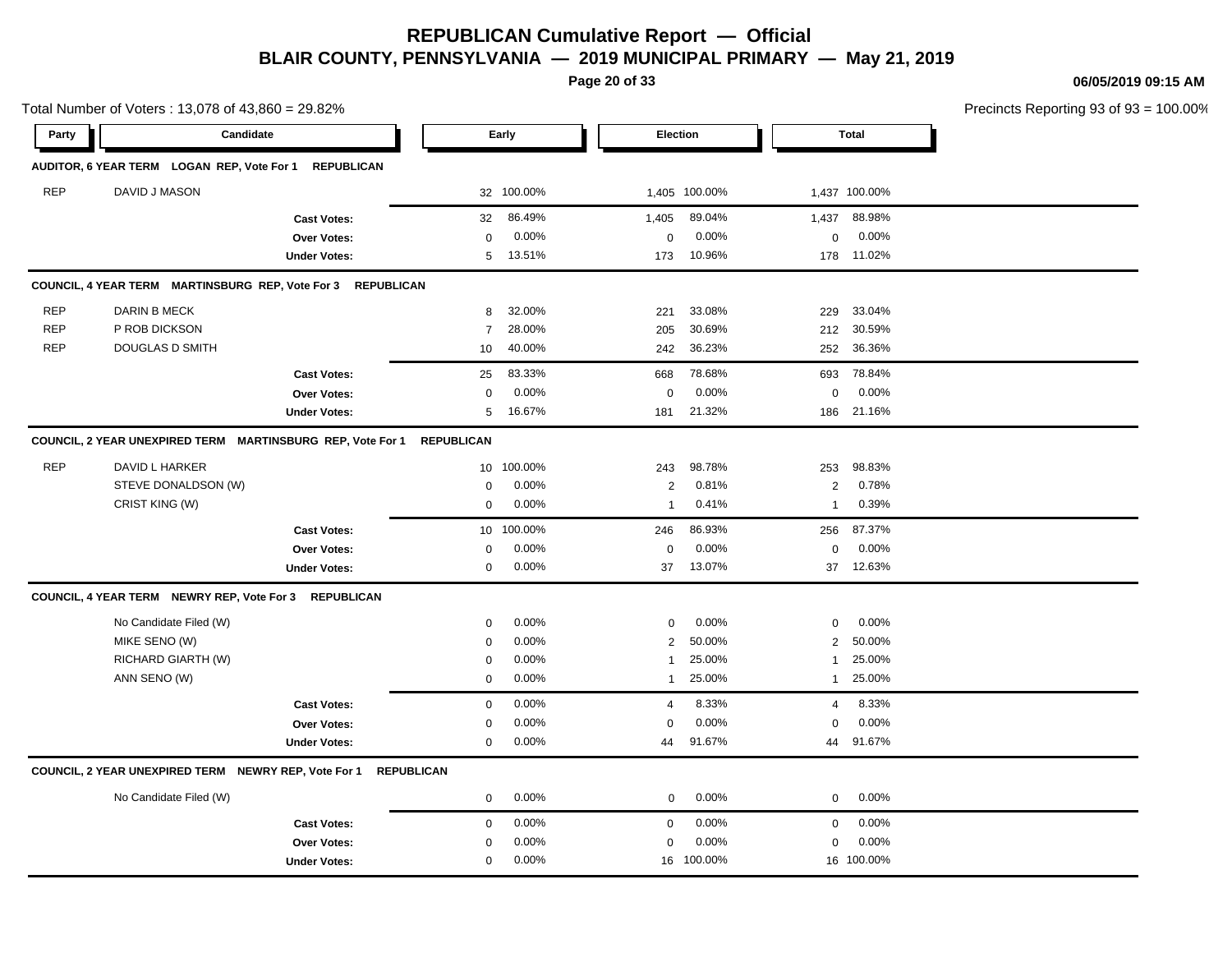# REPUBLICAN Cumulative Report — Official

## BLAIR COUNTY, PENNSYLVANIA — 2019 MUNICIPAL PRIMARY — May 21, 2019

06/05/2019 09:15 AM

Total Number of Voters : 13,078 of 43,860 = 29.82%

Precincts Reporting 93 of 93 = 100.00%

| Party | Candidate | Early | | Election | | Total | |
|---|---|---|---|---|---|---|---|
| **AUDITOR, 6 YEAR TERM LOGAN REP, Vote For 1 REPUBLICAN** | | | | | | | |
| REP | DAVID J MASON | 32 | 100.00% | 1,405 | 100.00% | 1,437 | 100.00% |
| | **Cast Votes:** | 32 | 86.49% | 1,405 | 89.04% | 1,437 | 88.98% |
| | **Over Votes:** | 0 | 0.00% | 0 | 0.00% | 0 | 0.00% |
| | **Under Votes:** | 5 | 13.51% | 173 | 10.96% | 178 | 11.02% |
| **COUNCIL, 4 YEAR TERM MARTINSBURG REP, Vote For 3 REPUBLICAN** | | | | | | | |
| REP | DARIN B MECK | 8 | 32.00% | 221 | 33.08% | 229 | 33.04% |
| REP | P ROB DICKSON | 7 | 28.00% | 205 | 30.69% | 212 | 30.59% |
| REP | DOUGLAS D SMITH | 10 | 40.00% | 242 | 36.23% | 252 | 36.36% |
| | **Cast Votes:** | 25 | 83.33% | 668 | 78.68% | 693 | 78.84% |
| | **Over Votes:** | 0 | 0.00% | 0 | 0.00% | 0 | 0.00% |
| | **Under Votes:** | 5 | 16.67% | 181 | 21.32% | 186 | 21.16% |
| **COUNCIL, 2 YEAR UNEXPIRED TERM MARTINSBURG REP, Vote For 1 REPUBLICAN** | | | | | | | |
| REP | DAVID L HARKER | 10 | 100.00% | 243 | 98.78% | 253 | 98.83% |
| | STEVE DONALDSON (W) | 0 | 0.00% | 2 | 0.81% | 2 | 0.78% |
| | CRIST KING (W) | 0 | 0.00% | 1 | 0.41% | 1 | 0.39% |
| | **Cast Votes:** | 10 | 100.00% | 246 | 86.93% | 256 | 87.37% |
| | **Over Votes:** | 0 | 0.00% | 0 | 0.00% | 0 | 0.00% |
| | **Under Votes:** | 0 | 0.00% | 37 | 13.07% | 37 | 12.63% |
| **COUNCIL, 4 YEAR TERM NEWRY REP, Vote For 3 REPUBLICAN** | | | | | | | |
| | No Candidate Filed (W) | 0 | 0.00% | 0 | 0.00% | 0 | 0.00% |
| | MIKE SENO (W) | 0 | 0.00% | 2 | 50.00% | 2 | 50.00% |
| | RICHARD GIARTH (W) | 0 | 0.00% | 1 | 25.00% | 1 | 25.00% |
| | ANN SENO (W) | 0 | 0.00% | 1 | 25.00% | 1 | 25.00% |
| | **Cast Votes:** | 0 | 0.00% | 4 | 8.33% | 4 | 8.33% |
| | **Over Votes:** | 0 | 0.00% | 0 | 0.00% | 0 | 0.00% |
| | **Under Votes:** | 0 | 0.00% | 44 | 91.67% | 44 | 91.67% |
| **COUNCIL, 2 YEAR UNEXPIRED TERM NEWRY REP, Vote For 1 REPUBLICAN** | | | | | | | |
| | No Candidate Filed (W) | 0 | 0.00% | 0 | 0.00% | 0 | 0.00% |
| | **Cast Votes:** | 0 | 0.00% | 0 | 0.00% | 0 | 0.00% |
| | **Over Votes:** | 0 | 0.00% | 0 | 0.00% | 0 | 0.00% |
| | **Under Votes:** | 0 | 0.00% | 16 | 100.00% | 16 | 100.00% |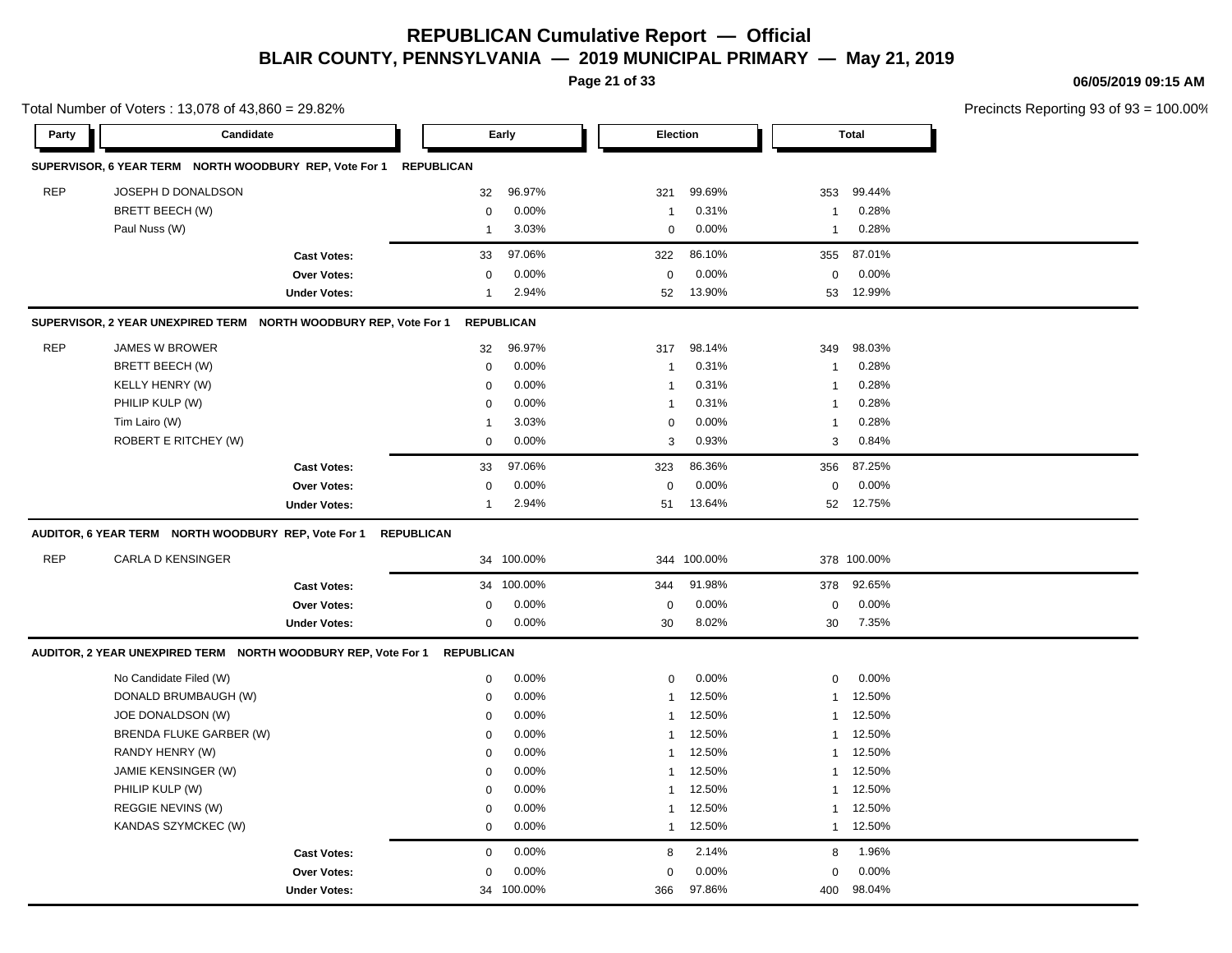# REPUBLICAN Cumulative Report — Official

## BLAIR COUNTY, PENNSYLVANIA — 2019 MUNICIPAL PRIMARY — May 21, 2019

06/05/2019 09:15 AM

Total Number of Voters : 13,078 of 43,860 = 29.82%

Precincts Reporting 93 of 93 = 100.00%

### SUPERVISOR, 6 YEAR TERM NORTH WOODBURY REP, Vote For 1 REPUBLICAN

| Party | Candidate | Early | | Election | | Total | |
|---|---|---|---|---|---|---|---|
| REP | JOSEPH D DONALDSON | 32 | 96.97% | 321 | 99.69% | 353 | 99.44% |
| | BRETT BEECH (W) | 0 | 0.00% | 1 | 0.31% | 1 | 0.28% |
| | Paul Nuss (W) | 1 | 3.03% | 0 | 0.00% | 1 | 0.28% |
| | **Cast Votes:** | 33 | 97.06% | 322 | 86.10% | 355 | 87.01% |
| | **Over Votes:** | 0 | 0.00% | 0 | 0.00% | 0 | 0.00% |
| | **Under Votes:** | 1 | 2.94% | 52 | 13.90% | 53 | 12.99% |

### SUPERVISOR, 2 YEAR UNEXPIRED TERM NORTH WOODBURY REP, Vote For 1 REPUBLICAN

| Party | Candidate | Early | | Election | | Total | |
|---|---|---|---|---|---|---|---|
| REP | JAMES W BROWER | 32 | 96.97% | 317 | 98.14% | 349 | 98.03% |
| | BRETT BEECH (W) | 0 | 0.00% | 1 | 0.31% | 1 | 0.28% |
| | KELLY HENRY (W) | 0 | 0.00% | 1 | 0.31% | 1 | 0.28% |
| | PHILIP KULP (W) | 0 | 0.00% | 1 | 0.31% | 1 | 0.28% |
| | Tim Lairo (W) | 1 | 3.03% | 0 | 0.00% | 1 | 0.28% |
| | ROBERT E RITCHEY (W) | 0 | 0.00% | 3 | 0.93% | 3 | 0.84% |
| | **Cast Votes:** | 33 | 97.06% | 323 | 86.36% | 356 | 87.25% |
| | **Over Votes:** | 0 | 0.00% | 0 | 0.00% | 0 | 0.00% |
| | **Under Votes:** | 1 | 2.94% | 51 | 13.64% | 52 | 12.75% |

### AUDITOR, 6 YEAR TERM NORTH WOODBURY REP, Vote For 1 REPUBLICAN

| Party | Candidate | Early | | Election | | Total | |
|---|---|---|---|---|---|---|---|
| REP | CARLA D KENSINGER | 34 | 100.00% | 344 | 100.00% | 378 | 100.00% |
| | **Cast Votes:** | 34 | 100.00% | 344 | 91.98% | 378 | 92.65% |
| | **Over Votes:** | 0 | 0.00% | 0 | 0.00% | 0 | 0.00% |
| | **Under Votes:** | 0 | 0.00% | 30 | 8.02% | 30 | 7.35% |

### AUDITOR, 2 YEAR UNEXPIRED TERM NORTH WOODBURY REP, Vote For 1 REPUBLICAN

| Party | Candidate | Early | | Election | | Total | |
|---|---|---|---|---|---|---|---|
| | No Candidate Filed (W) | 0 | 0.00% | 0 | 0.00% | 0 | 0.00% |
| | DONALD BRUMBAUGH (W) | 0 | 0.00% | 1 | 12.50% | 1 | 12.50% |
| | JOE DONALDSON (W) | 0 | 0.00% | 1 | 12.50% | 1 | 12.50% |
| | BRENDA FLUKE GARBER (W) | 0 | 0.00% | 1 | 12.50% | 1 | 12.50% |
| | RANDY HENRY (W) | 0 | 0.00% | 1 | 12.50% | 1 | 12.50% |
| | JAMIE KENSINGER (W) | 0 | 0.00% | 1 | 12.50% | 1 | 12.50% |
| | PHILIP KULP (W) | 0 | 0.00% | 1 | 12.50% | 1 | 12.50% |
| | REGGIE NEVINS (W) | 0 | 0.00% | 1 | 12.50% | 1 | 12.50% |
| | KANDAS SZYMCKEC (W) | 0 | 0.00% | 1 | 12.50% | 1 | 12.50% |
| | **Cast Votes:** | 0 | 0.00% | 8 | 2.14% | 8 | 1.96% |
| | **Over Votes:** | 0 | 0.00% | 0 | 0.00% | 0 | 0.00% |
| | **Under Votes:** | 34 | 100.00% | 366 | 97.86% | 400 | 98.04% |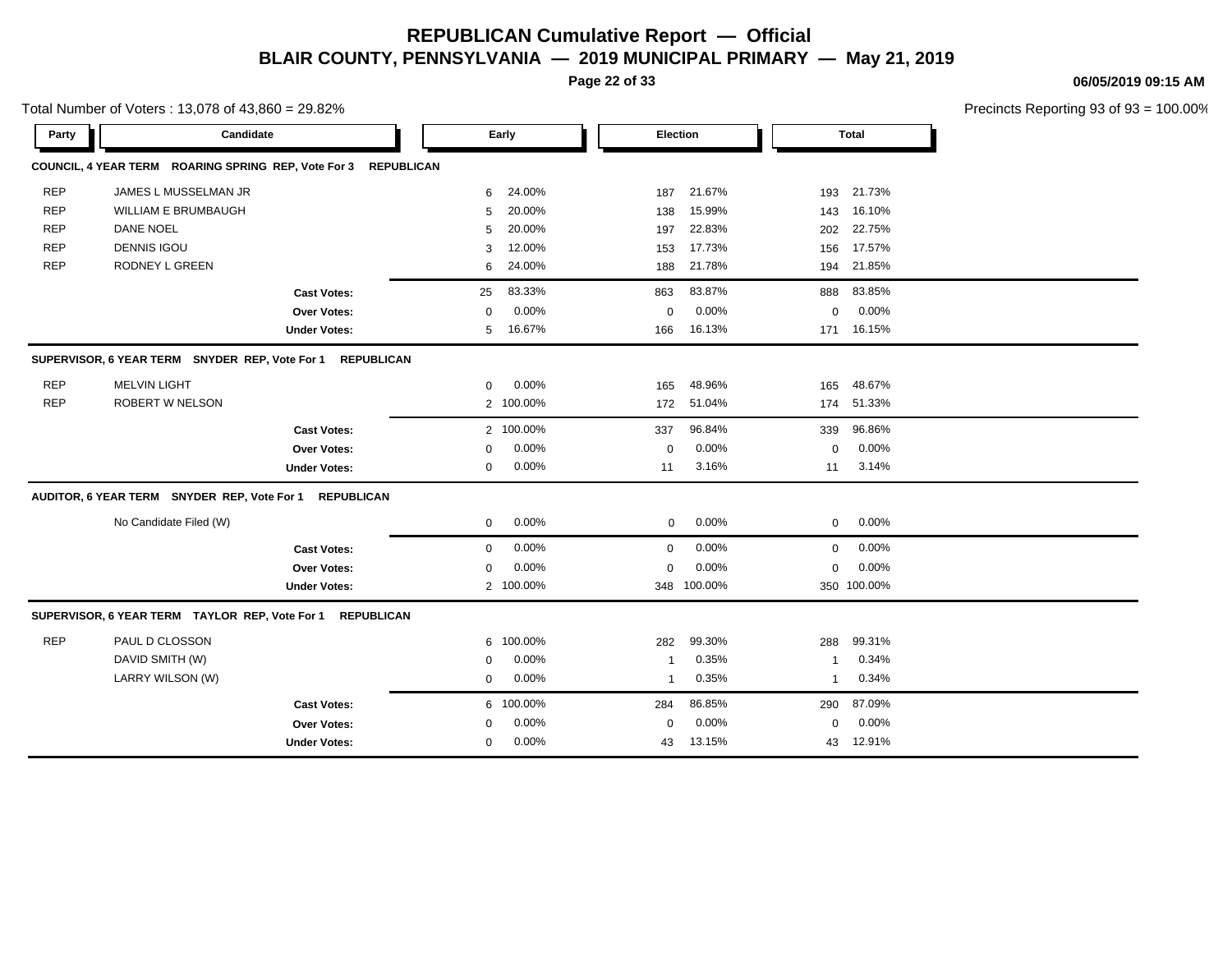# REPUBLICAN Cumulative Report — Official

## BLAIR COUNTY, PENNSYLVANIA — 2019 MUNICIPAL PRIMARY — May 21, 2019

06/05/2019 09:15 AM

Total Number of Voters : 13,078 of 43,860 = 29.82%

Precincts Reporting 93 of 93 = 100.00%

| Party | Candidate | Early | | Election | | Total | |
|---|---|---|---|---|---|---|---|
| **COUNCIL, 4 YEAR TERM ROARING SPRING REP, Vote For 3 REPUBLICAN** | | | | | | | |
| REP | JAMES L MUSSELMAN JR | 6 | 24.00% | 187 | 21.67% | 193 | 21.73% |
| REP | WILLIAM E BRUMBAUGH | 5 | 20.00% | 138 | 15.99% | 143 | 16.10% |
| REP | DANE NOEL | 5 | 20.00% | 197 | 22.83% | 202 | 22.75% |
| REP | DENNIS IGOU | 3 | 12.00% | 153 | 17.73% | 156 | 17.57% |
| REP | RODNEY L GREEN | 6 | 24.00% | 188 | 21.78% | 194 | 21.85% |
| | **Cast Votes:** | 25 | 83.33% | 863 | 83.87% | 888 | 83.85% |
| | **Over Votes:** | 0 | 0.00% | 0 | 0.00% | 0 | 0.00% |
| | **Under Votes:** | 5 | 16.67% | 166 | 16.13% | 171 | 16.15% |
| **SUPERVISOR, 6 YEAR TERM SNYDER REP, Vote For 1 REPUBLICAN** | | | | | | | |
| REP | MELVIN LIGHT | 0 | 0.00% | 165 | 48.96% | 165 | 48.67% |
| REP | ROBERT W NELSON | 2 | 100.00% | 172 | 51.04% | 174 | 51.33% |
| | **Cast Votes:** | 2 | 100.00% | 337 | 96.84% | 339 | 96.86% |
| | **Over Votes:** | 0 | 0.00% | 0 | 0.00% | 0 | 0.00% |
| | **Under Votes:** | 0 | 0.00% | 11 | 3.16% | 11 | 3.14% |
| **AUDITOR, 6 YEAR TERM SNYDER REP, Vote For 1 REPUBLICAN** | | | | | | | |
| | No Candidate Filed (W) | 0 | 0.00% | 0 | 0.00% | 0 | 0.00% |
| | **Cast Votes:** | 0 | 0.00% | 0 | 0.00% | 0 | 0.00% |
| | **Over Votes:** | 0 | 0.00% | 0 | 0.00% | 0 | 0.00% |
| | **Under Votes:** | 2 | 100.00% | 348 | 100.00% | 350 | 100.00% |
| **SUPERVISOR, 6 YEAR TERM TAYLOR REP, Vote For 1 REPUBLICAN** | | | | | | | |
| REP | PAUL D CLOSSON | 6 | 100.00% | 282 | 99.30% | 288 | 99.31% |
| | DAVID SMITH (W) | 0 | 0.00% | 1 | 0.35% | 1 | 0.34% |
| | LARRY WILSON (W) | 0 | 0.00% | 1 | 0.35% | 1 | 0.34% |
| | **Cast Votes:** | 6 | 100.00% | 284 | 86.85% | 290 | 87.09% |
| | **Over Votes:** | 0 | 0.00% | 0 | 0.00% | 0 | 0.00% |
| | **Under Votes:** | 0 | 0.00% | 43 | 13.15% | 43 | 12.91% |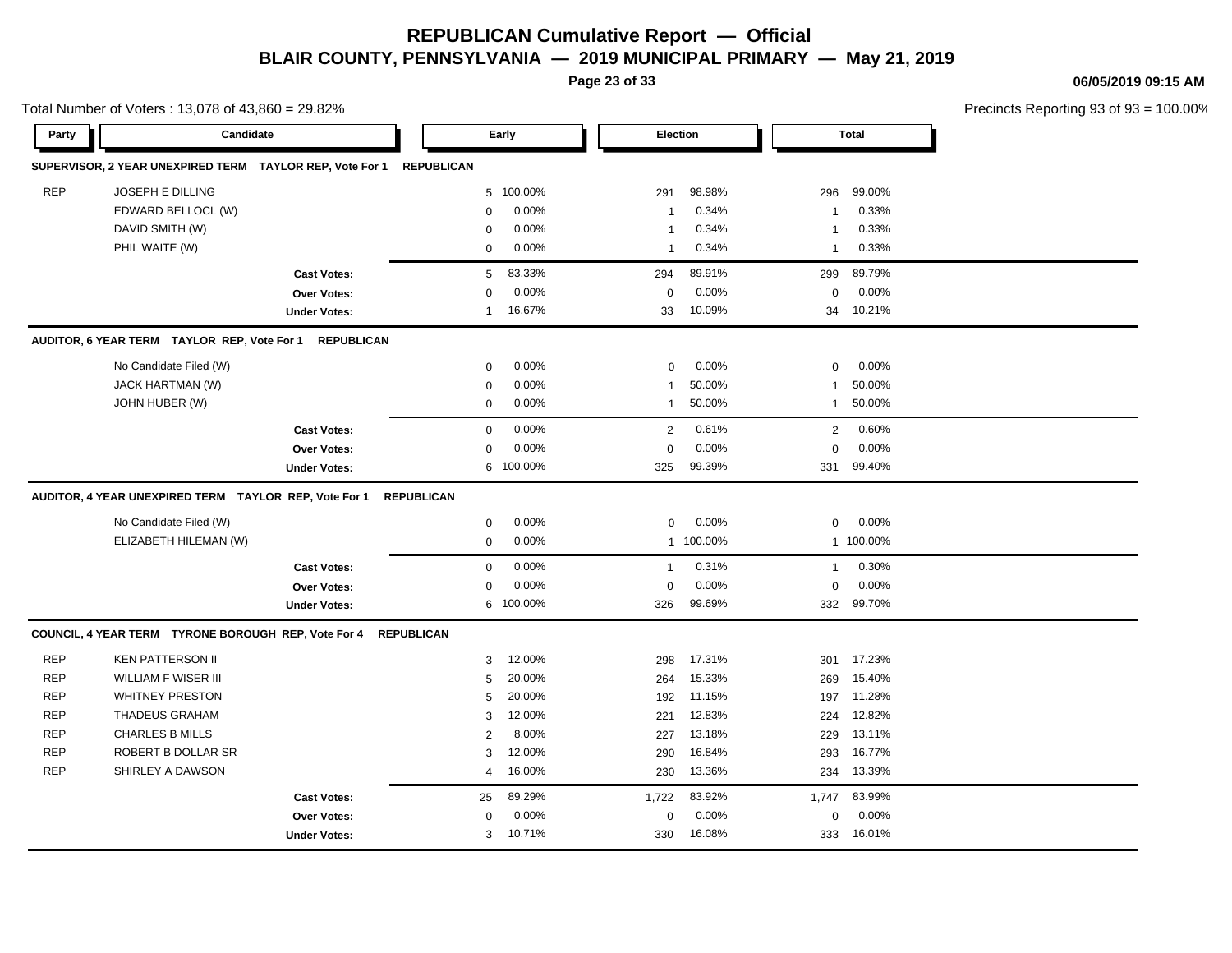# REPUBLICAN Cumulative Report — Official

## BLAIR COUNTY, PENNSYLVANIA — 2019 MUNICIPAL PRIMARY — May 21, 2019

06/05/2019 09:15 AM

Total Number of Voters : 13,078 of 43,860 = 29.82%

Precincts Reporting 93 of 93 = 100.00%

| Party | Candidate | Early | | Election | | Total | |
|---|---|---|---|---|---|---|---|
| **SUPERVISOR, 2 YEAR UNEXPIRED TERM TAYLOR REP, Vote For 1 REPUBLICAN** | | | | | | | |
| REP | JOSEPH E DILLING | 5 | 100.00% | 291 | 98.98% | 296 | 99.00% |
| | EDWARD BELLOCL (W) | 0 | 0.00% | 1 | 0.34% | 1 | 0.33% |
| | DAVID SMITH (W) | 0 | 0.00% | 1 | 0.34% | 1 | 0.33% |
| | PHIL WAITE (W) | 0 | 0.00% | 1 | 0.34% | 1 | 0.33% |
| | **Cast Votes:** | 5 | 83.33% | 294 | 89.91% | 299 | 89.79% |
| | **Over Votes:** | 0 | 0.00% | 0 | 0.00% | 0 | 0.00% |
| | **Under Votes:** | 1 | 16.67% | 33 | 10.09% | 34 | 10.21% |
| **AUDITOR, 6 YEAR TERM TAYLOR REP, Vote For 1 REPUBLICAN** | | | | | | | |
| | No Candidate Filed (W) | 0 | 0.00% | 0 | 0.00% | 0 | 0.00% |
| | JACK HARTMAN (W) | 0 | 0.00% | 1 | 50.00% | 1 | 50.00% |
| | JOHN HUBER (W) | 0 | 0.00% | 1 | 50.00% | 1 | 50.00% |
| | **Cast Votes:** | 0 | 0.00% | 2 | 0.61% | 2 | 0.60% |
| | **Over Votes:** | 0 | 0.00% | 0 | 0.00% | 0 | 0.00% |
| | **Under Votes:** | 6 | 100.00% | 325 | 99.39% | 331 | 99.40% |
| **AUDITOR, 4 YEAR UNEXPIRED TERM TAYLOR REP, Vote For 1 REPUBLICAN** | | | | | | | |
| | No Candidate Filed (W) | 0 | 0.00% | 0 | 0.00% | 0 | 0.00% |
| | ELIZABETH HILEMAN (W) | 0 | 0.00% | 1 | 100.00% | 1 | 100.00% |
| | **Cast Votes:** | 0 | 0.00% | 1 | 0.31% | 1 | 0.30% |
| | **Over Votes:** | 0 | 0.00% | 0 | 0.00% | 0 | 0.00% |
| | **Under Votes:** | 6 | 100.00% | 326 | 99.69% | 332 | 99.70% |
| **COUNCIL, 4 YEAR TERM TYRONE BOROUGH REP, Vote For 4 REPUBLICAN** | | | | | | | |
| REP | KEN PATTERSON II | 3 | 12.00% | 298 | 17.31% | 301 | 17.23% |
| REP | WILLIAM F WISER III | 5 | 20.00% | 264 | 15.33% | 269 | 15.40% |
| REP | WHITNEY PRESTON | 5 | 20.00% | 192 | 11.15% | 197 | 11.28% |
| REP | THADEUS GRAHAM | 3 | 12.00% | 221 | 12.83% | 224 | 12.82% |
| REP | CHARLES B MILLS | 2 | 8.00% | 227 | 13.18% | 229 | 13.11% |
| REP | ROBERT B DOLLAR SR | 3 | 12.00% | 290 | 16.84% | 293 | 16.77% |
| REP | SHIRLEY A DAWSON | 4 | 16.00% | 230 | 13.36% | 234 | 13.39% |
| | **Cast Votes:** | 25 | 89.29% | 1,722 | 83.92% | 1,747 | 83.99% |
| | **Over Votes:** | 0 | 0.00% | 0 | 0.00% | 0 | 0.00% |
| | **Under Votes:** | 3 | 10.71% | 330 | 16.08% | 333 | 16.01% |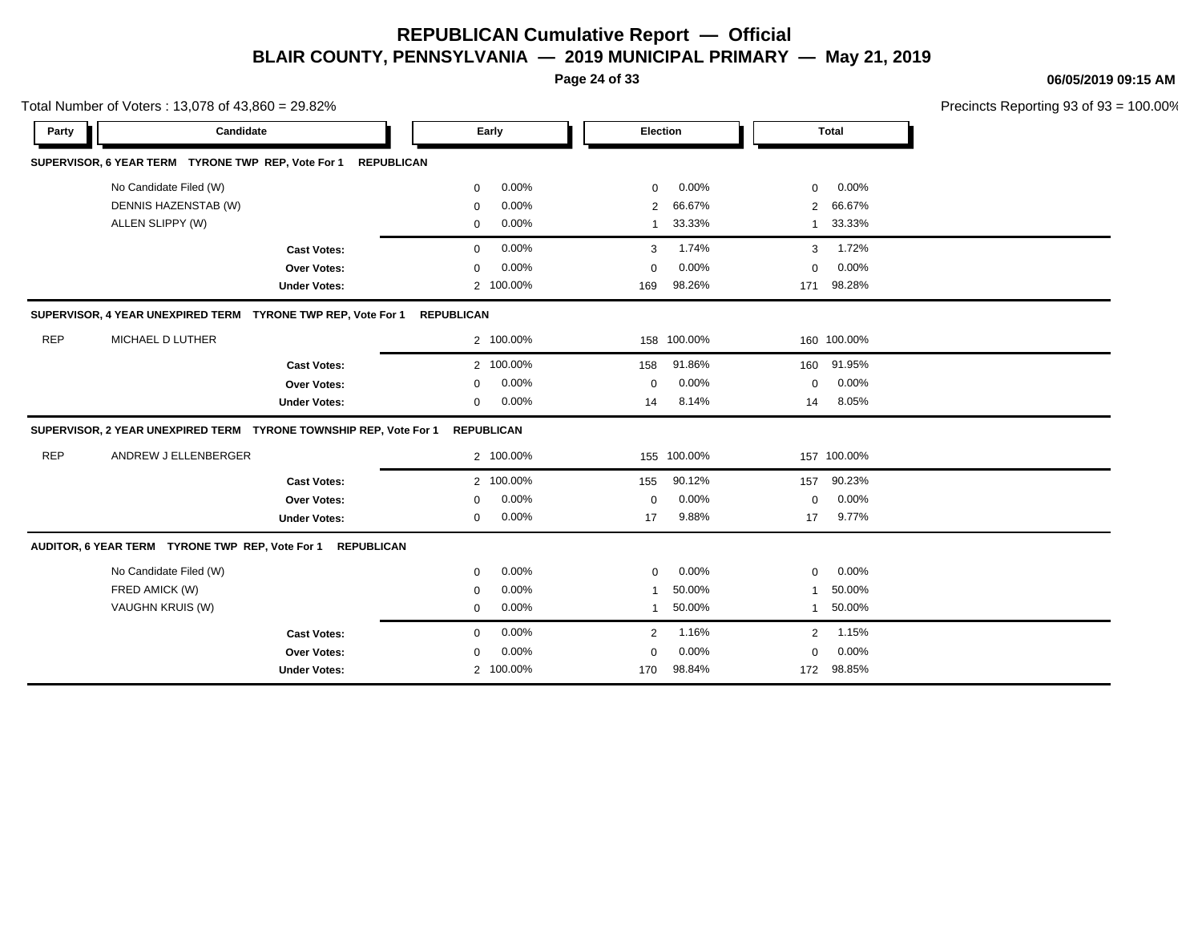# REPUBLICAN Cumulative Report — Official

## BLAIR COUNTY, PENNSYLVANIA — 2019 MUNICIPAL PRIMARY — May 21, 2019

06/05/2019 09:15 AM

Total Number of Voters : 13,078 of 43,860 = 29.82%

Precincts Reporting 93 of 93 = 100.00%

| Party | Candidate | Early | | Election | | Total | |
|---|---|---|---|---|---|---|---|
| **SUPERVISOR, 6 YEAR TERM TYRONE TWP REP, Vote For 1 REPUBLICAN** | | | | | | | |
| | No Candidate Filed (W) | 0 | 0.00% | 0 | 0.00% | 0 | 0.00% |
| | DENNIS HAZENSTAB (W) | 0 | 0.00% | 2 | 66.67% | 2 | 66.67% |
| | ALLEN SLIPPY (W) | 0 | 0.00% | 1 | 33.33% | 1 | 33.33% |
| | **Cast Votes:** | 0 | 0.00% | 3 | 1.74% | 3 | 1.72% |
| | **Over Votes:** | 0 | 0.00% | 0 | 0.00% | 0 | 0.00% |
| | **Under Votes:** | 2 | 100.00% | 169 | 98.26% | 171 | 98.28% |
| **SUPERVISOR, 4 YEAR UNEXPIRED TERM TYRONE TWP REP, Vote For 1 REPUBLICAN** | | | | | | | |
| REP | MICHAEL D LUTHER | 2 | 100.00% | 158 | 100.00% | 160 | 100.00% |
| | **Cast Votes:** | 2 | 100.00% | 158 | 91.86% | 160 | 91.95% |
| | **Over Votes:** | 0 | 0.00% | 0 | 0.00% | 0 | 0.00% |
| | **Under Votes:** | 0 | 0.00% | 14 | 8.14% | 14 | 8.05% |
| **SUPERVISOR, 2 YEAR UNEXPIRED TERM TYRONE TOWNSHIP REP, Vote For 1 REPUBLICAN** | | | | | | | |
| REP | ANDREW J ELLENBERGER | 2 | 100.00% | 155 | 100.00% | 157 | 100.00% |
| | **Cast Votes:** | 2 | 100.00% | 155 | 90.12% | 157 | 90.23% |
| | **Over Votes:** | 0 | 0.00% | 0 | 0.00% | 0 | 0.00% |
| | **Under Votes:** | 0 | 0.00% | 17 | 9.88% | 17 | 9.77% |
| **AUDITOR, 6 YEAR TERM TYRONE TWP REP, Vote For 1 REPUBLICAN** | | | | | | | |
| | No Candidate Filed (W) | 0 | 0.00% | 0 | 0.00% | 0 | 0.00% |
| | FRED AMICK (W) | 0 | 0.00% | 1 | 50.00% | 1 | 50.00% |
| | VAUGHN KRUIS (W) | 0 | 0.00% | 1 | 50.00% | 1 | 50.00% |
| | **Cast Votes:** | 0 | 0.00% | 2 | 1.16% | 2 | 1.15% |
| | **Over Votes:** | 0 | 0.00% | 0 | 0.00% | 0 | 0.00% |
| | **Under Votes:** | 2 | 100.00% | 170 | 98.84% | 172 | 98.85% |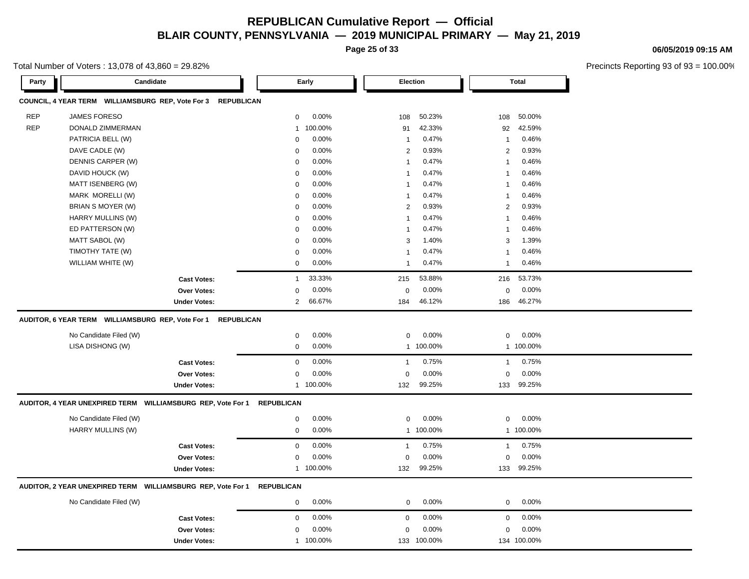# REPUBLICAN Cumulative Report — Official

## BLAIR COUNTY, PENNSYLVANIA — 2019 MUNICIPAL PRIMARY — May 21, 2019

06/05/2019 09:15 AM

Total Number of Voters : 13,078 of 43,860 = 29.82%

Precincts Reporting 93 of 93 = 100.00%

### COUNCIL, 4 YEAR TERM WILLIAMSBURG REP, Vote For 3 REPUBLICAN

| Party | Candidate | Early | | Election | | Total | |
|---|---|---|---|---|---|---|---|
| REP | JAMES FORESO | 0 | 0.00% | 108 | 50.23% | 108 | 50.00% |
| REP | DONALD ZIMMERMAN | 1 | 100.00% | 91 | 42.33% | 92 | 42.59% |
| | PATRICIA BELL (W) | 0 | 0.00% | 1 | 0.47% | 1 | 0.46% |
| | DAVE CADLE (W) | 0 | 0.00% | 2 | 0.93% | 2 | 0.93% |
| | DENNIS CARPER (W) | 0 | 0.00% | 1 | 0.47% | 1 | 0.46% |
| | DAVID HOUCK (W) | 0 | 0.00% | 1 | 0.47% | 1 | 0.46% |
| | MATT ISENBERG (W) | 0 | 0.00% | 1 | 0.47% | 1 | 0.46% |
| | MARK MORELLI (W) | 0 | 0.00% | 1 | 0.47% | 1 | 0.46% |
| | BRIAN S MOYER (W) | 0 | 0.00% | 2 | 0.93% | 2 | 0.93% |
| | HARRY MULLINS (W) | 0 | 0.00% | 1 | 0.47% | 1 | 0.46% |
| | ED PATTERSON (W) | 0 | 0.00% | 1 | 0.47% | 1 | 0.46% |
| | MATT SABOL (W) | 0 | 0.00% | 3 | 1.40% | 3 | 1.39% |
| | TIMOTHY TATE (W) | 0 | 0.00% | 1 | 0.47% | 1 | 0.46% |
| | WILLIAM WHITE (W) | 0 | 0.00% | 1 | 0.47% | 1 | 0.46% |
| | **Cast Votes:** | 1 | 33.33% | 215 | 53.88% | 216 | 53.73% |
| | **Over Votes:** | 0 | 0.00% | 0 | 0.00% | 0 | 0.00% |
| | **Under Votes:** | 2 | 66.67% | 184 | 46.12% | 186 | 46.27% |

### AUDITOR, 6 YEAR TERM WILLIAMSBURG REP, Vote For 1 REPUBLICAN

| Party | Candidate | Early | | Election | | Total | |
|---|---|---|---|---|---|---|---|
| | No Candidate Filed (W) | 0 | 0.00% | 0 | 0.00% | 0 | 0.00% |
| | LISA DISHONG (W) | 0 | 0.00% | 1 | 100.00% | 1 | 100.00% |
| | **Cast Votes:** | 0 | 0.00% | 1 | 0.75% | 1 | 0.75% |
| | **Over Votes:** | 0 | 0.00% | 0 | 0.00% | 0 | 0.00% |
| | **Under Votes:** | 1 | 100.00% | 132 | 99.25% | 133 | 99.25% |

### AUDITOR, 4 YEAR UNEXPIRED TERM WILLIAMSBURG REP, Vote For 1 REPUBLICAN

| Party | Candidate | Early | | Election | | Total | |
|---|---|---|---|---|---|---|---|
| | No Candidate Filed (W) | 0 | 0.00% | 0 | 0.00% | 0 | 0.00% |
| | HARRY MULLINS (W) | 0 | 0.00% | 1 | 100.00% | 1 | 100.00% |
| | **Cast Votes:** | 0 | 0.00% | 1 | 0.75% | 1 | 0.75% |
| | **Over Votes:** | 0 | 0.00% | 0 | 0.00% | 0 | 0.00% |
| | **Under Votes:** | 1 | 100.00% | 132 | 99.25% | 133 | 99.25% |

### AUDITOR, 2 YEAR UNEXPIRED TERM WILLIAMSBURG REP, Vote For 1 REPUBLICAN

| Party | Candidate | Early | | Election | | Total | |
|---|---|---|---|---|---|---|---|
| | No Candidate Filed (W) | 0 | 0.00% | 0 | 0.00% | 0 | 0.00% |
| | **Cast Votes:** | 0 | 0.00% | 0 | 0.00% | 0 | 0.00% |
| | **Over Votes:** | 0 | 0.00% | 0 | 0.00% | 0 | 0.00% |
| | **Under Votes:** | 1 | 100.00% | 133 | 100.00% | 134 | 100.00% |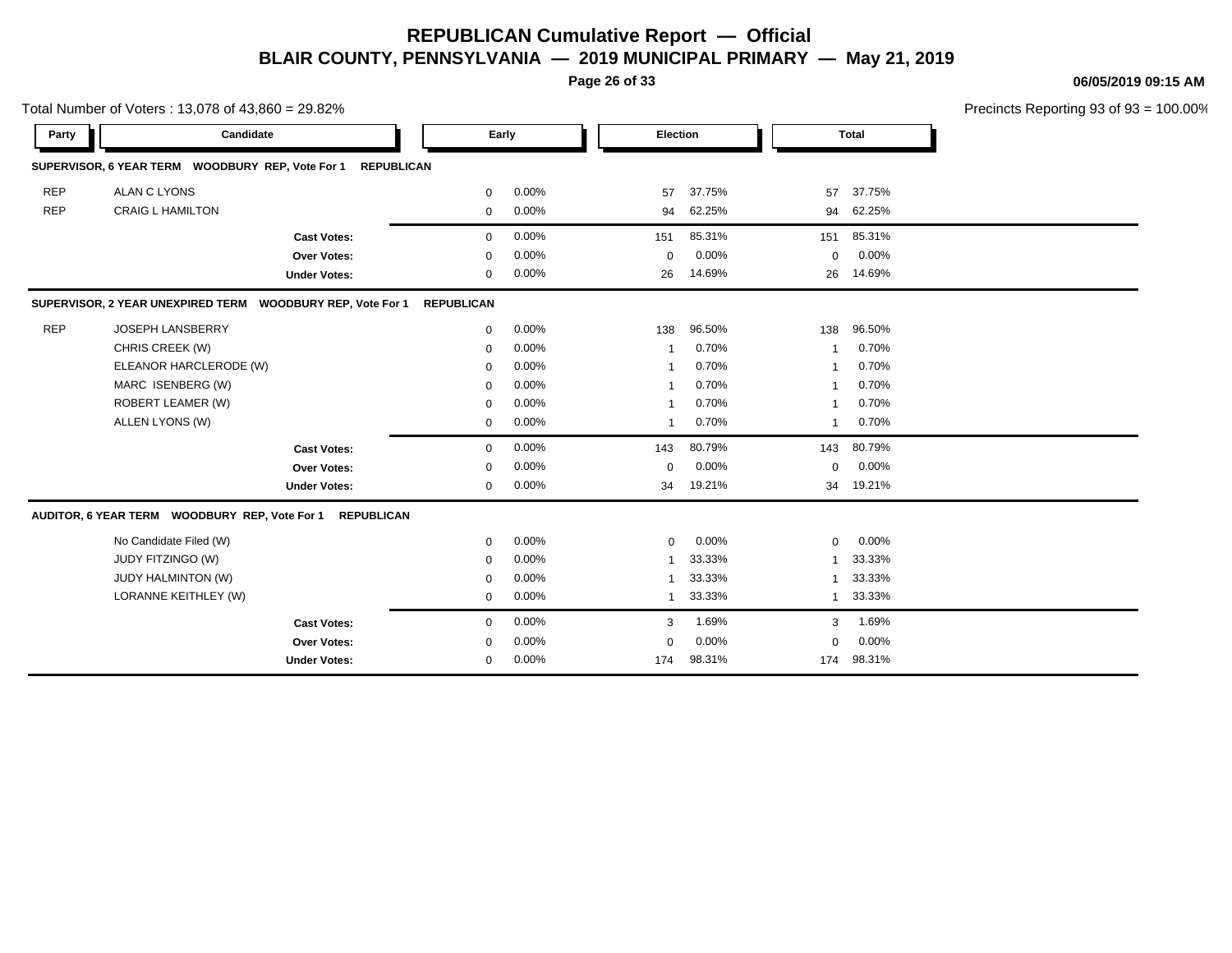# REPUBLICAN Cumulative Report — Official

## BLAIR COUNTY, PENNSYLVANIA — 2019 MUNICIPAL PRIMARY — May 21, 2019

06/05/2019 09:15 AM

Total Number of Voters : 13,078 of 43,860 = 29.82%

Precincts Reporting 93 of 93 = 100.00%

| Party | Candidate | Early | | Election | | Total | |
|---|---|---|---|---|---|---|---|
| **SUPERVISOR, 6 YEAR TERM WOODBURY REP, Vote For 1 REPUBLICAN** | | | | | | | |
| REP | ALAN C LYONS | 0 | 0.00% | 57 | 37.75% | 57 | 37.75% |
| REP | CRAIG L HAMILTON | 0 | 0.00% | 94 | 62.25% | 94 | 62.25% |
| | **Cast Votes:** | 0 | 0.00% | 151 | 85.31% | 151 | 85.31% |
| | **Over Votes:** | 0 | 0.00% | 0 | 0.00% | 0 | 0.00% |
| | **Under Votes:** | 0 | 0.00% | 26 | 14.69% | 26 | 14.69% |
| **SUPERVISOR, 2 YEAR UNEXPIRED TERM WOODBURY REP, Vote For 1 REPUBLICAN** | | | | | | | |
| REP | JOSEPH LANSBERRY | 0 | 0.00% | 138 | 96.50% | 138 | 96.50% |
| | CHRIS CREEK (W) | 0 | 0.00% | 1 | 0.70% | 1 | 0.70% |
| | ELEANOR HARCLERODE (W) | 0 | 0.00% | 1 | 0.70% | 1 | 0.70% |
| | MARC ISENBERG (W) | 0 | 0.00% | 1 | 0.70% | 1 | 0.70% |
| | ROBERT LEAMER (W) | 0 | 0.00% | 1 | 0.70% | 1 | 0.70% |
| | ALLEN LYONS (W) | 0 | 0.00% | 1 | 0.70% | 1 | 0.70% |
| | **Cast Votes:** | 0 | 0.00% | 143 | 80.79% | 143 | 80.79% |
| | **Over Votes:** | 0 | 0.00% | 0 | 0.00% | 0 | 0.00% |
| | **Under Votes:** | 0 | 0.00% | 34 | 19.21% | 34 | 19.21% |
| **AUDITOR, 6 YEAR TERM WOODBURY REP, Vote For 1 REPUBLICAN** | | | | | | | |
| | No Candidate Filed (W) | 0 | 0.00% | 0 | 0.00% | 0 | 0.00% |
| | JUDY FITZINGO (W) | 0 | 0.00% | 1 | 33.33% | 1 | 33.33% |
| | JUDY HALMINTON (W) | 0 | 0.00% | 1 | 33.33% | 1 | 33.33% |
| | LORANNE KEITHLEY (W) | 0 | 0.00% | 1 | 33.33% | 1 | 33.33% |
| | **Cast Votes:** | 0 | 0.00% | 3 | 1.69% | 3 | 1.69% |
| | **Over Votes:** | 0 | 0.00% | 0 | 0.00% | 0 | 0.00% |
| | **Under Votes:** | 0 | 0.00% | 174 | 98.31% | 174 | 98.31% |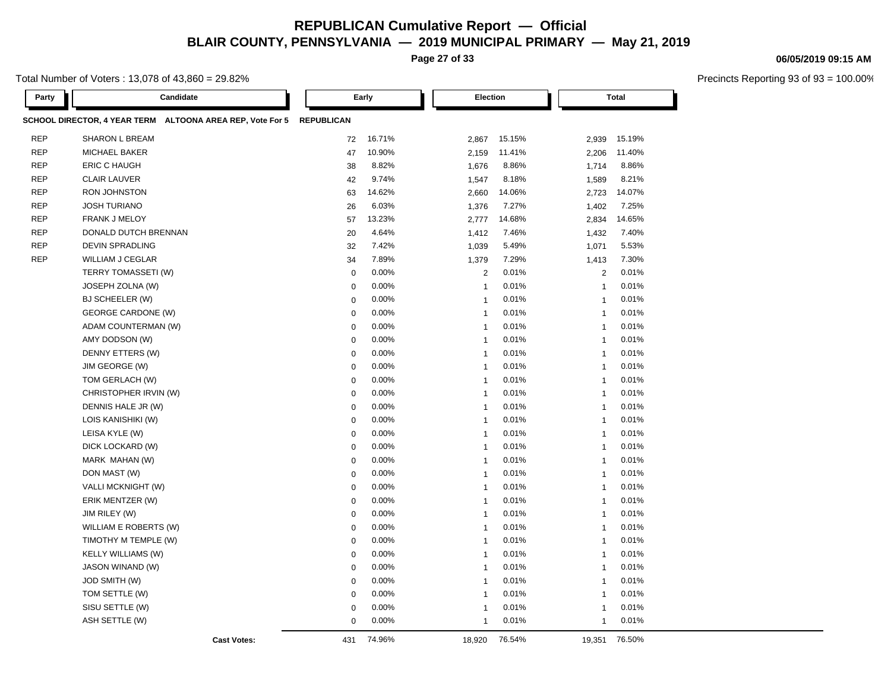# REPUBLICAN Cumulative Report — Official

## BLAIR COUNTY, PENNSYLVANIA — 2019 MUNICIPAL PRIMARY — May 21, 2019

06/05/2019 09:15 AM

Total Number of Voters : 13,078 of 43,860 = 29.82%

Precincts Reporting 93 of 93 = 100.00%

**SCHOOL DIRECTOR, 4 YEAR TERM ALTOONA AREA REP, Vote For 5 — REPUBLICAN**

| Party | Candidate | Early | | Election | | Total | |
|---|---|---|---|---|---|---|---|
| REP | SHARON L BREAM | 72 | 16.71% | 2,867 | 15.15% | 2,939 | 15.19% |
| REP | MICHAEL BAKER | 47 | 10.90% | 2,159 | 11.41% | 2,206 | 11.40% |
| REP | ERIC C HAUGH | 38 | 8.82% | 1,676 | 8.86% | 1,714 | 8.86% |
| REP | CLAIR LAUVER | 42 | 9.74% | 1,547 | 8.18% | 1,589 | 8.21% |
| REP | RON JOHNSTON | 63 | 14.62% | 2,660 | 14.06% | 2,723 | 14.07% |
| REP | JOSH TURIANO | 26 | 6.03% | 1,376 | 7.27% | 1,402 | 7.25% |
| REP | FRANK J MELOY | 57 | 13.23% | 2,777 | 14.68% | 2,834 | 14.65% |
| REP | DONALD DUTCH BRENNAN | 20 | 4.64% | 1,412 | 7.46% | 1,432 | 7.40% |
| REP | DEVIN SPRADLING | 32 | 7.42% | 1,039 | 5.49% | 1,071 | 5.53% |
| REP | WILLIAM J CEGLAR | 34 | 7.89% | 1,379 | 7.29% | 1,413 | 7.30% |
| | TERRY TOMASSETI (W) | 0 | 0.00% | 2 | 0.01% | 2 | 0.01% |
| | JOSEPH ZOLNA (W) | 0 | 0.00% | 1 | 0.01% | 1 | 0.01% |
| | BJ SCHEELER (W) | 0 | 0.00% | 1 | 0.01% | 1 | 0.01% |
| | GEORGE CARDONE (W) | 0 | 0.00% | 1 | 0.01% | 1 | 0.01% |
| | ADAM COUNTERMAN (W) | 0 | 0.00% | 1 | 0.01% | 1 | 0.01% |
| | AMY DODSON (W) | 0 | 0.00% | 1 | 0.01% | 1 | 0.01% |
| | DENNY ETTERS (W) | 0 | 0.00% | 1 | 0.01% | 1 | 0.01% |
| | JIM GEORGE (W) | 0 | 0.00% | 1 | 0.01% | 1 | 0.01% |
| | TOM GERLACH (W) | 0 | 0.00% | 1 | 0.01% | 1 | 0.01% |
| | CHRISTOPHER IRVIN (W) | 0 | 0.00% | 1 | 0.01% | 1 | 0.01% |
| | DENNIS HALE JR (W) | 0 | 0.00% | 1 | 0.01% | 1 | 0.01% |
| | LOIS KANISHIKI (W) | 0 | 0.00% | 1 | 0.01% | 1 | 0.01% |
| | LEISA KYLE (W) | 0 | 0.00% | 1 | 0.01% | 1 | 0.01% |
| | DICK LOCKARD (W) | 0 | 0.00% | 1 | 0.01% | 1 | 0.01% |
| | MARK MAHAN (W) | 0 | 0.00% | 1 | 0.01% | 1 | 0.01% |
| | DON MAST (W) | 0 | 0.00% | 1 | 0.01% | 1 | 0.01% |
| | VALLI MCKNIGHT (W) | 0 | 0.00% | 1 | 0.01% | 1 | 0.01% |
| | ERIK MENTZER (W) | 0 | 0.00% | 1 | 0.01% | 1 | 0.01% |
| | JIM RILEY (W) | 0 | 0.00% | 1 | 0.01% | 1 | 0.01% |
| | WILLIAM E ROBERTS (W) | 0 | 0.00% | 1 | 0.01% | 1 | 0.01% |
| | TIMOTHY M TEMPLE (W) | 0 | 0.00% | 1 | 0.01% | 1 | 0.01% |
| | KELLY WILLIAMS (W) | 0 | 0.00% | 1 | 0.01% | 1 | 0.01% |
| | JASON WINAND (W) | 0 | 0.00% | 1 | 0.01% | 1 | 0.01% |
| | JOD SMITH (W) | 0 | 0.00% | 1 | 0.01% | 1 | 0.01% |
| | TOM SETTLE (W) | 0 | 0.00% | 1 | 0.01% | 1 | 0.01% |
| | SISU SETTLE (W) | 0 | 0.00% | 1 | 0.01% | 1 | 0.01% |
| | ASH SETTLE (W) | 0 | 0.00% | 1 | 0.01% | 1 | 0.01% |
| | **Cast Votes:** | 431 | 74.96% | 18,920 | 76.54% | 19,351 | 76.50% |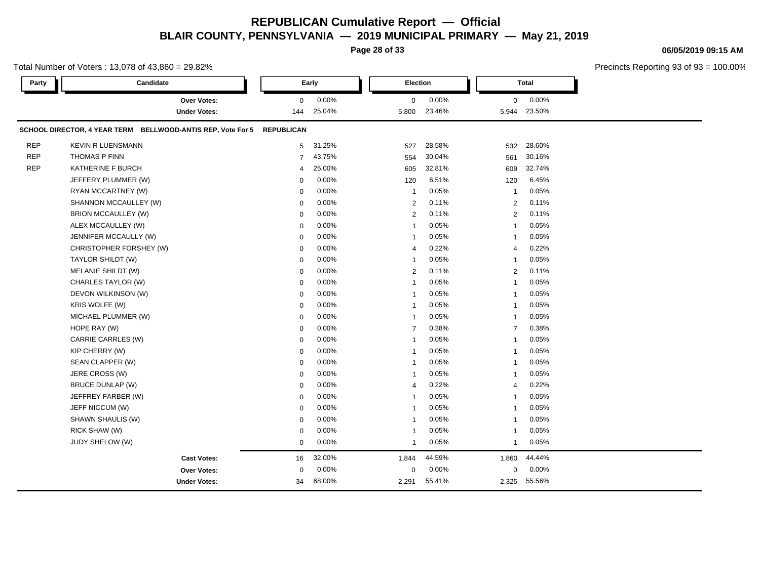# REPUBLICAN Cumulative Report — Official

## BLAIR COUNTY, PENNSYLVANIA — 2019 MUNICIPAL PRIMARY — May 21, 2019

06/05/2019 09:15 AM

Total Number of Voters : 13,078 of 43,860 = 29.82%

Precincts Reporting 93 of 93 = 100.00%

| Party | Candidate | Early | | Election | | Total | |
|---|---|---|---|---|---|---|---|
| | Over Votes: | 0 | 0.00% | 0 | 0.00% | 0 | 0.00% |
| | Under Votes: | 144 | 25.04% | 5,800 | 23.46% | 5,944 | 23.50% |

**SCHOOL DIRECTOR, 4 YEAR TERM BELLWOOD-ANTIS REP, Vote For 5** REPUBLICAN

| Party | Candidate | Early | | Election | | Total | |
|---|---|---|---|---|---|---|---|
| REP | KEVIN R LUENSMANN | 5 | 31.25% | 527 | 28.58% | 532 | 28.60% |
| REP | THOMAS P FINN | 7 | 43.75% | 554 | 30.04% | 561 | 30.16% |
| REP | KATHERINE F BURCH | 4 | 25.00% | 605 | 32.81% | 609 | 32.74% |
| | JEFFERY PLUMMER (W) | 0 | 0.00% | 120 | 6.51% | 120 | 6.45% |
| | RYAN MCCARTNEY (W) | 0 | 0.00% | 1 | 0.05% | 1 | 0.05% |
| | SHANNON MCCAULLEY (W) | 0 | 0.00% | 2 | 0.11% | 2 | 0.11% |
| | BRION MCCAULLEY (W) | 0 | 0.00% | 2 | 0.11% | 2 | 0.11% |
| | ALEX MCCAULLEY (W) | 0 | 0.00% | 1 | 0.05% | 1 | 0.05% |
| | JENNIFER MCCAULLY (W) | 0 | 0.00% | 1 | 0.05% | 1 | 0.05% |
| | CHRISTOPHER FORSHEY (W) | 0 | 0.00% | 4 | 0.22% | 4 | 0.22% |
| | TAYLOR SHILDT (W) | 0 | 0.00% | 1 | 0.05% | 1 | 0.05% |
| | MELANIE SHILDT (W) | 0 | 0.00% | 2 | 0.11% | 2 | 0.11% |
| | CHARLES TAYLOR (W) | 0 | 0.00% | 1 | 0.05% | 1 | 0.05% |
| | DEVON WILKINSON (W) | 0 | 0.00% | 1 | 0.05% | 1 | 0.05% |
| | KRIS WOLFE (W) | 0 | 0.00% | 1 | 0.05% | 1 | 0.05% |
| | MICHAEL PLUMMER (W) | 0 | 0.00% | 1 | 0.05% | 1 | 0.05% |
| | HOPE RAY (W) | 0 | 0.00% | 7 | 0.38% | 7 | 0.38% |
| | CARRIE CARRLES (W) | 0 | 0.00% | 1 | 0.05% | 1 | 0.05% |
| | KIP CHERRY (W) | 0 | 0.00% | 1 | 0.05% | 1 | 0.05% |
| | SEAN CLAPPER (W) | 0 | 0.00% | 1 | 0.05% | 1 | 0.05% |
| | JERE CROSS (W) | 0 | 0.00% | 1 | 0.05% | 1 | 0.05% |
| | BRUCE DUNLAP (W) | 0 | 0.00% | 4 | 0.22% | 4 | 0.22% |
| | JEFFREY FARBER (W) | 0 | 0.00% | 1 | 0.05% | 1 | 0.05% |
| | JEFF NICCUM (W) | 0 | 0.00% | 1 | 0.05% | 1 | 0.05% |
| | SHAWN SHAULIS (W) | 0 | 0.00% | 1 | 0.05% | 1 | 0.05% |
| | RICK SHAW (W) | 0 | 0.00% | 1 | 0.05% | 1 | 0.05% |
| | JUDY SHELOW (W) | 0 | 0.00% | 1 | 0.05% | 1 | 0.05% |
| | Cast Votes: | 16 | 32.00% | 1,844 | 44.59% | 1,860 | 44.44% |
| | Over Votes: | 0 | 0.00% | 0 | 0.00% | 0 | 0.00% |
| | Under Votes: | 34 | 68.00% | 2,291 | 55.41% | 2,325 | 55.56% |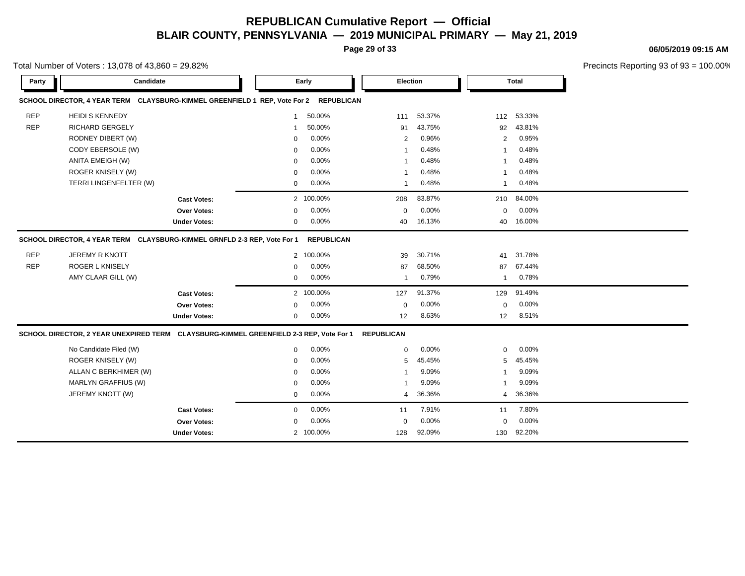# REPUBLICAN Cumulative Report — Official

## BLAIR COUNTY, PENNSYLVANIA — 2019 MUNICIPAL PRIMARY — May 21, 2019

06/05/2019 09:15 AM

Total Number of Voters : 13,078 of 43,860 = 29.82%

Precincts Reporting 93 of 93 = 100.00%

| Party | Candidate | Early | | Election | | Total | |
|---|---|---|---|---|---|---|---|
| **SCHOOL DIRECTOR, 4 YEAR TERM CLAYSBURG-KIMMEL GREENFIELD 1 REP, Vote For 2 REPUBLICAN** | | | | | | | |
| REP | HEIDI S KENNEDY | 1 | 50.00% | 111 | 53.37% | 112 | 53.33% |
| REP | RICHARD GERGELY | 1 | 50.00% | 91 | 43.75% | 92 | 43.81% |
| | RODNEY DIBERT (W) | 0 | 0.00% | 2 | 0.96% | 2 | 0.95% |
| | CODY EBERSOLE (W) | 0 | 0.00% | 1 | 0.48% | 1 | 0.48% |
| | ANITA EMEIGH (W) | 0 | 0.00% | 1 | 0.48% | 1 | 0.48% |
| | ROGER KNISELY (W) | 0 | 0.00% | 1 | 0.48% | 1 | 0.48% |
| | TERRI LINGENFELTER (W) | 0 | 0.00% | 1 | 0.48% | 1 | 0.48% |
| | **Cast Votes:** | 2 | 100.00% | 208 | 83.87% | 210 | 84.00% |
| | **Over Votes:** | 0 | 0.00% | 0 | 0.00% | 0 | 0.00% |
| | **Under Votes:** | 0 | 0.00% | 40 | 16.13% | 40 | 16.00% |
| **SCHOOL DIRECTOR, 4 YEAR TERM CLAYSBURG-KIMMEL GRNFLD 2-3 REP, Vote For 1 REPUBLICAN** | | | | | | | |
| REP | JEREMY R KNOTT | 2 | 100.00% | 39 | 30.71% | 41 | 31.78% |
| REP | ROGER L KNISELY | 0 | 0.00% | 87 | 68.50% | 87 | 67.44% |
| | AMY CLAAR GILL (W) | 0 | 0.00% | 1 | 0.79% | 1 | 0.78% |
| | **Cast Votes:** | 2 | 100.00% | 127 | 91.37% | 129 | 91.49% |
| | **Over Votes:** | 0 | 0.00% | 0 | 0.00% | 0 | 0.00% |
| | **Under Votes:** | 0 | 0.00% | 12 | 8.63% | 12 | 8.51% |
| **SCHOOL DIRECTOR, 2 YEAR UNEXPIRED TERM CLAYSBURG-KIMMEL GREENFIELD 2-3 REP, Vote For 1 REPUBLICAN** | | | | | | | |
| | No Candidate Filed (W) | 0 | 0.00% | 0 | 0.00% | 0 | 0.00% |
| | ROGER KNISELY (W) | 0 | 0.00% | 5 | 45.45% | 5 | 45.45% |
| | ALLAN C BERKHIMER (W) | 0 | 0.00% | 1 | 9.09% | 1 | 9.09% |
| | MARLYN GRAFFIUS (W) | 0 | 0.00% | 1 | 9.09% | 1 | 9.09% |
| | JEREMY KNOTT (W) | 0 | 0.00% | 4 | 36.36% | 4 | 36.36% |
| | **Cast Votes:** | 0 | 0.00% | 11 | 7.91% | 11 | 7.80% |
| | **Over Votes:** | 0 | 0.00% | 0 | 0.00% | 0 | 0.00% |
| | **Under Votes:** | 2 | 100.00% | 128 | 92.09% | 130 | 92.20% |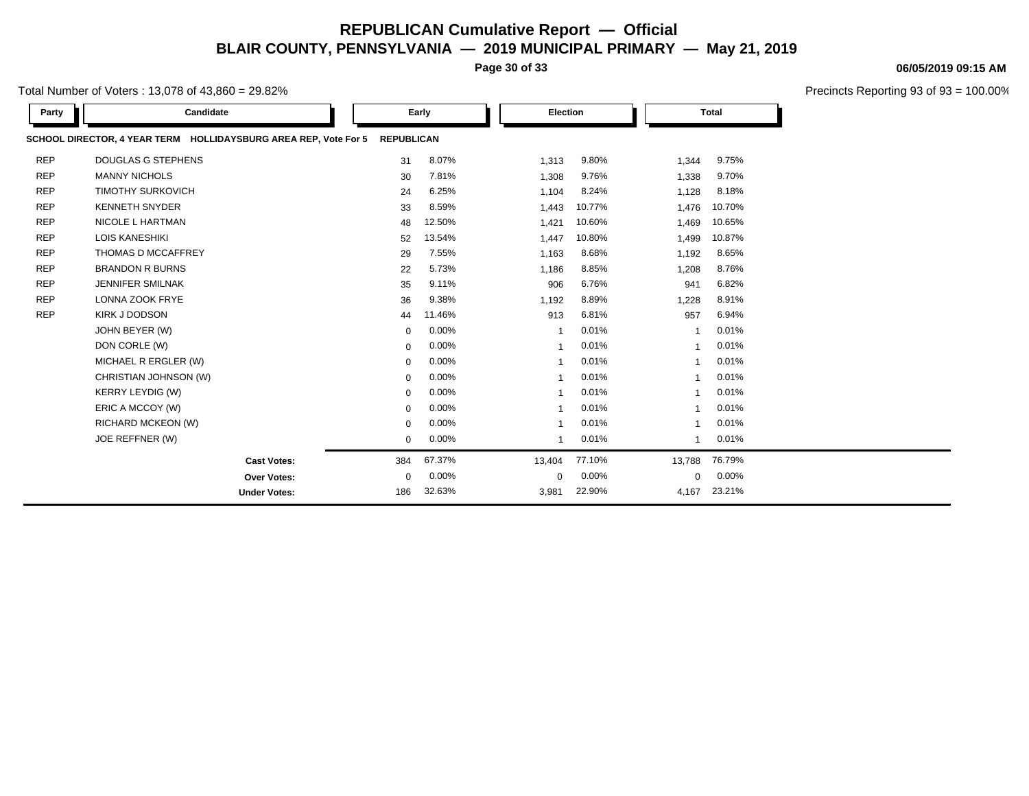# REPUBLICAN Cumulative Report — Official

## BLAIR COUNTY, PENNSYLVANIA — 2019 MUNICIPAL PRIMARY — May 21, 2019

06/05/2019 09:15 AM

Total Number of Voters : 13,078 of 43,860 = 29.82%

Precincts Reporting 93 of 93 = 100.00%

**SCHOOL DIRECTOR, 4 YEAR TERM HOLLIDAYSBURG AREA REP, Vote For 5 REPUBLICAN**

| Party | Candidate | Early | | Election | | Total | |
|---|---|---|---|---|---|---|---|
| REP | DOUGLAS G STEPHENS | 31 | 8.07% | 1,313 | 9.80% | 1,344 | 9.75% |
| REP | MANNY NICHOLS | 30 | 7.81% | 1,308 | 9.76% | 1,338 | 9.70% |
| REP | TIMOTHY SURKOVICH | 24 | 6.25% | 1,104 | 8.24% | 1,128 | 8.18% |
| REP | KENNETH SNYDER | 33 | 8.59% | 1,443 | 10.77% | 1,476 | 10.70% |
| REP | NICOLE L HARTMAN | 48 | 12.50% | 1,421 | 10.60% | 1,469 | 10.65% |
| REP | LOIS KANESHIKI | 52 | 13.54% | 1,447 | 10.80% | 1,499 | 10.87% |
| REP | THOMAS D MCCAFFREY | 29 | 7.55% | 1,163 | 8.68% | 1,192 | 8.65% |
| REP | BRANDON R BURNS | 22 | 5.73% | 1,186 | 8.85% | 1,208 | 8.76% |
| REP | JENNIFER SMILNAK | 35 | 9.11% | 906 | 6.76% | 941 | 6.82% |
| REP | LONNA ZOOK FRYE | 36 | 9.38% | 1,192 | 8.89% | 1,228 | 8.91% |
| REP | KIRK J DODSON | 44 | 11.46% | 913 | 6.81% | 957 | 6.94% |
| | JOHN BEYER (W) | 0 | 0.00% | 1 | 0.01% | 1 | 0.01% |
| | DON CORLE (W) | 0 | 0.00% | 1 | 0.01% | 1 | 0.01% |
| | MICHAEL R ERGLER (W) | 0 | 0.00% | 1 | 0.01% | 1 | 0.01% |
| | CHRISTIAN JOHNSON (W) | 0 | 0.00% | 1 | 0.01% | 1 | 0.01% |
| | KERRY LEYDIG (W) | 0 | 0.00% | 1 | 0.01% | 1 | 0.01% |
| | ERIC A MCCOY (W) | 0 | 0.00% | 1 | 0.01% | 1 | 0.01% |
| | RICHARD MCKEON (W) | 0 | 0.00% | 1 | 0.01% | 1 | 0.01% |
| | JOE REFFNER (W) | 0 | 0.00% | 1 | 0.01% | 1 | 0.01% |
| | **Cast Votes:** | 384 | 67.37% | 13,404 | 77.10% | 13,788 | 76.79% |
| | **Over Votes:** | 0 | 0.00% | 0 | 0.00% | 0 | 0.00% |
| | **Under Votes:** | 186 | 32.63% | 3,981 | 22.90% | 4,167 | 23.21% |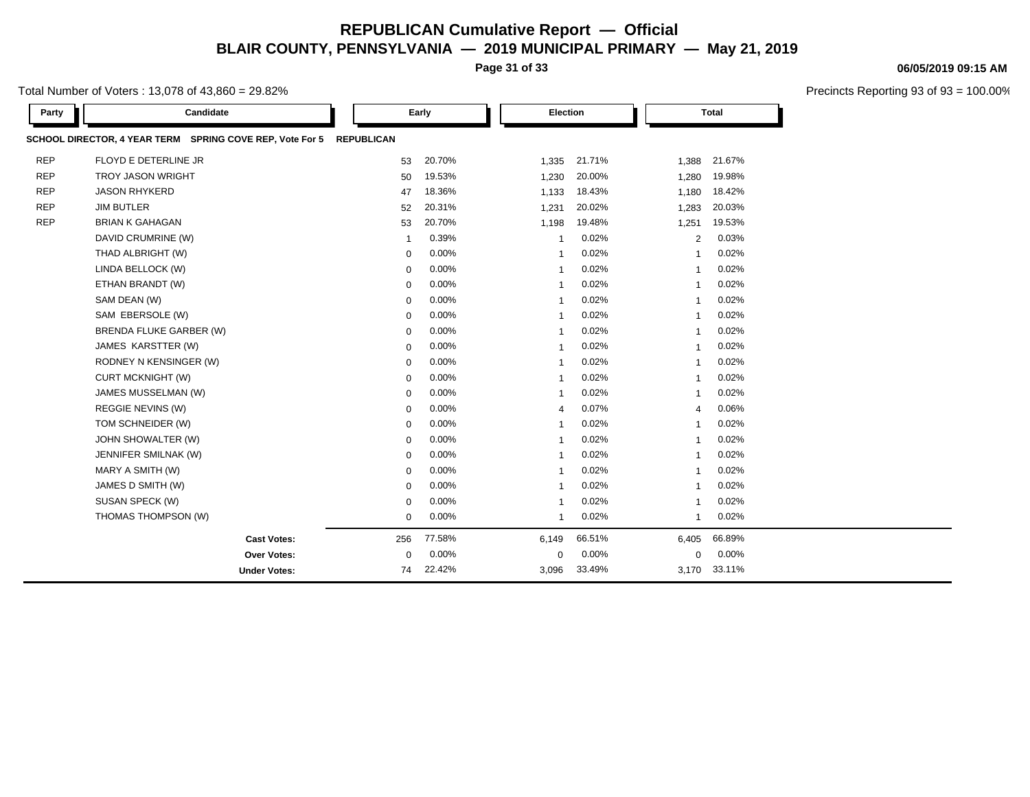# REPUBLICAN Cumulative Report — Official

## BLAIR COUNTY, PENNSYLVANIA — 2019 MUNICIPAL PRIMARY — May 21, 2019

06/05/2019 09:15 AM

Total Number of Voters : 13,078 of 43,860 = 29.82%

Precincts Reporting 93 of 93 = 100.00%

**SCHOOL DIRECTOR, 4 YEAR TERM SPRING COVE REP, Vote For 5** **REPUBLICAN**

| Party | Candidate | Early | | Election | | Total | |
|---|---|---|---|---|---|---|---|
| REP | FLOYD E DETERLINE JR | 53 | 20.70% | 1,335 | 21.71% | 1,388 | 21.67% |
| REP | TROY JASON WRIGHT | 50 | 19.53% | 1,230 | 20.00% | 1,280 | 19.98% |
| REP | JASON RHYKERD | 47 | 18.36% | 1,133 | 18.43% | 1,180 | 18.42% |
| REP | JIM BUTLER | 52 | 20.31% | 1,231 | 20.02% | 1,283 | 20.03% |
| REP | BRIAN K GAHAGAN | 53 | 20.70% | 1,198 | 19.48% | 1,251 | 19.53% |
| | DAVID CRUMRINE (W) | 1 | 0.39% | 1 | 0.02% | 2 | 0.03% |
| | THAD ALBRIGHT (W) | 0 | 0.00% | 1 | 0.02% | 1 | 0.02% |
| | LINDA BELLOCK (W) | 0 | 0.00% | 1 | 0.02% | 1 | 0.02% |
| | ETHAN BRANDT (W) | 0 | 0.00% | 1 | 0.02% | 1 | 0.02% |
| | SAM DEAN (W) | 0 | 0.00% | 1 | 0.02% | 1 | 0.02% |
| | SAM EBERSOLE (W) | 0 | 0.00% | 1 | 0.02% | 1 | 0.02% |
| | BRENDA FLUKE GARBER (W) | 0 | 0.00% | 1 | 0.02% | 1 | 0.02% |
| | JAMES KARSTTER (W) | 0 | 0.00% | 1 | 0.02% | 1 | 0.02% |
| | RODNEY N KENSINGER (W) | 0 | 0.00% | 1 | 0.02% | 1 | 0.02% |
| | CURT MCKNIGHT (W) | 0 | 0.00% | 1 | 0.02% | 1 | 0.02% |
| | JAMES MUSSELMAN (W) | 0 | 0.00% | 1 | 0.02% | 1 | 0.02% |
| | REGGIE NEVINS (W) | 0 | 0.00% | 4 | 0.07% | 4 | 0.06% |
| | TOM SCHNEIDER (W) | 0 | 0.00% | 1 | 0.02% | 1 | 0.02% |
| | JOHN SHOWALTER (W) | 0 | 0.00% | 1 | 0.02% | 1 | 0.02% |
| | JENNIFER SMILNAK (W) | 0 | 0.00% | 1 | 0.02% | 1 | 0.02% |
| | MARY A SMITH (W) | 0 | 0.00% | 1 | 0.02% | 1 | 0.02% |
| | JAMES D SMITH (W) | 0 | 0.00% | 1 | 0.02% | 1 | 0.02% |
| | SUSAN SPECK (W) | 0 | 0.00% | 1 | 0.02% | 1 | 0.02% |
| | THOMAS THOMPSON (W) | 0 | 0.00% | 1 | 0.02% | 1 | 0.02% |
| | **Cast Votes:** | 256 | 77.58% | 6,149 | 66.51% | 6,405 | 66.89% |
| | **Over Votes:** | 0 | 0.00% | 0 | 0.00% | 0 | 0.00% |
| | **Under Votes:** | 74 | 22.42% | 3,096 | 33.49% | 3,170 | 33.11% |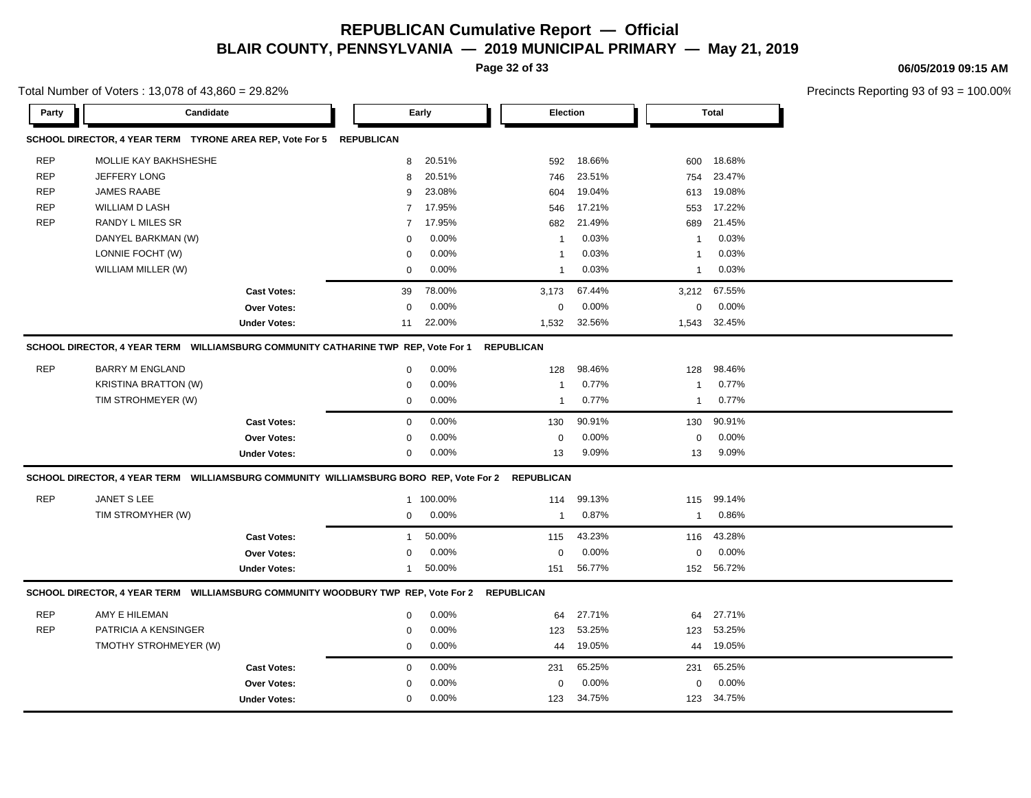# REPUBLICAN Cumulative Report — Official

## BLAIR COUNTY, PENNSYLVANIA — 2019 MUNICIPAL PRIMARY — May 21, 2019

06/05/2019 09:15 AM

Total Number of Voters : 13,078 of 43,860 = 29.82%

Precincts Reporting 93 of 93 = 100.00%

| Party | Candidate | Early | | Election | | Total | |
|---|---|---|---|---|---|---|---|
| **SCHOOL DIRECTOR, 4 YEAR TERM TYRONE AREA REP, Vote For 5 REPUBLICAN** | | | | | | | |
| REP | MOLLIE KAY BAKHSHESHE | 8 | 20.51% | 592 | 18.66% | 600 | 18.68% |
| REP | JEFFERY LONG | 8 | 20.51% | 746 | 23.51% | 754 | 23.47% |
| REP | JAMES RAABE | 9 | 23.08% | 604 | 19.04% | 613 | 19.08% |
| REP | WILLIAM D LASH | 7 | 17.95% | 546 | 17.21% | 553 | 17.22% |
| REP | RANDY L MILES SR | 7 | 17.95% | 682 | 21.49% | 689 | 21.45% |
| | DANYEL BARKMAN (W) | 0 | 0.00% | 1 | 0.03% | 1 | 0.03% |
| | LONNIE FOCHT (W) | 0 | 0.00% | 1 | 0.03% | 1 | 0.03% |
| | WILLIAM MILLER (W) | 0 | 0.00% | 1 | 0.03% | 1 | 0.03% |
| | **Cast Votes:** | 39 | 78.00% | 3,173 | 67.44% | 3,212 | 67.55% |
| | **Over Votes:** | 0 | 0.00% | 0 | 0.00% | 0 | 0.00% |
| | **Under Votes:** | 11 | 22.00% | 1,532 | 32.56% | 1,543 | 32.45% |
| **SCHOOL DIRECTOR, 4 YEAR TERM WILLIAMSBURG COMMUNITY CATHARINE TWP REP, Vote For 1 REPUBLICAN** | | | | | | | |
| REP | BARRY M ENGLAND | 0 | 0.00% | 128 | 98.46% | 128 | 98.46% |
| | KRISTINA BRATTON (W) | 0 | 0.00% | 1 | 0.77% | 1 | 0.77% |
| | TIM STROHMEYER (W) | 0 | 0.00% | 1 | 0.77% | 1 | 0.77% |
| | **Cast Votes:** | 0 | 0.00% | 130 | 90.91% | 130 | 90.91% |
| | **Over Votes:** | 0 | 0.00% | 0 | 0.00% | 0 | 0.00% |
| | **Under Votes:** | 0 | 0.00% | 13 | 9.09% | 13 | 9.09% |
| **SCHOOL DIRECTOR, 4 YEAR TERM WILLIAMSBURG COMMUNITY WILLIAMSBURG BORO REP, Vote For 2 REPUBLICAN** | | | | | | | |
| REP | JANET S LEE | 1 | 100.00% | 114 | 99.13% | 115 | 99.14% |
| | TIM STROMYHER (W) | 0 | 0.00% | 1 | 0.87% | 1 | 0.86% |
| | **Cast Votes:** | 1 | 50.00% | 115 | 43.23% | 116 | 43.28% |
| | **Over Votes:** | 0 | 0.00% | 0 | 0.00% | 0 | 0.00% |
| | **Under Votes:** | 1 | 50.00% | 151 | 56.77% | 152 | 56.72% |
| **SCHOOL DIRECTOR, 4 YEAR TERM WILLIAMSBURG COMMUNITY WOODBURY TWP REP, Vote For 2 REPUBLICAN** | | | | | | | |
| REP | AMY E HILEMAN | 0 | 0.00% | 64 | 27.71% | 64 | 27.71% |
| REP | PATRICIA A KENSINGER | 0 | 0.00% | 123 | 53.25% | 123 | 53.25% |
| | TMOTHY STROHMEYER (W) | 0 | 0.00% | 44 | 19.05% | 44 | 19.05% |
| | **Cast Votes:** | 0 | 0.00% | 231 | 65.25% | 231 | 65.25% |
| | **Over Votes:** | 0 | 0.00% | 0 | 0.00% | 0 | 0.00% |
| | **Under Votes:** | 0 | 0.00% | 123 | 34.75% | 123 | 34.75% |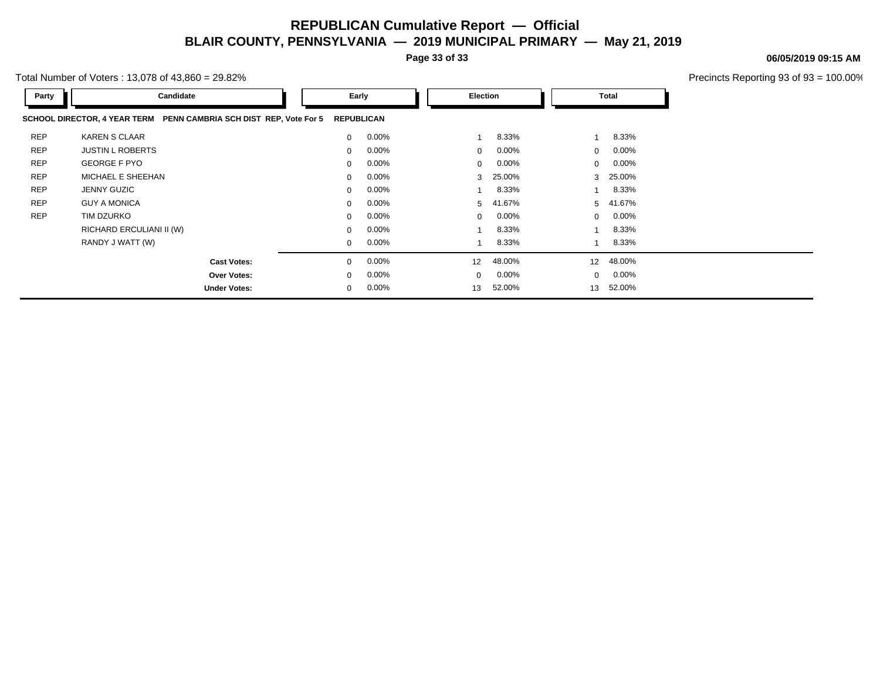# REPUBLICAN Cumulative Report — Official

## BLAIR COUNTY, PENNSYLVANIA — 2019 MUNICIPAL PRIMARY — May 21, 2019

06/05/2019 09:15 AM

Total Number of Voters : 13,078 of 43,860 = 29.82%

Precincts Reporting 93 of 93 = 100.00%

**SCHOOL DIRECTOR, 4 YEAR TERM PENN CAMBRIA SCH DIST REP, Vote For 5 REPUBLICAN**

| Party | Candidate | Early | | Election | | Total | |
|---|---|---|---|---|---|---|---|
| REP | KAREN S CLAAR | 0 | 0.00% | 1 | 8.33% | 1 | 8.33% |
| REP | JUSTIN L ROBERTS | 0 | 0.00% | 0 | 0.00% | 0 | 0.00% |
| REP | GEORGE F PYO | 0 | 0.00% | 0 | 0.00% | 0 | 0.00% |
| REP | MICHAEL E SHEEHAN | 0 | 0.00% | 3 | 25.00% | 3 | 25.00% |
| REP | JENNY GUZIC | 0 | 0.00% | 1 | 8.33% | 1 | 8.33% |
| REP | GUY A MONICA | 0 | 0.00% | 5 | 41.67% | 5 | 41.67% |
| REP | TIM DZURKO | 0 | 0.00% | 0 | 0.00% | 0 | 0.00% |
| | RICHARD ERCULIANI II (W) | 0 | 0.00% | 1 | 8.33% | 1 | 8.33% |
| | RANDY J WATT (W) | 0 | 0.00% | 1 | 8.33% | 1 | 8.33% |
| | **Cast Votes:** | 0 | 0.00% | 12 | 48.00% | 12 | 48.00% |
| | **Over Votes:** | 0 | 0.00% | 0 | 0.00% | 0 | 0.00% |
| | **Under Votes:** | 0 | 0.00% | 13 | 52.00% | 13 | 52.00% |